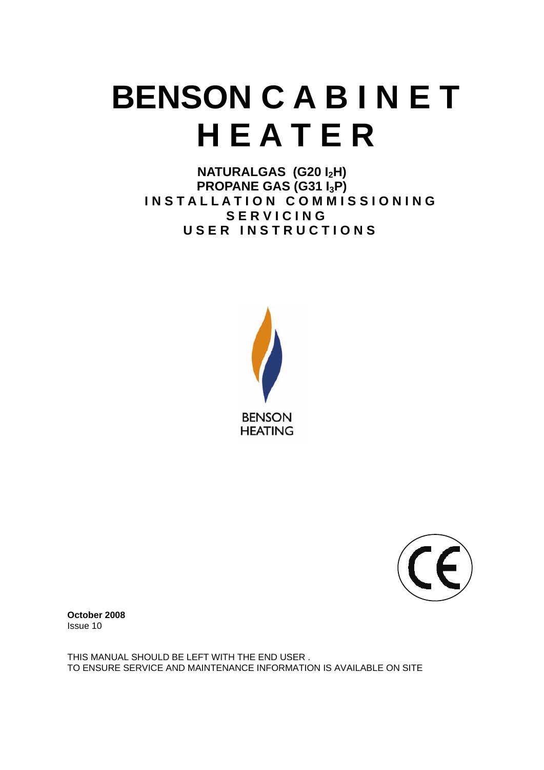# BENSON CABINET HEATER

**NATURALGAS (G20 $I_2H$)**
**PROPANE GAS (G31 $I_3P$)**
**INSTALLATION COMMISSIONING**
**SERVICING**
**USER INSTRUCTIONS**

BENSON
HEATING

**October 2008**
Issue 10

THIS MANUAL SHOULD BE LEFT WITH THE END USER .
TO ENSURE SERVICE AND MAINTENANCE INFORMATION IS AVAILABLE ON SITE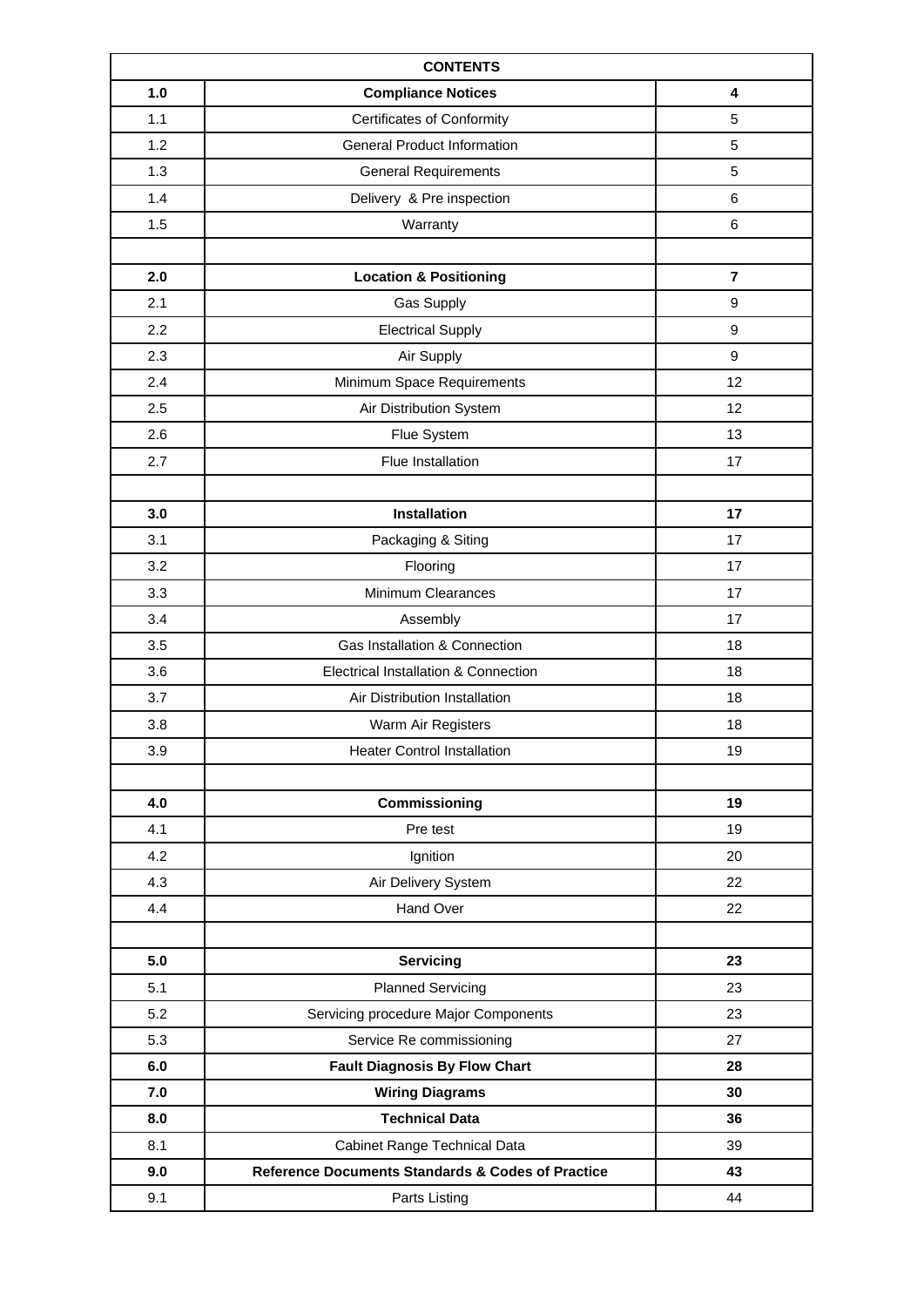| CONTENTS | | |
|---|---|---|
| **1.0** | **Compliance Notices** | **4** |
| 1.1 | Certificates of Conformity | 5 |
| 1.2 | General Product Information | 5 |
| 1.3 | General Requirements | 5 |
| 1.4 | Delivery & Pre inspection | 6 |
| 1.5 | Warranty | 6 |
| | | |
| **2.0** | **Location & Positioning** | **7** |
| 2.1 | Gas Supply | 9 |
| 2.2 | Electrical Supply | 9 |
| 2.3 | Air Supply | 9 |
| 2.4 | Minimum Space Requirements | 12 |
| 2.5 | Air Distribution System | 12 |
| 2.6 | Flue System | 13 |
| 2.7 | Flue Installation | 17 |
| | | |
| **3.0** | **Installation** | **17** |
| 3.1 | Packaging & Siting | 17 |
| 3.2 | Flooring | 17 |
| 3.3 | Minimum Clearances | 17 |
| 3.4 | Assembly | 17 |
| 3.5 | Gas Installation & Connection | 18 |
| 3.6 | Electrical Installation & Connection | 18 |
| 3.7 | Air Distribution Installation | 18 |
| 3.8 | Warm Air Registers | 18 |
| 3.9 | Heater Control Installation | 19 |
| | | |
| **4.0** | **Commissioning** | **19** |
| 4.1 | Pre test | 19 |
| 4.2 | Ignition | 20 |
| 4.3 | Air Delivery System | 22 |
| 4.4 | Hand Over | 22 |
| | | |
| **5.0** | **Servicing** | **23** |
| 5.1 | Planned Servicing | 23 |
| 5.2 | Servicing procedure Major Components | 23 |
| 5.3 | Service Re commissioning | 27 |
| **6.0** | **Fault Diagnosis By Flow Chart** | **28** |
| **7.0** | **Wiring Diagrams** | **30** |
| **8.0** | **Technical Data** | **36** |
| 8.1 | Cabinet Range Technical Data | 39 |
| **9.0** | **Reference Documents Standards & Codes of Practice** | **43** |
| 9.1 | Parts Listing | 44 |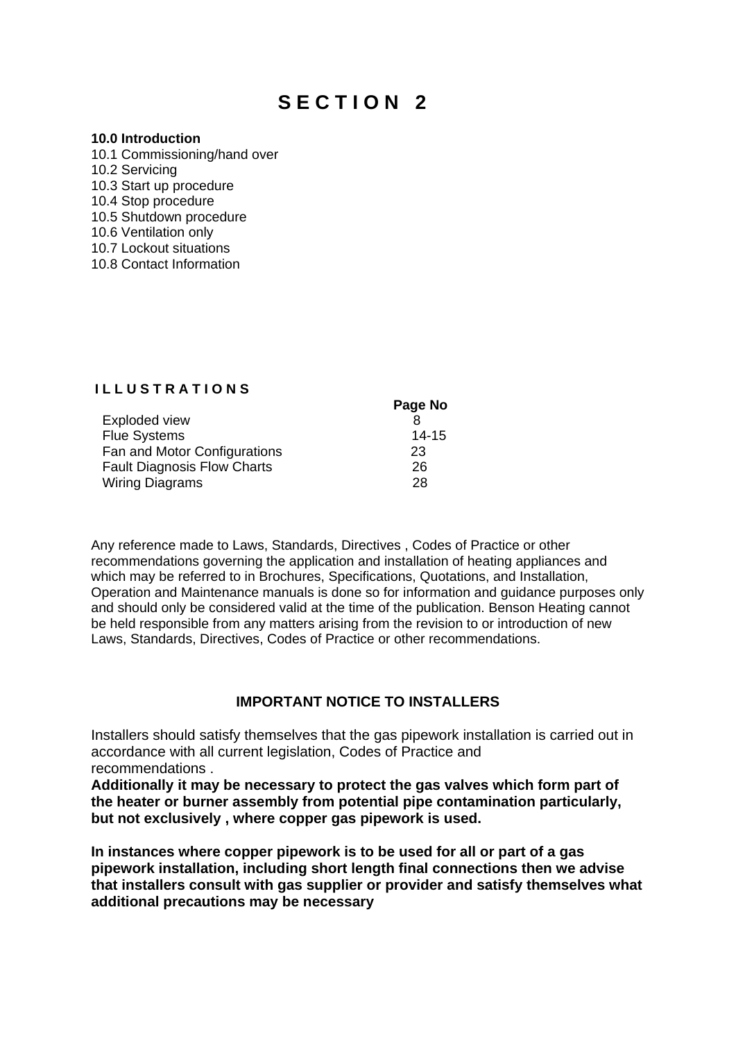# S E C T I O N 2

**10.0 Introduction**
10.1 Commissioning/hand over
10.2 Servicing
10.3 Start up procedure
10.4 Stop procedure
10.5 Shutdown procedure
10.6 Ventilation only
10.7 Lockout situations
10.8 Contact Information

## I L L U S T R A T I O N S

| | Page No |
|---|---|
| Exploded view | 8 |
| Flue Systems | 14-15 |
| Fan and Motor Configurations | 23 |
| Fault Diagnosis Flow Charts | 26 |
| Wiring Diagrams | 28 |

Any reference made to Laws, Standards, Directives , Codes of Practice or other recommendations governing the application and installation of heating appliances and which may be referred to in Brochures, Specifications, Quotations, and Installation, Operation and Maintenance manuals is done so for information and guidance purposes only and should only be considered valid at the time of the publication. Benson Heating cannot be held responsible from any matters arising from the revision to or introduction of new Laws, Standards, Directives, Codes of Practice or other recommendations.

**IMPORTANT NOTICE TO INSTALLERS**

Installers should satisfy themselves that the gas pipework installation is carried out in accordance with all current legislation, Codes of Practice and recommendations .
**Additionally it may be necessary to protect the gas valves which form part of the heater or burner assembly from potential pipe contamination particularly, but not exclusively , where copper gas pipework is used.**

**In instances where copper pipework is to be used for all or part of a gas pipework installation, including short length final connections then we advise that installers consult with gas supplier or provider and satisfy themselves what additional precautions may be necessary**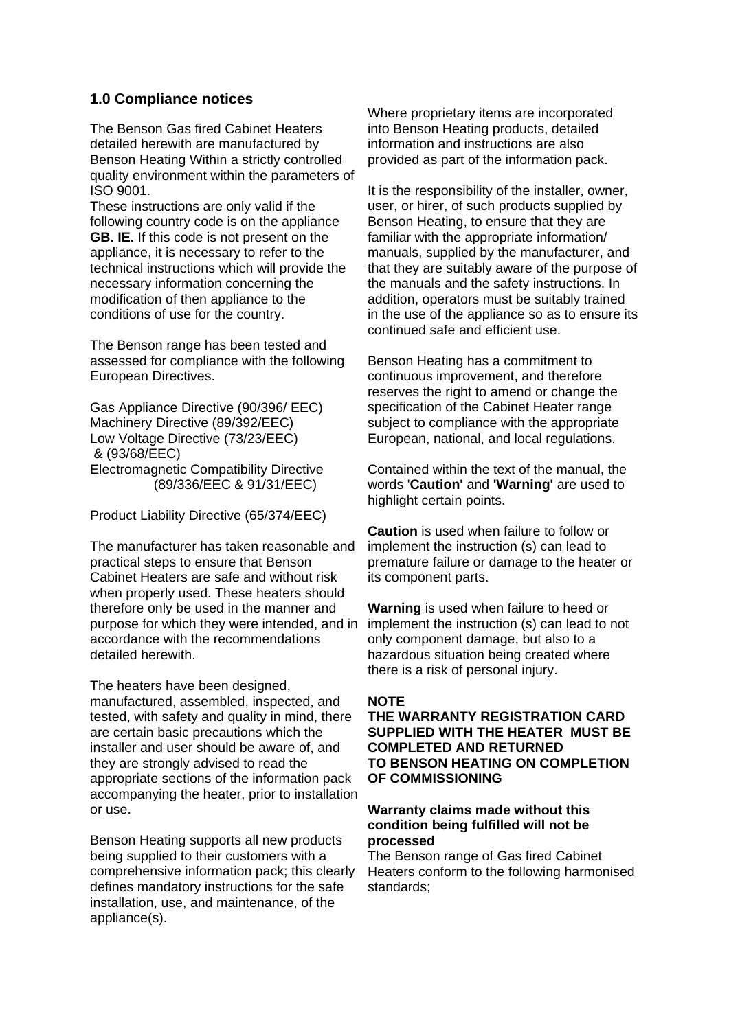## 1.0 Compliance notices

The Benson Gas fired Cabinet Heaters detailed herewith are manufactured by Benson Heating Within a strictly controlled quality environment within the parameters of ISO 9001.

These instructions are only valid if the following country code is on the appliance **GB. IE.** If this code is not present on the appliance, it is necessary to refer to the technical instructions which will provide the necessary information concerning the modification of then appliance to the conditions of use for the country.

The Benson range has been tested and assessed for compliance with the following European Directives.

Gas Appliance Directive (90/396/ EEC)
Machinery Directive (89/392/EEC)
Low Voltage Directive (73/23/EEC)
& (93/68/EEC)
Electromagnetic Compatibility Directive
(89/336/EEC & 91/31/EEC)

Product Liability Directive (65/374/EEC)

The manufacturer has taken reasonable and practical steps to ensure that Benson Cabinet Heaters are safe and without risk when properly used. These heaters should therefore only be used in the manner and purpose for which they were intended, and in accordance with the recommendations detailed herewith.

The heaters have been designed, manufactured, assembled, inspected, and tested, with safety and quality in mind, there are certain basic precautions which the installer and user should be aware of, and they are strongly advised to read the appropriate sections of the information pack accompanying the heater, prior to installation or use.

Benson Heating supports all new products being supplied to their customers with a comprehensive information pack; this clearly defines mandatory instructions for the safe installation, use, and maintenance, of the appliance(s).

Where proprietary items are incorporated into Benson Heating products, detailed information and instructions are also provided as part of the information pack.

It is the responsibility of the installer, owner, user, or hirer, of such products supplied by Benson Heating, to ensure that they are familiar with the appropriate information/ manuals, supplied by the manufacturer, and that they are suitably aware of the purpose of the manuals and the safety instructions. In addition, operators must be suitably trained in the use of the appliance so as to ensure its continued safe and efficient use.

Benson Heating has a commitment to continuous improvement, and therefore reserves the right to amend or change the specification of the Cabinet Heater range subject to compliance with the appropriate European, national, and local regulations.

Contained within the text of the manual, the words '**Caution'** and **'Warning'** are used to highlight certain points.

**Caution** is used when failure to follow or implement the instruction (s) can lead to premature failure or damage to the heater or its component parts.

**Warning** is used when failure to heed or implement the instruction (s) can lead to not only component damage, but also to a hazardous situation being created where there is a risk of personal injury.

**NOTE**
**THE WARRANTY REGISTRATION CARD SUPPLIED WITH THE HEATER MUST BE COMPLETED AND RETURNED TO BENSON HEATING ON COMPLETION OF COMMISSIONING**

**Warranty claims made without this condition being fulfilled will not be processed**

The Benson range of Gas fired Cabinet Heaters conform to the following harmonised standards;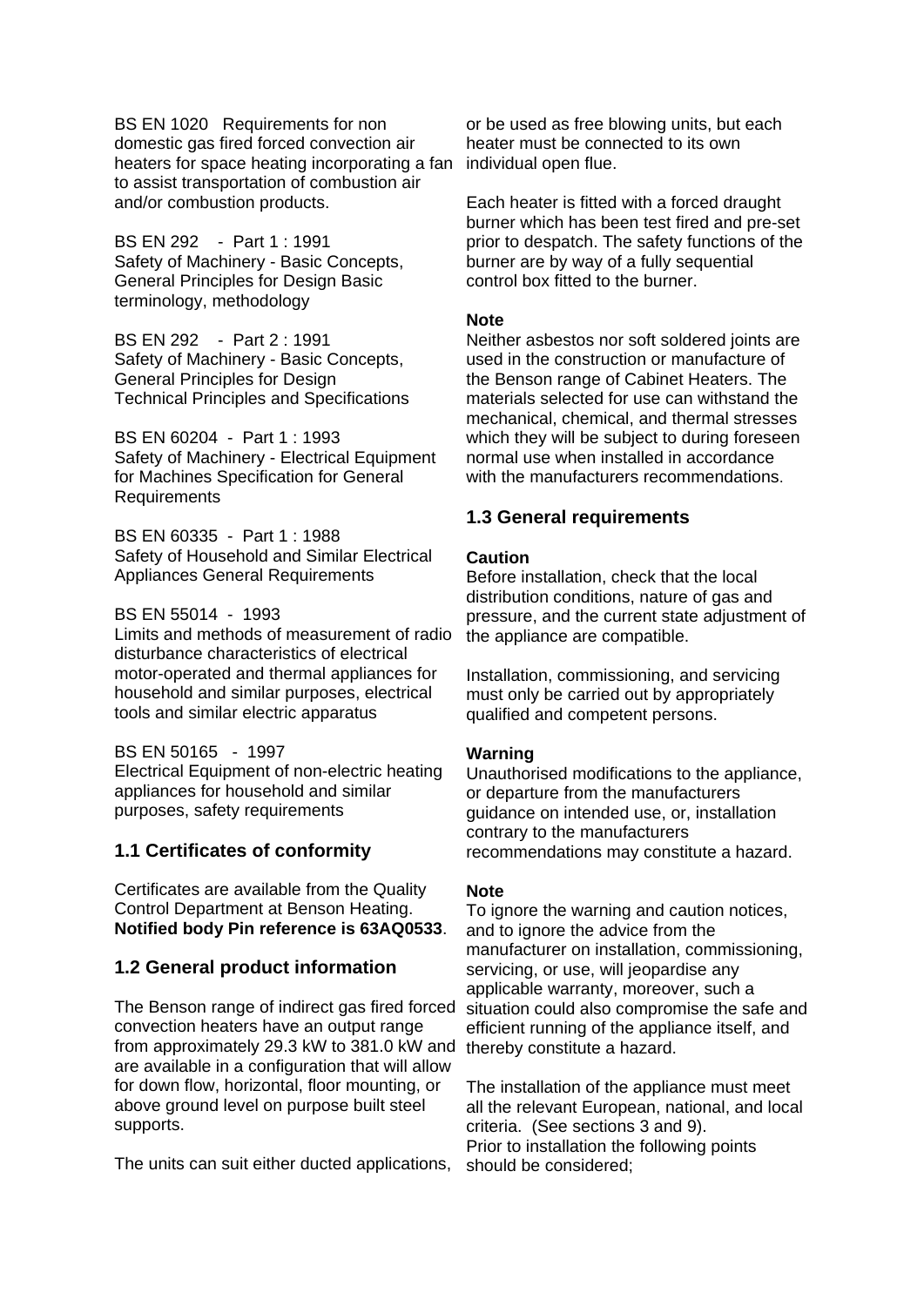BS EN 1020 Requirements for non domestic gas fired forced convection air heaters for space heating incorporating a fan to assist transportation of combustion air and/or combustion products.

BS EN 292 - Part 1 : 1991
Safety of Machinery - Basic Concepts, General Principles for Design Basic terminology, methodology

BS EN 292 - Part 2 : 1991
Safety of Machinery - Basic Concepts, General Principles for Design
Technical Principles and Specifications

BS EN 60204 - Part 1 : 1993
Safety of Machinery - Electrical Equipment for Machines Specification for General Requirements

BS EN 60335 - Part 1 : 1988
Safety of Household and Similar Electrical Appliances General Requirements

BS EN 55014 - 1993
Limits and methods of measurement of radio disturbance characteristics of electrical motor-operated and thermal appliances for household and similar purposes, electrical tools and similar electric apparatus

BS EN 50165 - 1997
Electrical Equipment of non-electric heating appliances for household and similar purposes, safety requirements

## 1.1 Certificates of conformity

Certificates are available from the Quality Control Department at Benson Heating.
**Notified body Pin reference is 63AQ0533**.

## 1.2 General product information

The Benson range of indirect gas fired forced convection heaters have an output range from approximately 29.3 kW to 381.0 kW and are available in a configuration that will allow for down flow, horizontal, floor mounting, or above ground level on purpose built steel supports.

The units can suit either ducted applications, or be used as free blowing units, but each heater must be connected to its own individual open flue.

Each heater is fitted with a forced draught burner which has been test fired and pre-set prior to despatch. The safety functions of the burner are by way of a fully sequential control box fitted to the burner.

**Note**
Neither asbestos nor soft soldered joints are used in the construction or manufacture of the Benson range of Cabinet Heaters. The materials selected for use can withstand the mechanical, chemical, and thermal stresses which they will be subject to during foreseen normal use when installed in accordance with the manufacturers recommendations.

## 1.3 General requirements

**Caution**
Before installation, check that the local distribution conditions, nature of gas and pressure, and the current state adjustment of the appliance are compatible.

Installation, commissioning, and servicing must only be carried out by appropriately qualified and competent persons.

**Warning**
Unauthorised modifications to the appliance, or departure from the manufacturers guidance on intended use, or, installation contrary to the manufacturers recommendations may constitute a hazard.

**Note**
To ignore the warning and caution notices, and to ignore the advice from the manufacturer on installation, commissioning, servicing, or use, will jeopardise any applicable warranty, moreover, such a situation could also compromise the safe and efficient running of the appliance itself, and thereby constitute a hazard.

The installation of the appliance must meet all the relevant European, national, and local criteria. (See sections 3 and 9).
Prior to installation the following points should be considered;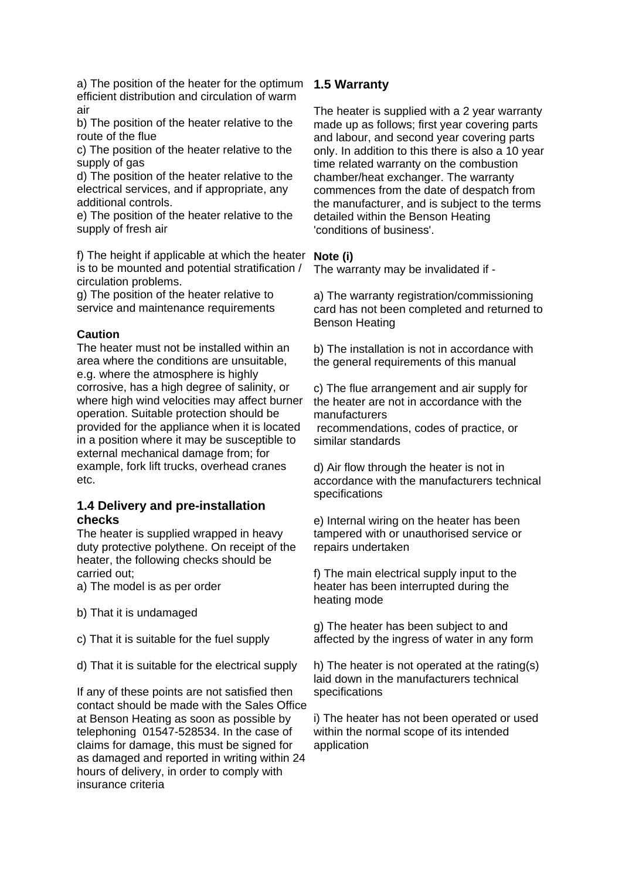a) The position of the heater for the optimum efficient distribution and circulation of warm air

b) The position of the heater relative to the route of the flue

c) The position of the heater relative to the supply of gas

d) The position of the heater relative to the electrical services, and if appropriate, any additional controls.

e) The position of the heater relative to the supply of fresh air

f) The height if applicable at which the heater is to be mounted and potential stratification / circulation problems.

g) The position of the heater relative to service and maintenance requirements

**Caution**

The heater must not be installed within an area where the conditions are unsuitable, e.g. where the atmosphere is highly corrosive, has a high degree of salinity, or where high wind velocities may affect burner operation. Suitable protection should be provided for the appliance when it is located in a position where it may be susceptible to external mechanical damage from; for example, fork lift trucks, overhead cranes etc.

### 1.4 Delivery and pre-installation checks

The heater is supplied wrapped in heavy duty protective polythene. On receipt of the heater, the following checks should be carried out;

a) The model is as per order

b) That it is undamaged

c) That it is suitable for the fuel supply

d) That it is suitable for the electrical supply

If any of these points are not satisfied then contact should be made with the Sales Office at Benson Heating as soon as possible by telephoning 01547-528534. In the case of claims for damage, this must be signed for as damaged and reported in writing within 24 hours of delivery, in order to comply with insurance criteria

### 1.5 Warranty

The heater is supplied with a 2 year warranty made up as follows; first year covering parts and labour, and second year covering parts only. In addition to this there is also a 10 year time related warranty on the combustion chamber/heat exchanger. The warranty commences from the date of despatch from the manufacturer, and is subject to the terms detailed within the Benson Heating 'conditions of business'.

**Note (i)**

The warranty may be invalidated if -

a) The warranty registration/commissioning card has not been completed and returned to Benson Heating

b) The installation is not in accordance with the general requirements of this manual

c) The flue arrangement and air supply for the heater are not in accordance with the manufacturers recommendations, codes of practice, or similar standards

d) Air flow through the heater is not in accordance with the manufacturers technical specifications

e) Internal wiring on the heater has been tampered with or unauthorised service or repairs undertaken

f) The main electrical supply input to the heater has been interrupted during the heating mode

g) The heater has been subject to and affected by the ingress of water in any form

h) The heater is not operated at the rating(s) laid down in the manufacturers technical specifications

i) The heater has not been operated or used within the normal scope of its intended application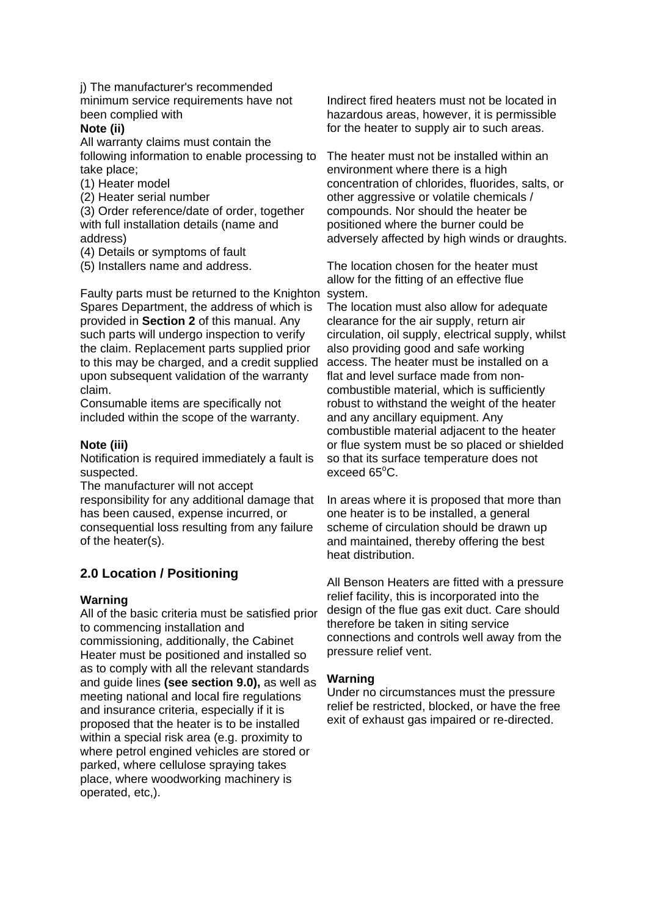j) The manufacturer's recommended minimum service requirements have not been complied with

**Note (ii)**

All warranty claims must contain the following information to enable processing to take place;

(1) Heater model
(2) Heater serial number
(3) Order reference/date of order, together with full installation details (name and address)
(4) Details or symptoms of fault
(5) Installers name and address.

Faulty parts must be returned to the Knighton Spares Department, the address of which is provided in **Section 2** of this manual. Any such parts will undergo inspection to verify the claim. Replacement parts supplied prior to this may be charged, and a credit supplied upon subsequent validation of the warranty claim.

Consumable items are specifically not included within the scope of the warranty.

**Note (iii)**

Notification is required immediately a fault is suspected.

The manufacturer will not accept responsibility for any additional damage that has been caused, expense incurred, or consequential loss resulting from any failure of the heater(s).

## 2.0 Location / Positioning

**Warning**

All of the basic criteria must be satisfied prior to commencing installation and commissioning, additionally, the Cabinet Heater must be positioned and installed so as to comply with all the relevant standards and guide lines **(see section 9.0),** as well as meeting national and local fire regulations and insurance criteria, especially if it is proposed that the heater is to be installed within a special risk area (e.g. proximity to where petrol engined vehicles are stored or parked, where cellulose spraying takes place, where woodworking machinery is operated, etc,).

Indirect fired heaters must not be located in hazardous areas, however, it is permissible for the heater to supply air to such areas.

The heater must not be installed within an environment where there is a high concentration of chlorides, fluorides, salts, or other aggressive or volatile chemicals / compounds. Nor should the heater be positioned where the burner could be adversely affected by high winds or draughts.

The location chosen for the heater must allow for the fitting of an effective flue system.

The location must also allow for adequate clearance for the air supply, return air circulation, oil supply, electrical supply, whilst also providing good and safe working access. The heater must be installed on a flat and level surface made from non-combustible material, which is sufficiently robust to withstand the weight of the heater and any ancillary equipment. Any combustible material adjacent to the heater or flue system must be so placed or shielded so that its surface temperature does not exceed 65°C.

In areas where it is proposed that more than one heater is to be installed, a general scheme of circulation should be drawn up and maintained, thereby offering the best heat distribution.

All Benson Heaters are fitted with a pressure relief facility, this is incorporated into the design of the flue gas exit duct. Care should therefore be taken in siting service connections and controls well away from the pressure relief vent.

**Warning**

Under no circumstances must the pressure relief be restricted, blocked, or have the free exit of exhaust gas impaired or re-directed.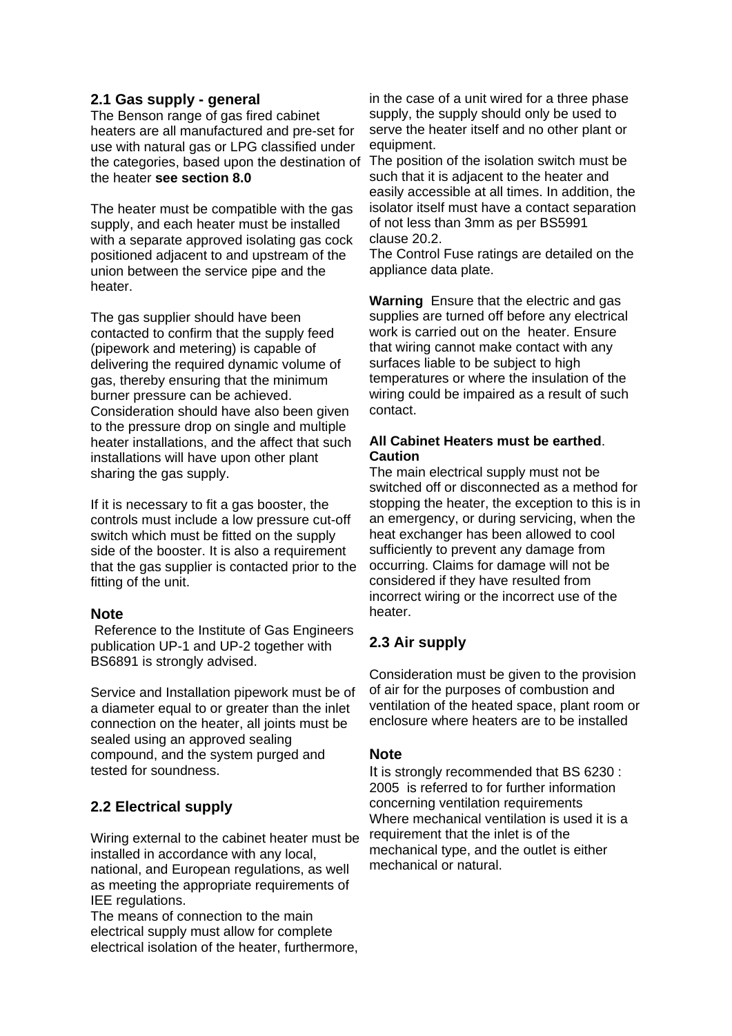## 2.1 Gas supply - general

The Benson range of gas fired cabinet heaters are all manufactured and pre-set for use with natural gas or LPG classified under the categories, based upon the destination of the heater **see section 8.0**

The heater must be compatible with the gas supply, and each heater must be installed with a separate approved isolating gas cock positioned adjacent to and upstream of the union between the service pipe and the heater.

The gas supplier should have been contacted to confirm that the supply feed (pipework and metering) is capable of delivering the required dynamic volume of gas, thereby ensuring that the minimum burner pressure can be achieved. Consideration should have also been given to the pressure drop on single and multiple heater installations, and the affect that such installations will have upon other plant sharing the gas supply.

If it is necessary to fit a gas booster, the controls must include a low pressure cut-off switch which must be fitted on the supply side of the booster. It is also a requirement that the gas supplier is contacted prior to the fitting of the unit.

### Note

Reference to the Institute of Gas Engineers publication UP-1 and UP-2 together with BS6891 is strongly advised.

Service and Installation pipework must be of a diameter equal to or greater than the inlet connection on the heater, all joints must be sealed using an approved sealing compound, and the system purged and tested for soundness.

## 2.2 Electrical supply

Wiring external to the cabinet heater must be installed in accordance with any local, national, and European regulations, as well as meeting the appropriate requirements of IEE regulations.
The means of connection to the main electrical supply must allow for complete electrical isolation of the heater, furthermore, in the case of a unit wired for a three phase supply, the supply should only be used to serve the heater itself and no other plant or equipment.
The position of the isolation switch must be such that it is adjacent to the heater and easily accessible at all times. In addition, the isolator itself must have a contact separation of not less than 3mm as per BS5991 clause 20.2.
The Control Fuse ratings are detailed on the appliance data plate.

**Warning** Ensure that the electric and gas supplies are turned off before any electrical work is carried out on the heater. Ensure that wiring cannot make contact with any surfaces liable to be subject to high temperatures or where the insulation of the wiring could be impaired as a result of such contact.

**All Cabinet Heaters must be earthed**.
**Caution**
The main electrical supply must not be switched off or disconnected as a method for stopping the heater, the exception to this is in an emergency, or during servicing, when the heat exchanger has been allowed to cool sufficiently to prevent any damage from occurring. Claims for damage will not be considered if they have resulted from incorrect wiring or the incorrect use of the heater.

## 2.3 Air supply

Consideration must be given to the provision of air for the purposes of combustion and ventilation of the heated space, plant room or enclosure where heaters are to be installed

### Note

It is strongly recommended that BS 6230 : 2005 is referred to for further information concerning ventilation requirements
Where mechanical ventilation is used it is a requirement that the inlet is of the mechanical type, and the outlet is either mechanical or natural.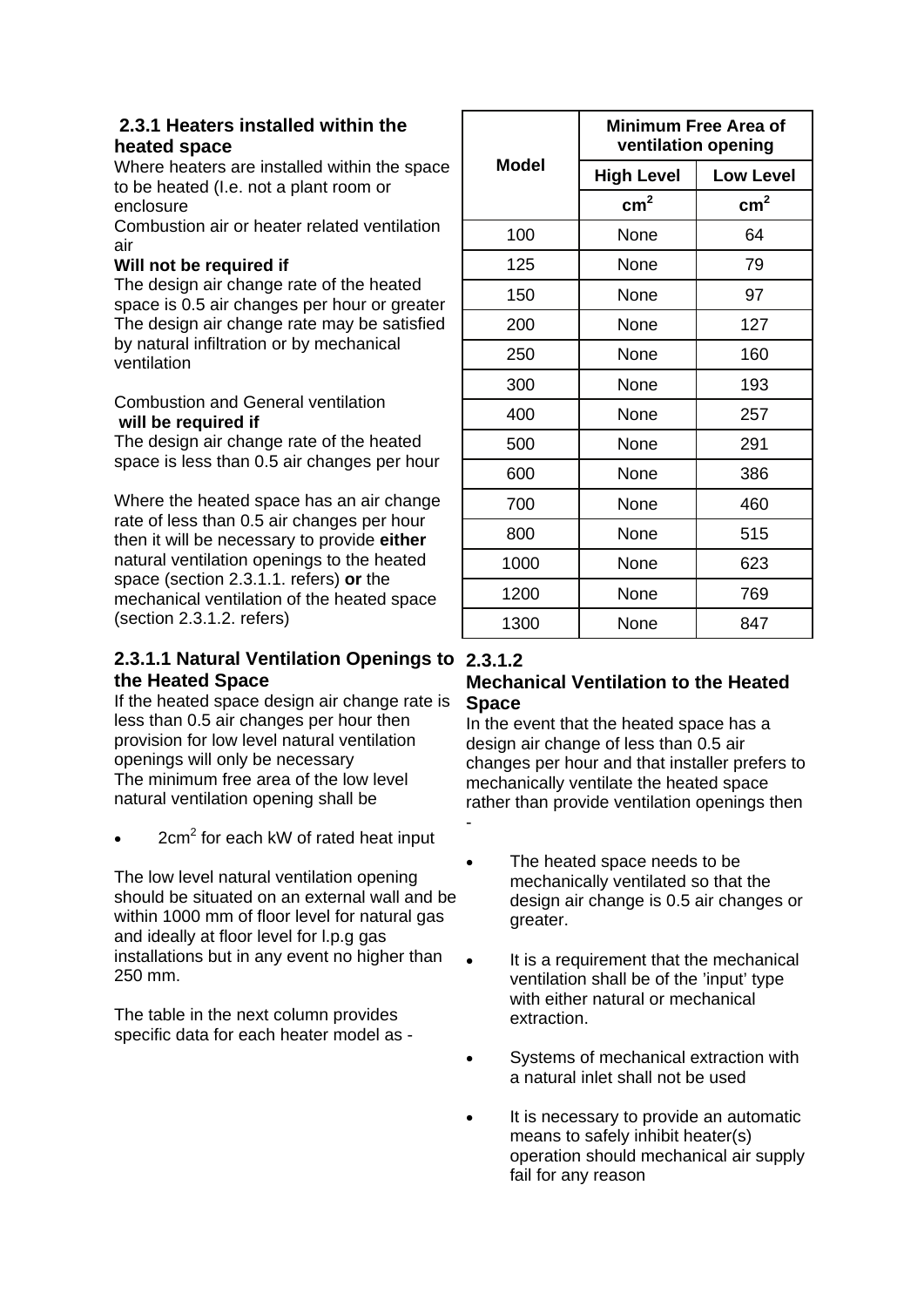### 2.3.1 Heaters installed within the heated space

Where heaters are installed within the space to be heated (I.e. not a plant room or enclosure

Combustion air or heater related ventilation air

**Will not be required if**

The design air change rate of the heated space is 0.5 air changes per hour or greater

The design air change rate may be satisfied by natural infiltration or by mechanical ventilation

Combustion and General ventilation
**will be required if**

The design air change rate of the heated space is less than 0.5 air changes per hour

Where the heated space has an air change rate of less than 0.5 air changes per hour then it will be necessary to provide **either** natural ventilation openings to the heated space (section 2.3.1.1. refers) **or** the mechanical ventilation of the heated space (section 2.3.1.2. refers)

#### 2.3.1.1 Natural Ventilation Openings to the Heated Space

If the heated space design air change rate is less than 0.5 air changes per hour then provision for low level natural ventilation openings will only be necessary

The minimum free area of the low level natural ventilation opening shall be

- 2cm$^2$ for each kW of rated heat input

The low level natural ventilation opening should be situated on an external wall and be within 1000 mm of floor level for natural gas and ideally at floor level for l.p.g gas installations but in any event no higher than 250 mm.

The table in the next column provides specific data for each heater model as -

| Model | Minimum Free Area of ventilation opening | |
|---|---|---|
| | High Level | Low Level |
| | cm$^2$ | cm$^2$ |
| 100 | None | 64 |
| 125 | None | 79 |
| 150 | None | 97 |
| 200 | None | 127 |
| 250 | None | 160 |
| 300 | None | 193 |
| 400 | None | 257 |
| 500 | None | 291 |
| 600 | None | 386 |
| 700 | None | 460 |
| 800 | None | 515 |
| 1000 | None | 623 |
| 1200 | None | 769 |
| 1300 | None | 847 |

#### 2.3.1.2 Mechanical Ventilation to the Heated Space

In the event that the heated space has a design air change of less than 0.5 air changes per hour and that installer prefers to mechanically ventilate the heated space rather than provide ventilation openings then -

- The heated space needs to be mechanically ventilated so that the design air change is 0.5 air changes or greater.
- It is a requirement that the mechanical ventilation shall be of the 'input' type with either natural or mechanical extraction.
- Systems of mechanical extraction with a natural inlet shall not be used
- It is necessary to provide an automatic means to safely inhibit heater(s) operation should mechanical air supply fail for any reason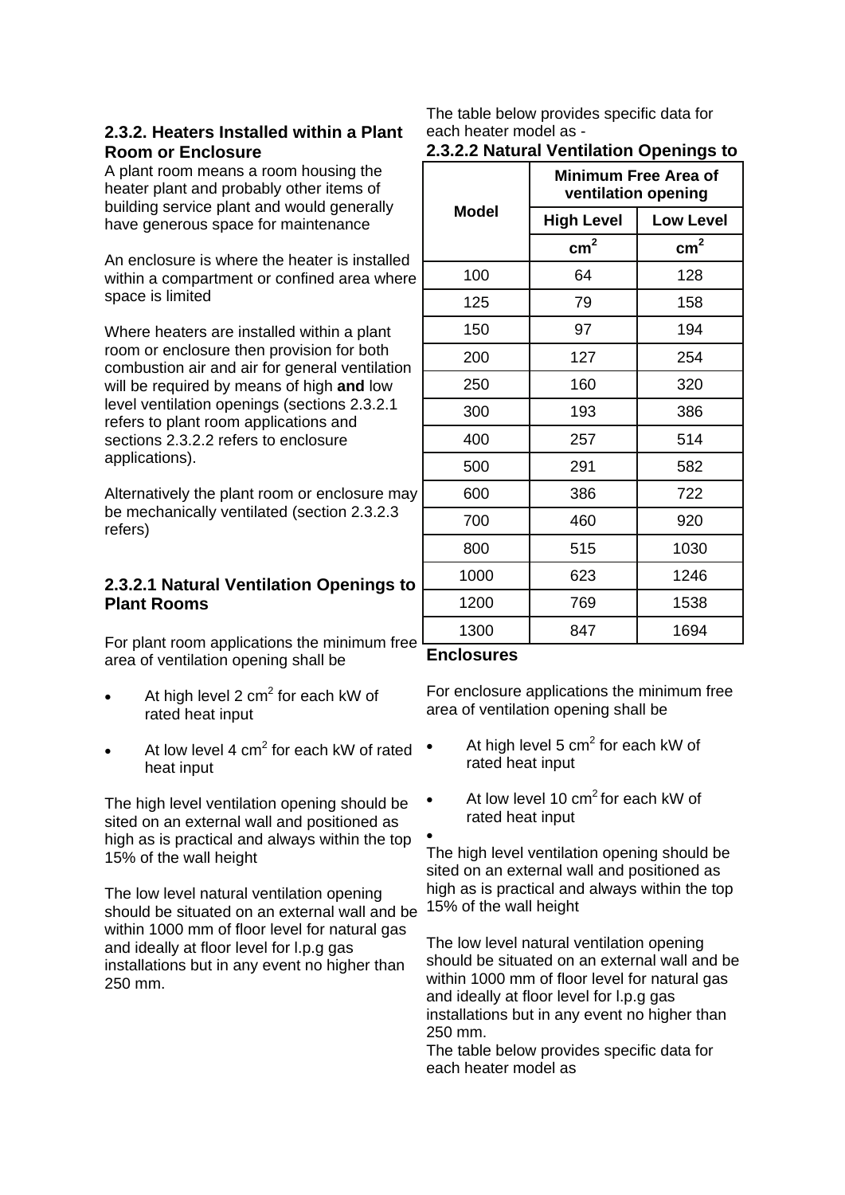### 2.3.2. Heaters Installed within a Plant Room or Enclosure

A plant room means a room housing the heater plant and probably other items of building service plant and would generally have generous space for maintenance

An enclosure is where the heater is installed within a compartment or confined area where space is limited

Where heaters are installed within a plant room or enclosure then provision for both combustion air and air for general ventilation will be required by means of high **and** low level ventilation openings (sections 2.3.2.1 refers to plant room applications and sections 2.3.2.2 refers to enclosure applications).

Alternatively the plant room or enclosure may be mechanically ventilated (section 2.3.2.3 refers)

#### 2.3.2.1 Natural Ventilation Openings to Plant Rooms

For plant room applications the minimum free area of ventilation opening shall be

- At high level 2 $cm^2$ for each kW of rated heat input
- At low level 4 $cm^2$ for each kW of rated heat input

The high level ventilation opening should be sited on an external wall and positioned as high as is practical and always within the top 15% of the wall height

The low level natural ventilation opening should be situated on an external wall and be within 1000 mm of floor level for natural gas and ideally at floor level for l.p.g gas installations but in any event no higher than 250 mm.

The table below provides specific data for each heater model as -

#### 2.3.2.2 Natural Ventilation Openings to Enclosures

| Model | Minimum Free Area of ventilation opening | |
|---|---|---|
| | High Level | Low Level |
| | $cm^2$ | $cm^2$ |
| 100 | 64 | 128 |
| 125 | 79 | 158 |
| 150 | 97 | 194 |
| 200 | 127 | 254 |
| 250 | 160 | 320 |
| 300 | 193 | 386 |
| 400 | 257 | 514 |
| 500 | 291 | 582 |
| 600 | 386 | 722 |
| 700 | 460 | 920 |
| 800 | 515 | 1030 |
| 1000 | 623 | 1246 |
| 1200 | 769 | 1538 |
| 1300 | 847 | 1694 |

For enclosure applications the minimum free area of ventilation opening shall be

- At high level 5 $cm^2$ for each kW of rated heat input
- At low level 10 $cm^2$ for each kW of rated heat input

The high level ventilation opening should be sited on an external wall and positioned as high as is practical and always within the top 15% of the wall height

The low level natural ventilation opening should be situated on an external wall and be within 1000 mm of floor level for natural gas and ideally at floor level for l.p.g gas installations but in any event no higher than 250 mm.

The table below provides specific data for each heater model as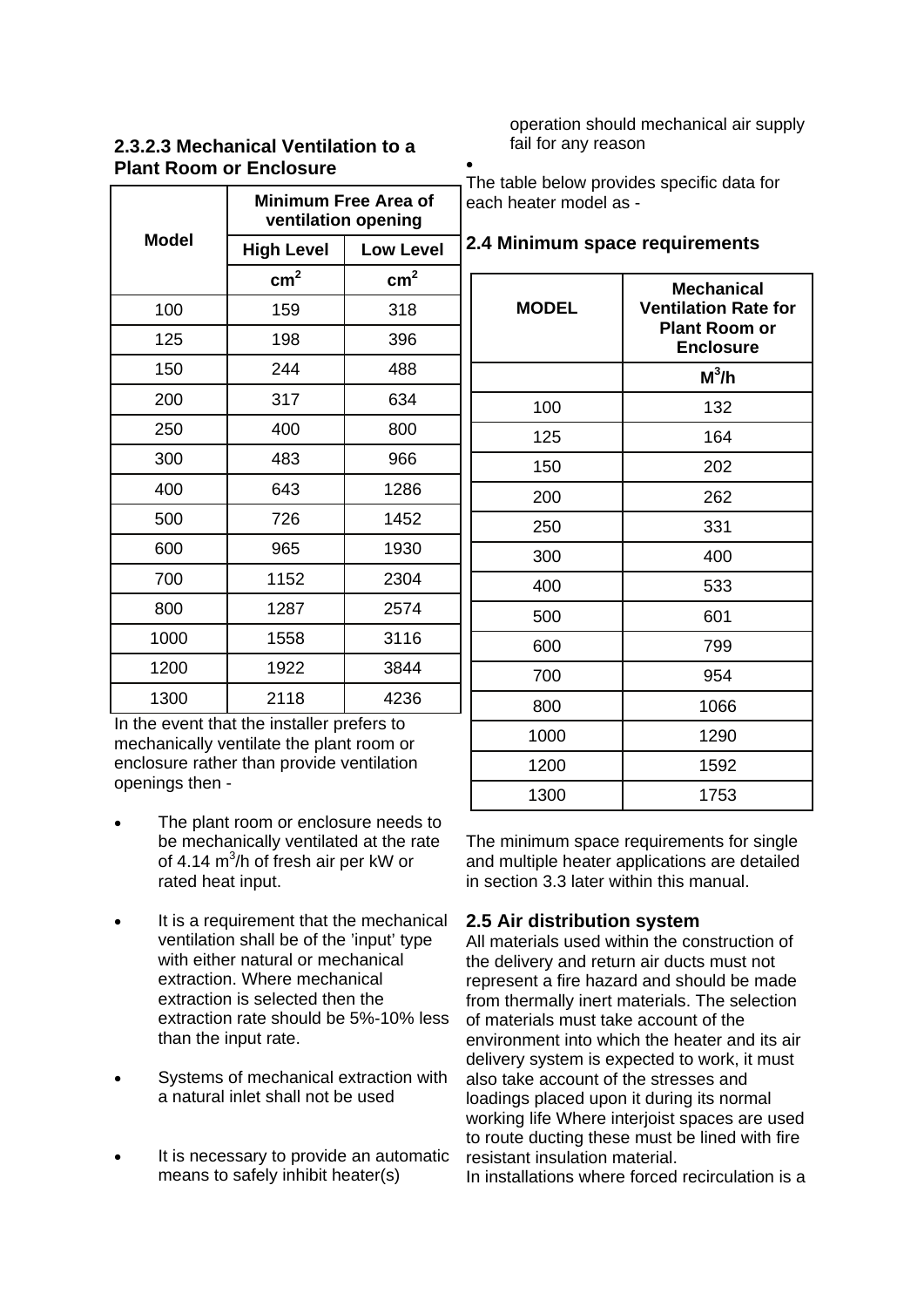#### 2.3.2.3 Mechanical Ventilation to a Plant Room or Enclosure

| Model | Minimum Free Area of ventilation opening | |
|---|---|---|
| | High Level | Low Level |
| | $cm^2$ | $cm^2$ |
| 100 | 159 | 318 |
| 125 | 198 | 396 |
| 150 | 244 | 488 |
| 200 | 317 | 634 |
| 250 | 400 | 800 |
| 300 | 483 | 966 |
| 400 | 643 | 1286 |
| 500 | 726 | 1452 |
| 600 | 965 | 1930 |
| 700 | 1152 | 2304 |
| 800 | 1287 | 2574 |
| 1000 | 1558 | 3116 |
| 1200 | 1922 | 3844 |
| 1300 | 2118 | 4236 |

In the event that the installer prefers to mechanically ventilate the plant room or enclosure rather than provide ventilation openings then -

- The plant room or enclosure needs to be mechanically ventilated at the rate of 4.14 $m^3$/h of fresh air per kW or rated heat input.
- It is a requirement that the mechanical ventilation shall be of the 'input' type with either natural or mechanical extraction. Where mechanical extraction is selected then the extraction rate should be 5%-10% less than the input rate.
- Systems of mechanical extraction with a natural inlet shall not be used
- It is necessary to provide an automatic means to safely inhibit heater(s) operation should mechanical air supply fail for any reason
- 

The table below provides specific data for each heater model as -

## 2.4 Minimum space requirements

| MODEL | Mechanical Ventilation Rate for Plant Room or Enclosure |
|---|---|
| | $M^3$/h |
| 100 | 132 |
| 125 | 164 |
| 150 | 202 |
| 200 | 262 |
| 250 | 331 |
| 300 | 400 |
| 400 | 533 |
| 500 | 601 |
| 600 | 799 |
| 700 | 954 |
| 800 | 1066 |
| 1000 | 1290 |
| 1200 | 1592 |
| 1300 | 1753 |

The minimum space requirements for single and multiple heater applications are detailed in section 3.3 later within this manual.

## 2.5 Air distribution system

All materials used within the construction of the delivery and return air ducts must not represent a fire hazard and should be made from thermally inert materials. The selection of materials must take account of the environment into which the heater and its air delivery system is expected to work, it must also take account of the stresses and loadings placed upon it during its normal working life Where interjoist spaces are used to route ducting these must be lined with fire resistant insulation material.
In installations where forced recirculation is a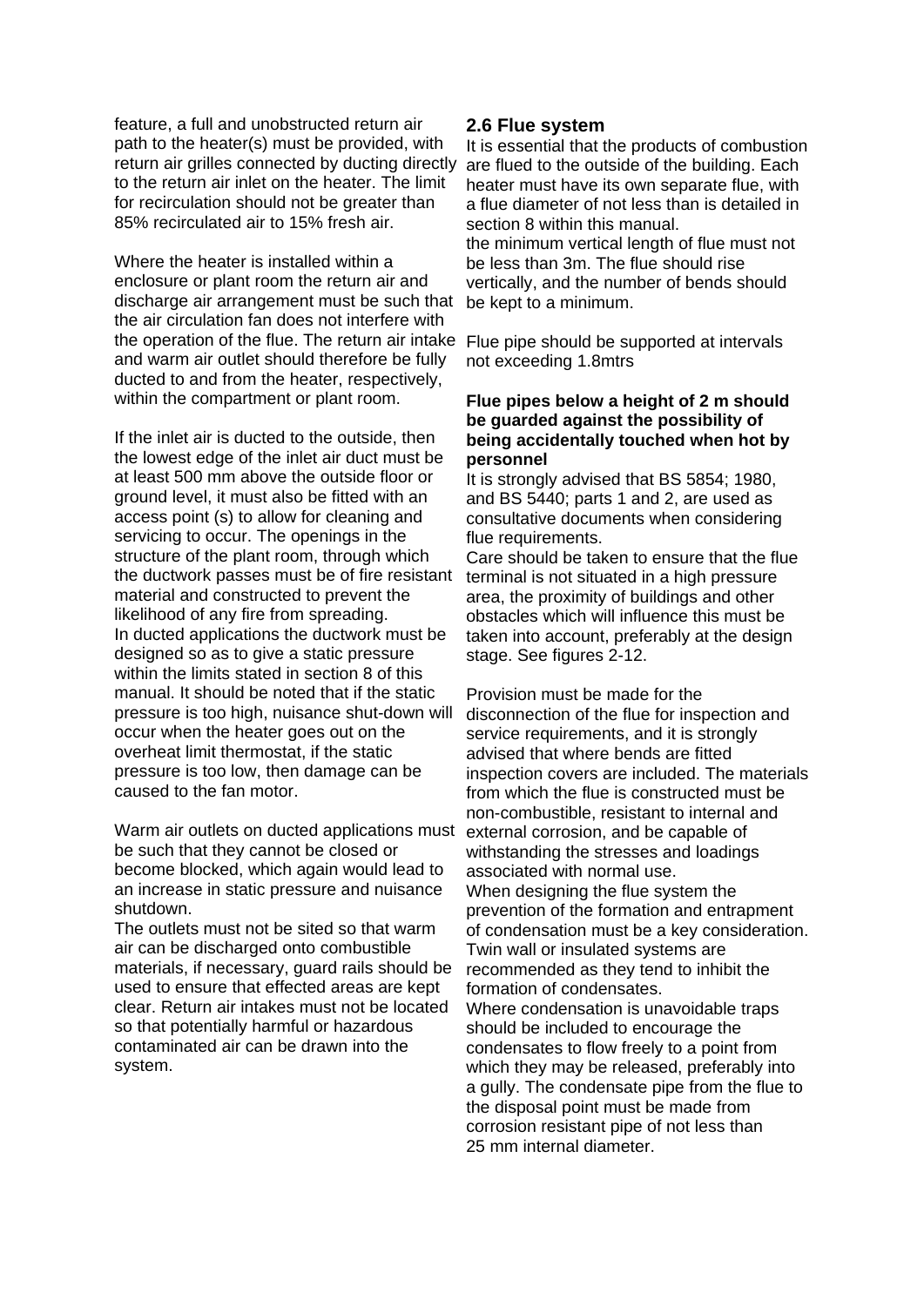feature, a full and unobstructed return air path to the heater(s) must be provided, with return air grilles connected by ducting directly to the return air inlet on the heater. The limit for recirculation should not be greater than 85% recirculated air to 15% fresh air.

Where the heater is installed within a enclosure or plant room the return air and discharge air arrangement must be such that the air circulation fan does not interfere with the operation of the flue. The return air intake and warm air outlet should therefore be fully ducted to and from the heater, respectively, within the compartment or plant room.

If the inlet air is ducted to the outside, then the lowest edge of the inlet air duct must be at least 500 mm above the outside floor or ground level, it must also be fitted with an access point (s) to allow for cleaning and servicing to occur. The openings in the structure of the plant room, through which the ductwork passes must be of fire resistant material and constructed to prevent the likelihood of any fire from spreading.
In ducted applications the ductwork must be designed so as to give a static pressure within the limits stated in section 8 of this manual. It should be noted that if the static pressure is too high, nuisance shut-down will occur when the heater goes out on the overheat limit thermostat, if the static pressure is too low, then damage can be caused to the fan motor.

Warm air outlets on ducted applications must be such that they cannot be closed or become blocked, which again would lead to an increase in static pressure and nuisance shutdown.
The outlets must not be sited so that warm air can be discharged onto combustible materials, if necessary, guard rails should be used to ensure that effected areas are kept clear. Return air intakes must not be located so that potentially harmful or hazardous contaminated air can be drawn into the system.

## 2.6 Flue system

It is essential that the products of combustion are flued to the outside of the building. Each heater must have its own separate flue, with a flue diameter of not less than is detailed in section 8 within this manual.
the minimum vertical length of flue must not be less than 3m. The flue should rise vertically, and the number of bends should be kept to a minimum.

Flue pipe should be supported at intervals not exceeding 1.8mtrs

**Flue pipes below a height of 2 m should be guarded against the possibility of being accidentally touched when hot by personnel**

It is strongly advised that BS 5854; 1980, and BS 5440; parts 1 and 2, are used as consultative documents when considering flue requirements.
Care should be taken to ensure that the flue terminal is not situated in a high pressure area, the proximity of buildings and other obstacles which will influence this must be taken into account, preferably at the design stage. See figures 2-12.

Provision must be made for the disconnection of the flue for inspection and service requirements, and it is strongly advised that where bends are fitted inspection covers are included. The materials from which the flue is constructed must be non-combustible, resistant to internal and external corrosion, and be capable of withstanding the stresses and loadings associated with normal use.
When designing the flue system the prevention of the formation and entrapment of condensation must be a key consideration. Twin wall or insulated systems are recommended as they tend to inhibit the formation of condensates.
Where condensation is unavoidable traps should be included to encourage the condensates to flow freely to a point from which they may be released, preferably into a gully. The condensate pipe from the flue to the disposal point must be made from corrosion resistant pipe of not less than 25 mm internal diameter.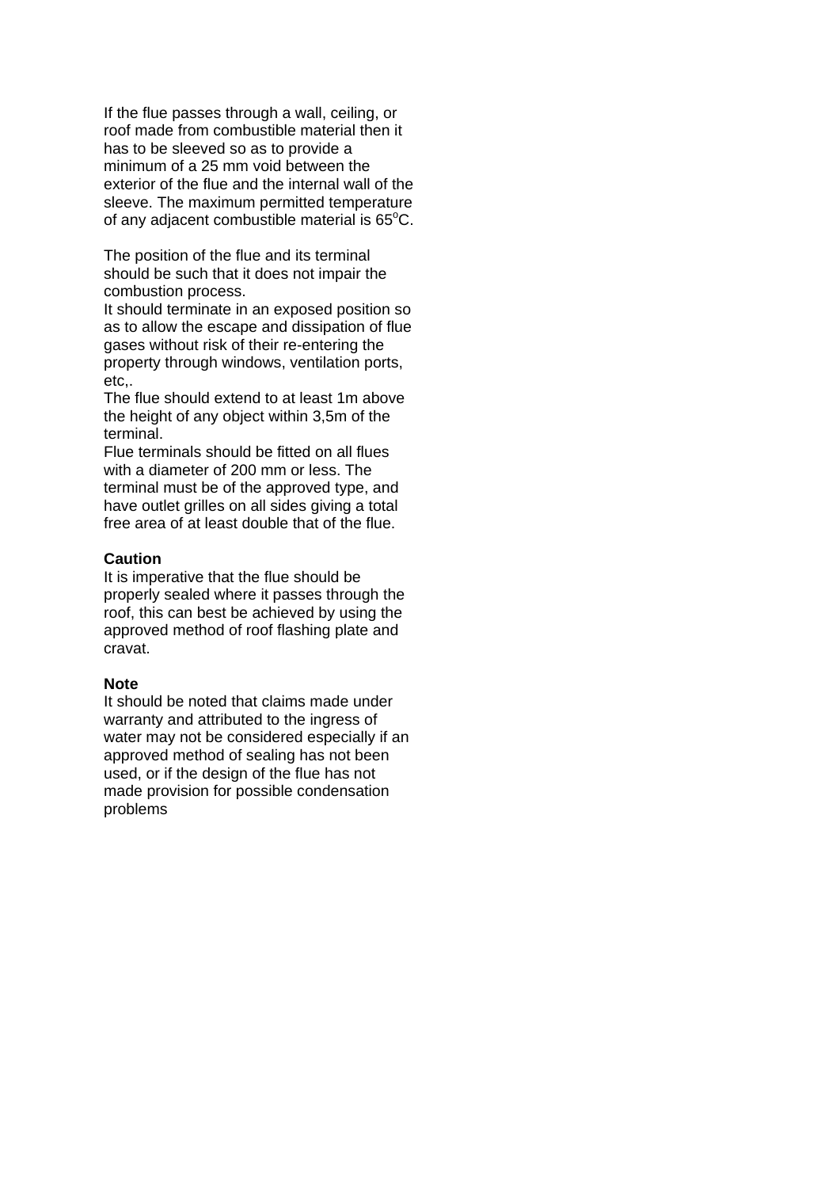If the flue passes through a wall, ceiling, or roof made from combustible material then it has to be sleeved so as to provide a minimum of a 25 mm void between the exterior of the flue and the internal wall of the sleeve. The maximum permitted temperature of any adjacent combustible material is $65^{o}$C.

The position of the flue and its terminal should be such that it does not impair the combustion process.
It should terminate in an exposed position so as to allow the escape and dissipation of flue gases without risk of their re-entering the property through windows, ventilation ports, etc,.
The flue should extend to at least 1m above the height of any object within 3,5m of the terminal.
Flue terminals should be fitted on all flues with a diameter of 200 mm or less. The terminal must be of the approved type, and have outlet grilles on all sides giving a total free area of at least double that of the flue.

**Caution**
It is imperative that the flue should be properly sealed where it passes through the roof, this can best be achieved by using the approved method of roof flashing plate and cravat.

**Note**
It should be noted that claims made under warranty and attributed to the ingress of water may not be considered especially if an approved method of sealing has not been used, or if the design of the flue has not made provision for possible condensation problems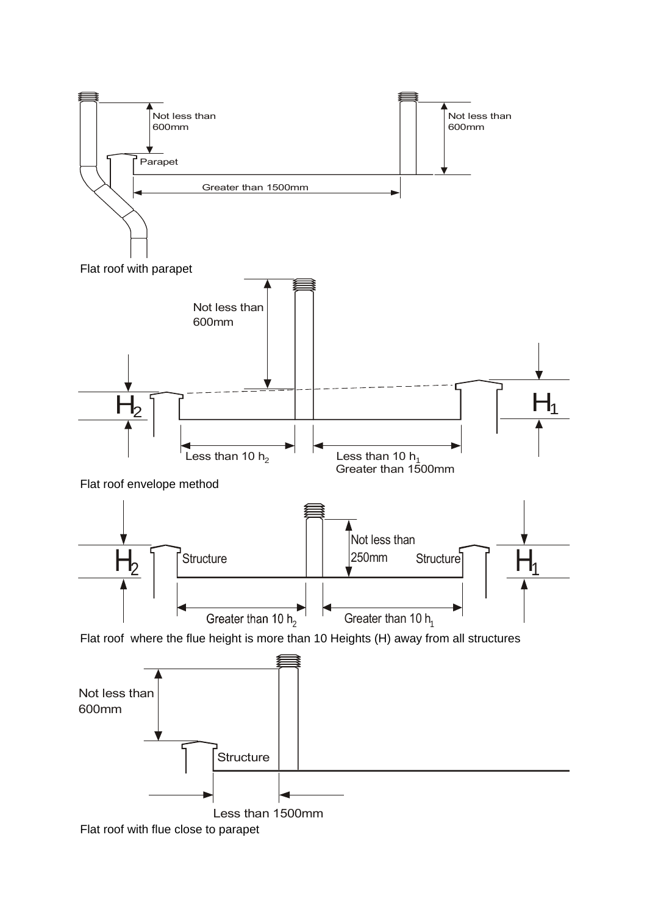Not less than 600mm

Not less than 600mm

Parapet

Greater than 1500mm

Flat roof with parapet

Not less than 600mm

$H_2$

$H_1$

Less than 10 $h_2$

Less than 10 $h_1$
Greater than 1500mm

Flat roof envelope method

$H_2$

Structure

Not less than 250mm

Structure

$H_1$

Greater than 10 $h_2$

Greater than 10 $h_1$

Flat roof where the flue height is more than 10 Heights (H) away from all structures

Not less than 600mm

Structure

Less than 1500mm

Flat roof with flue close to parapet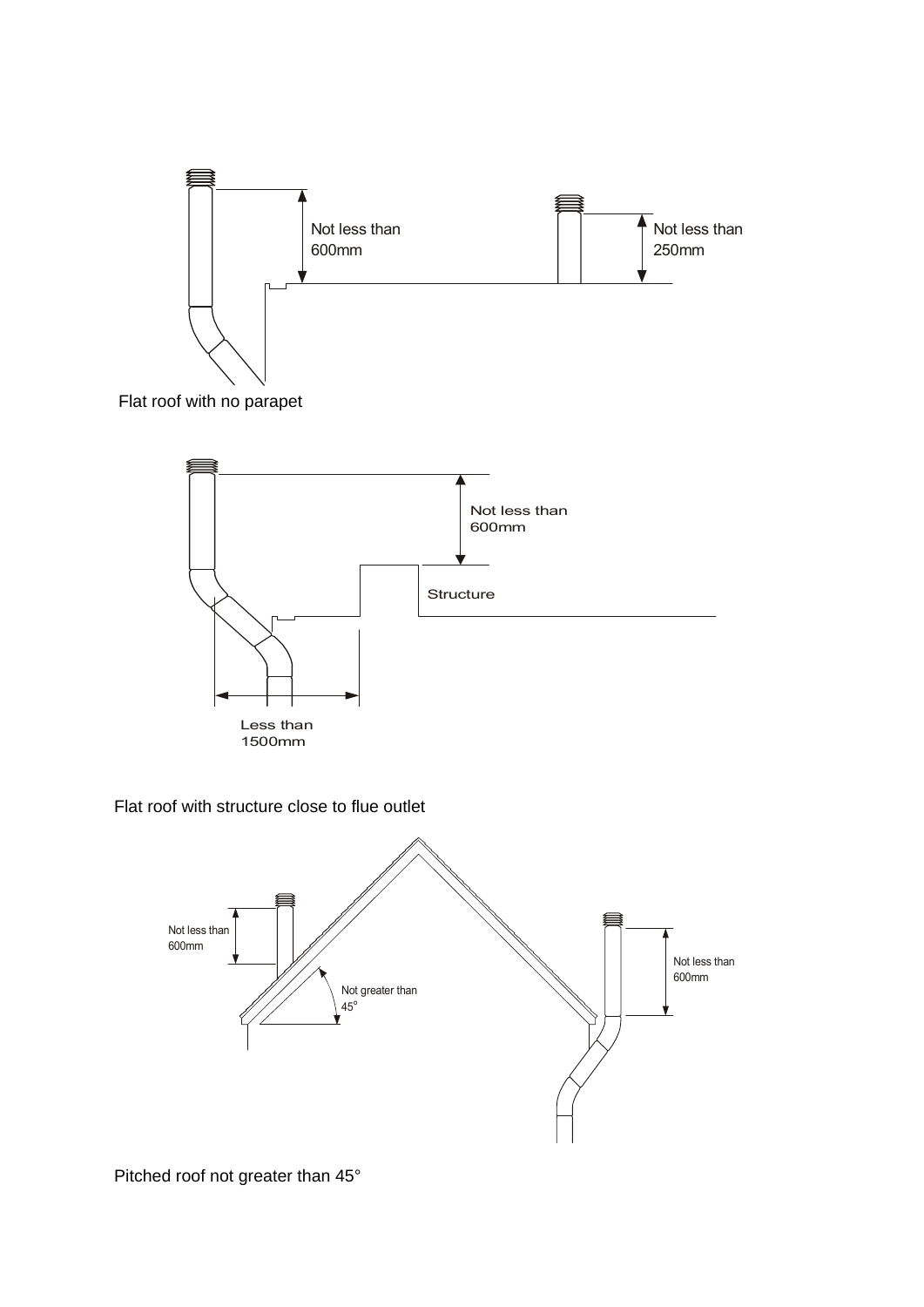Not less than 600mm

Not less than 250mm

Flat roof with no parapet

Not less than 600mm

Structure

Less than 1500mm

Flat roof with structure close to flue outlet

Not less than 600mm

Not greater than 45°

Not less than 600mm

Pitched roof not greater than 45°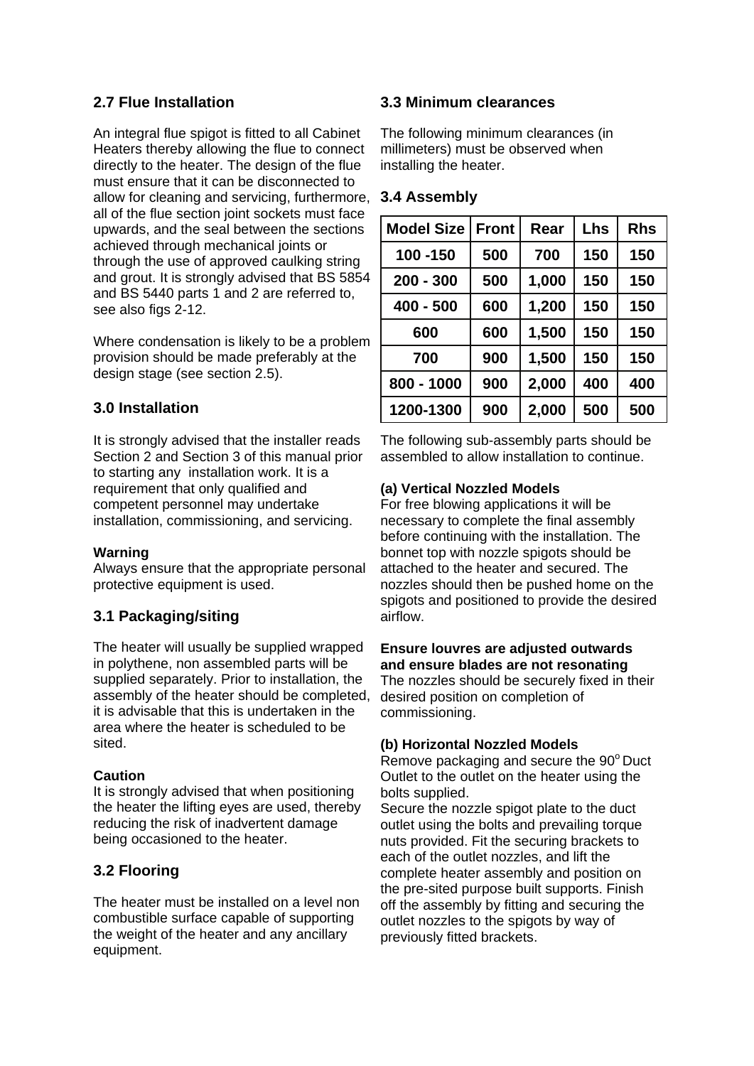## 2.7 Flue Installation

An integral flue spigot is fitted to all Cabinet Heaters thereby allowing the flue to connect directly to the heater. The design of the flue must ensure that it can be disconnected to allow for cleaning and servicing, furthermore, all of the flue section joint sockets must face upwards, and the seal between the sections achieved through mechanical joints or through the use of approved caulking string and grout. It is strongly advised that BS 5854 and BS 5440 parts 1 and 2 are referred to, see also figs 2-12.

Where condensation is likely to be a problem provision should be made preferably at the design stage (see section 2.5).

## 3.0 Installation

It is strongly advised that the installer reads Section 2 and Section 3 of this manual prior to starting any installation work. It is a requirement that only qualified and competent personnel may undertake installation, commissioning, and servicing.

**Warning**
Always ensure that the appropriate personal protective equipment is used.

## 3.1 Packaging/siting

The heater will usually be supplied wrapped in polythene, non assembled parts will be supplied separately. Prior to installation, the assembly of the heater should be completed, it is advisable that this is undertaken in the area where the heater is scheduled to be sited.

**Caution**
It is strongly advised that when positioning the heater the lifting eyes are used, thereby reducing the risk of inadvertent damage being occasioned to the heater.

## 3.2 Flooring

The heater must be installed on a level non combustible surface capable of supporting the weight of the heater and any ancillary equipment.

## 3.3 Minimum clearances

The following minimum clearances (in millimeters) must be observed when installing the heater.

## 3.4 Assembly

| Model Size | Front | Rear | Lhs | Rhs |
|---|---|---|---|---|
| 100 -150 | 500 | 700 | 150 | 150 |
| 200 - 300 | 500 | 1,000 | 150 | 150 |
| 400 - 500 | 600 | 1,200 | 150 | 150 |
| 600 | 600 | 1,500 | 150 | 150 |
| 700 | 900 | 1,500 | 150 | 150 |
| 800 - 1000 | 900 | 2,000 | 400 | 400 |
| 1200-1300 | 900 | 2,000 | 500 | 500 |

The following sub-assembly parts should be assembled to allow installation to continue.

**(a) Vertical Nozzled Models**
For free blowing applications it will be necessary to complete the final assembly before continuing with the installation. The bonnet top with nozzle spigots should be attached to the heater and secured. The nozzles should then be pushed home on the spigots and positioned to provide the desired airflow.

**Ensure louvres are adjusted outwards and ensure blades are not resonating**
The nozzles should be securely fixed in their desired position on completion of commissioning.

**(b) Horizontal Nozzled Models**
Remove packaging and secure the 90$^{o}$ Duct Outlet to the outlet on the heater using the bolts supplied.
Secure the nozzle spigot plate to the duct outlet using the bolts and prevailing torque nuts provided. Fit the securing brackets to each of the outlet nozzles, and lift the complete heater assembly and position on the pre-sited purpose built supports. Finish off the assembly by fitting and securing the outlet nozzles to the spigots by way of previously fitted brackets.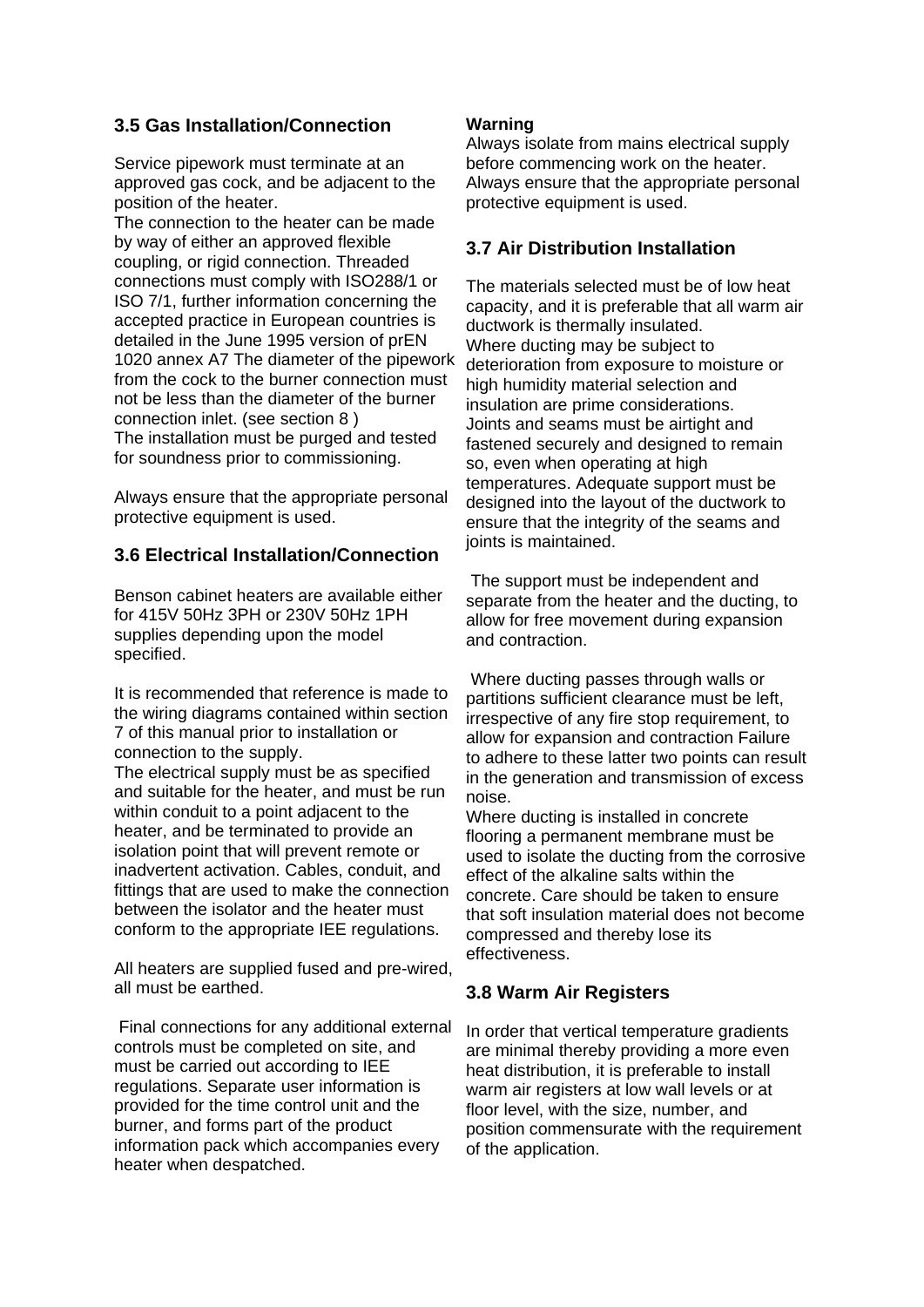## 3.5 Gas Installation/Connection

Service pipework must terminate at an approved gas cock, and be adjacent to the position of the heater.
The connection to the heater can be made by way of either an approved flexible coupling, or rigid connection. Threaded connections must comply with ISO288/1 or ISO 7/1, further information concerning the accepted practice in European countries is detailed in the June 1995 version of prEN 1020 annex A7 The diameter of the pipework from the cock to the burner connection must not be less than the diameter of the burner connection inlet. (see section 8 )
The installation must be purged and tested for soundness prior to commissioning.

Always ensure that the appropriate personal protective equipment is used.

## 3.6 Electrical Installation/Connection

Benson cabinet heaters are available either for 415V 50Hz 3PH or 230V 50Hz 1PH supplies depending upon the model specified.

It is recommended that reference is made to the wiring diagrams contained within section 7 of this manual prior to installation or connection to the supply.
The electrical supply must be as specified and suitable for the heater, and must be run within conduit to a point adjacent to the heater, and be terminated to provide an isolation point that will prevent remote or inadvertent activation. Cables, conduit, and fittings that are used to make the connection between the isolator and the heater must conform to the appropriate IEE regulations.

All heaters are supplied fused and pre-wired, all must be earthed.

Final connections for any additional external controls must be completed on site, and must be carried out according to IEE regulations. Separate user information is provided for the time control unit and the burner, and forms part of the product information pack which accompanies every heater when despatched.

**Warning**
Always isolate from mains electrical supply before commencing work on the heater. Always ensure that the appropriate personal protective equipment is used.

## 3.7 Air Distribution Installation

The materials selected must be of low heat capacity, and it is preferable that all warm air ductwork is thermally insulated.
Where ducting may be subject to deterioration from exposure to moisture or high humidity material selection and insulation are prime considerations.
Joints and seams must be airtight and fastened securely and designed to remain so, even when operating at high temperatures. Adequate support must be designed into the layout of the ductwork to ensure that the integrity of the seams and joints is maintained.

The support must be independent and separate from the heater and the ducting, to allow for free movement during expansion and contraction.

Where ducting passes through walls or partitions sufficient clearance must be left, irrespective of any fire stop requirement, to allow for expansion and contraction Failure to adhere to these latter two points can result in the generation and transmission of excess noise.
Where ducting is installed in concrete flooring a permanent membrane must be used to isolate the ducting from the corrosive effect of the alkaline salts within the concrete. Care should be taken to ensure that soft insulation material does not become compressed and thereby lose its effectiveness.

## 3.8 Warm Air Registers

In order that vertical temperature gradients are minimal thereby providing a more even heat distribution, it is preferable to install warm air registers at low wall levels or at floor level, with the size, number, and position commensurate with the requirement of the application.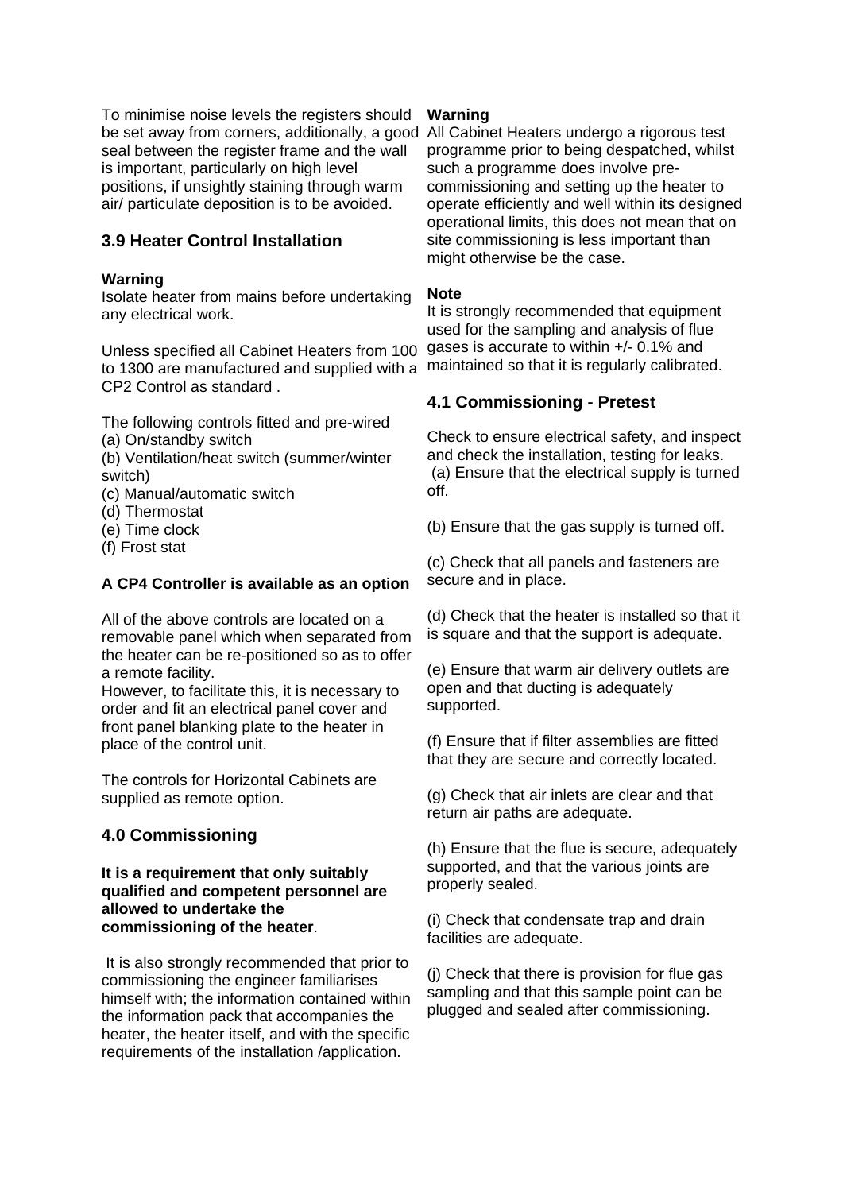To minimise noise levels the registers should be set away from corners, additionally, a good seal between the register frame and the wall is important, particularly on high level positions, if unsightly staining through warm air/ particulate deposition is to be avoided.

### 3.9 Heater Control Installation

**Warning**

Isolate heater from mains before undertaking any electrical work.

Unless specified all Cabinet Heaters from 100 to 1300 are manufactured and supplied with a CP2 Control as standard .

The following controls fitted and pre-wired

(a) On/standby switch
(b) Ventilation/heat switch (summer/winter switch)
(c) Manual/automatic switch
(d) Thermostat
(e) Time clock
(f) Frost stat

**A CP4 Controller is available as an option**

All of the above controls are located on a removable panel which when separated from the heater can be re-positioned so as to offer a remote facility.
However, to facilitate this, it is necessary to order and fit an electrical panel cover and front panel blanking plate to the heater in place of the control unit.

The controls for Horizontal Cabinets are supplied as remote option.

## 4.0 Commissioning

**It is a requirement that only suitably qualified and competent personnel are allowed to undertake the commissioning of the heater**.

It is also strongly recommended that prior to commissioning the engineer familiarises himself with; the information contained within the information pack that accompanies the heater, the heater itself, and with the specific requirements of the installation /application.

**Warning**

All Cabinet Heaters undergo a rigorous test programme prior to being despatched, whilst such a programme does involve pre-commissioning and setting up the heater to operate efficiently and well within its designed operational limits, this does not mean that on site commissioning is less important than might otherwise be the case.

**Note**

It is strongly recommended that equipment used for the sampling and analysis of flue gases is accurate to within +/- 0.1% and maintained so that it is regularly calibrated.

### 4.1 Commissioning - Pretest

Check to ensure electrical safety, and inspect and check the installation, testing for leaks.

(a) Ensure that the electrical supply is turned off.

(b) Ensure that the gas supply is turned off.

(c) Check that all panels and fasteners are secure and in place.

(d) Check that the heater is installed so that it is square and that the support is adequate.

(e) Ensure that warm air delivery outlets are open and that ducting is adequately supported.

(f) Ensure that if filter assemblies are fitted that they are secure and correctly located.

(g) Check that air inlets are clear and that return air paths are adequate.

(h) Ensure that the flue is secure, adequately supported, and that the various joints are properly sealed.

(i) Check that condensate trap and drain facilities are adequate.

(j) Check that there is provision for flue gas sampling and that this sample point can be plugged and sealed after commissioning.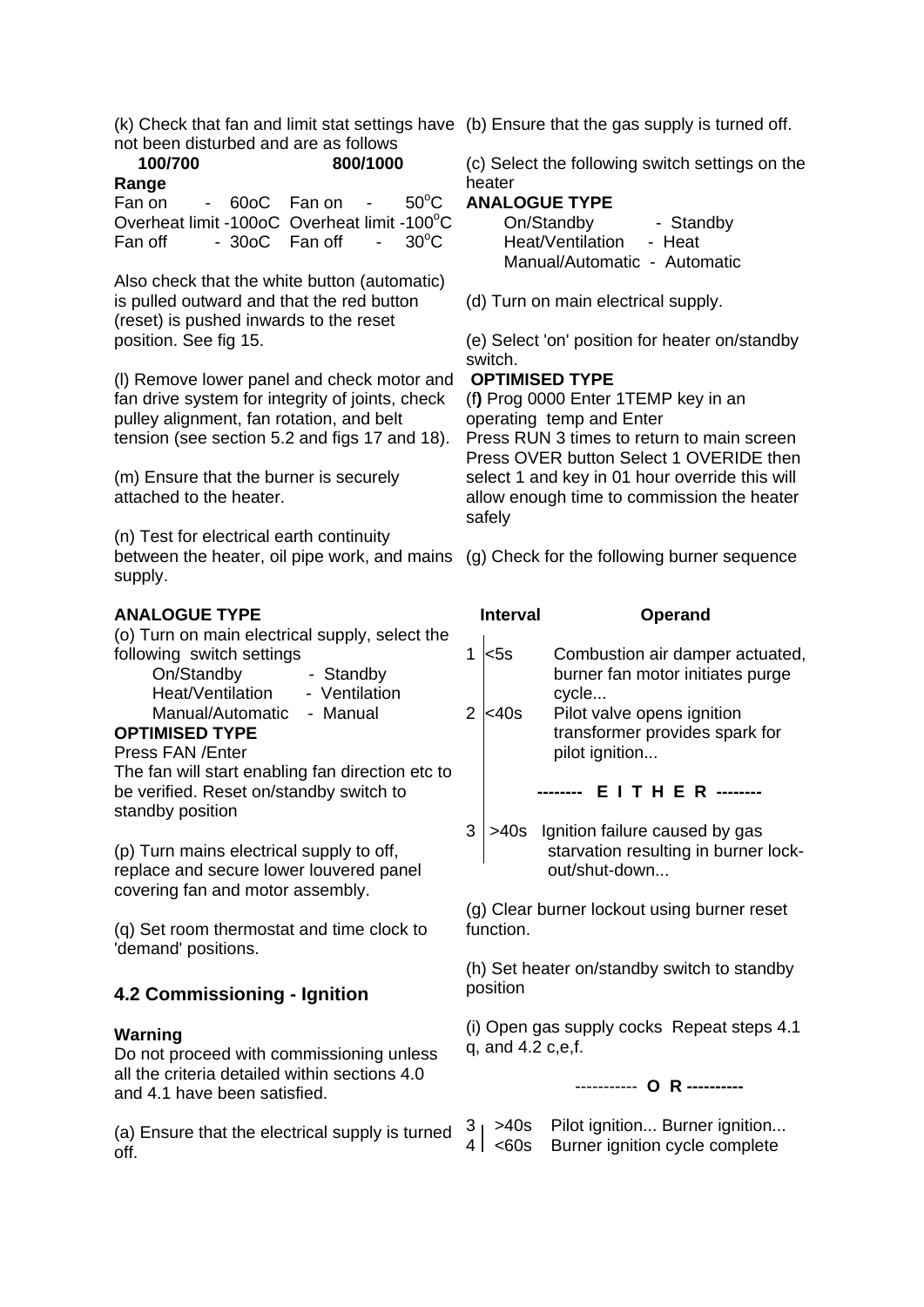(k) Check that fan and limit stat settings have not been disturbed and are as follows

| Range | 100/700 | 800/1000 |
|---|---|---|
| Fan on | 60oC | 50°C |
| Overheat limit | 100oC | 100°C |
| Fan off | 30oC | 30°C |

Also check that the white button (automatic) is pulled outward and that the red button (reset) is pushed inwards to the reset position. See fig 15.

(l) Remove lower panel and check motor and fan drive system for integrity of joints, check pulley alignment, fan rotation, and belt tension (see section 5.2 and figs 17 and 18).

(m) Ensure that the burner is securely attached to the heater.

(n) Test for electrical earth continuity between the heater, oil pipe work, and mains supply.

**ANALOGUE TYPE**

(o) Turn on main electrical supply, select the following switch settings

- On/Standby - Standby
- Heat/Ventilation - Ventilation
- Manual/Automatic - Manual

**OPTIMISED TYPE**

Press FAN /Enter

The fan will start enabling fan direction etc to be verified. Reset on/standby switch to standby position

(p) Turn mains electrical supply to off, replace and secure lower louvered panel covering fan and motor assembly.

(q) Set room thermostat and time clock to 'demand' positions.

## 4.2 Commissioning - Ignition

**Warning**

Do not proceed with commissioning unless all the criteria detailed within sections 4.0 and 4.1 have been satisfied.

(a) Ensure that the electrical supply is turned off.

(b) Ensure that the gas supply is turned off.

(c) Select the following switch settings on the heater

**ANALOGUE TYPE**

- On/Standby - Standby
- Heat/Ventilation - Heat
- Manual/Automatic - Automatic

(d) Turn on main electrical supply.

(e) Select 'on' position for heater on/standby switch.

**OPTIMISED TYPE**

(f) Prog 0000 Enter 1TEMP key in an operating temp and Enter

Press RUN 3 times to return to main screen

Press OVER button Select 1 OVERIDE then select 1 and key in 01 hour override this will allow enough time to commission the heater safely

(g) Check for the following burner sequence

| | Interval | Operand |
|---|---|---|
| 1 | <5s | Combustion air damper actuated, burner fan motor initiates purge cycle... |
| 2 | <40s | Pilot valve opens ignition transformer provides spark for pilot ignition... |

-------- E I T H E R --------

| | Interval | Operand |
|---|---|---|
| 3 | >40s | Ignition failure caused by gas starvation resulting in burner lock-out/shut-down... |

(g) Clear burner lockout using burner reset function.

(h) Set heater on/standby switch to standby position

(i) Open gas supply cocks Repeat steps 4.1 q, and 4.2 c,e,f.

----------- O R ----------

| | Interval | Operand |
|---|---|---|
| 3 | >40s | Pilot ignition... Burner ignition... |
| 4 | <60s | Burner ignition cycle complete |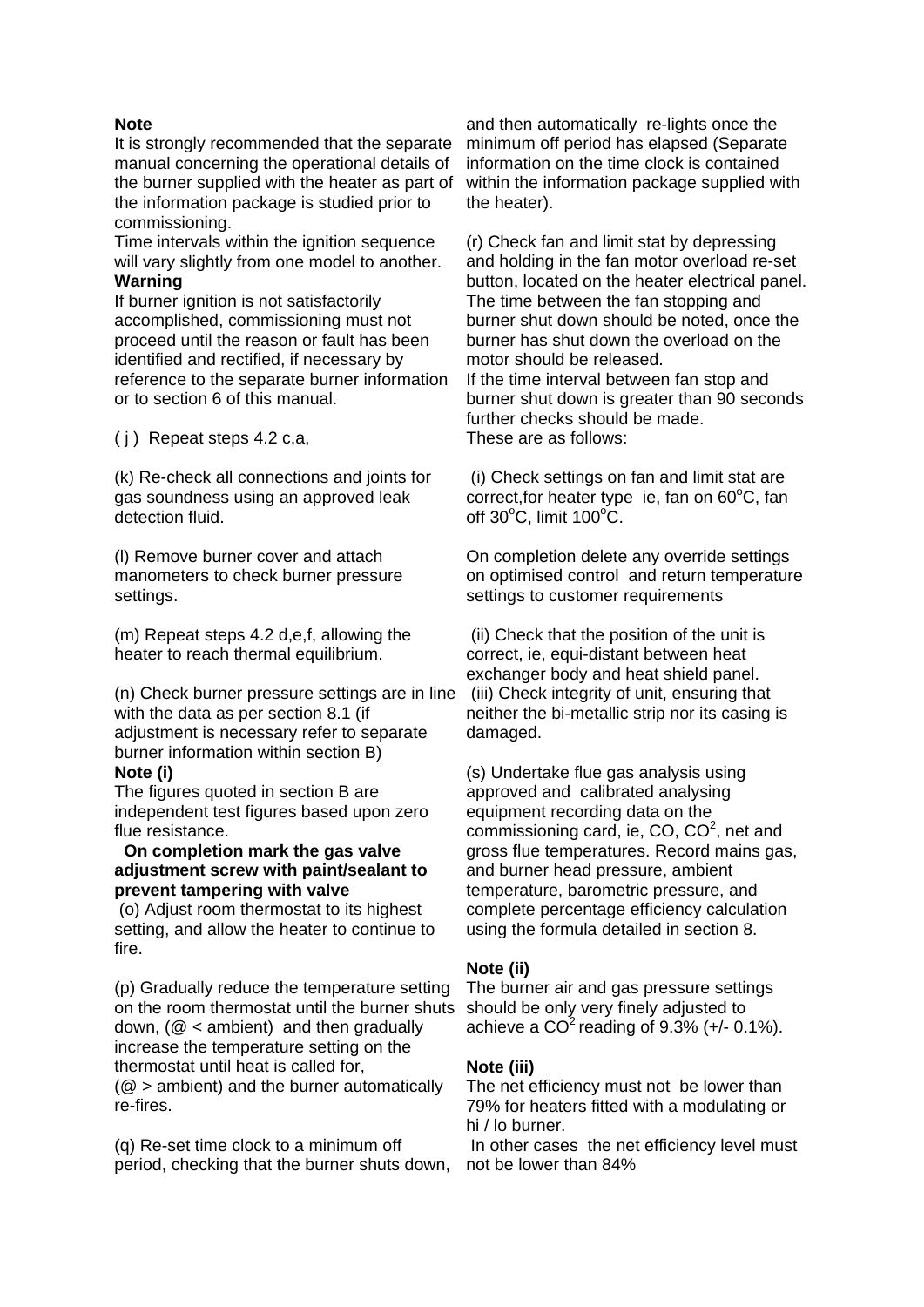**Note**

It is strongly recommended that the separate manual concerning the operational details of the burner supplied with the heater as part of the information package is studied prior to commissioning.

Time intervals within the ignition sequence will vary slightly from one model to another.

**Warning**

If burner ignition is not satisfactorily accomplished, commissioning must not proceed until the reason or fault has been identified and rectified, if necessary by reference to the separate burner information or to section 6 of this manual.

( j ) Repeat steps 4.2 c,a,

(k) Re-check all connections and joints for gas soundness using an approved leak detection fluid.

(l) Remove burner cover and attach manometers to check burner pressure settings.

(m) Repeat steps 4.2 d,e,f, allowing the heater to reach thermal equilibrium.

(n) Check burner pressure settings are in line with the data as per section 8.1 (if adjustment is necessary refer to separate burner information within section B)

**Note (i)**

The figures quoted in section B are independent test figures based upon zero flue resistance.

**On completion mark the gas valve adjustment screw with paint/sealant to prevent tampering with valve**

(o) Adjust room thermostat to its highest setting, and allow the heater to continue to fire.

(p) Gradually reduce the temperature setting on the room thermostat until the burner shuts down, (@ < ambient) and then gradually increase the temperature setting on the thermostat until heat is called for, (@ > ambient) and the burner automatically re-fires.

(q) Re-set time clock to a minimum off period, checking that the burner shuts down, and then automatically re-lights once the minimum off period has elapsed (Separate information on the time clock is contained within the information package supplied with the heater).

(r) Check fan and limit stat by depressing and holding in the fan motor overload re-set button, located on the heater electrical panel. The time between the fan stopping and burner shut down should be noted, once the burner has shut down the overload on the motor should be released.

If the time interval between fan stop and burner shut down is greater than 90 seconds further checks should be made.

These are as follows:

(i) Check settings on fan and limit stat are correct,for heater type ie, fan on 60$^{o}$C, fan off 30$^{o}$C, limit 100$^{o}$C.

On completion delete any override settings on optimised control and return temperature settings to customer requirements

(ii) Check that the position of the unit is correct, ie, equi-distant between heat exchanger body and heat shield panel.

(iii) Check integrity of unit, ensuring that neither the bi-metallic strip nor its casing is damaged.

(s) Undertake flue gas analysis using approved and calibrated analysing equipment recording data on the commissioning card, ie, CO, $CO^2$, net and gross flue temperatures. Record mains gas, and burner head pressure, ambient temperature, barometric pressure, and complete percentage efficiency calculation using the formula detailed in section 8.

**Note (ii)**

The burner air and gas pressure settings should be only very finely adjusted to achieve a $CO^2$ reading of 9.3% (+/- 0.1%).

**Note (iii)**

The net efficiency must not be lower than 79% for heaters fitted with a modulating or hi / lo burner.

In other cases the net efficiency level must not be lower than 84%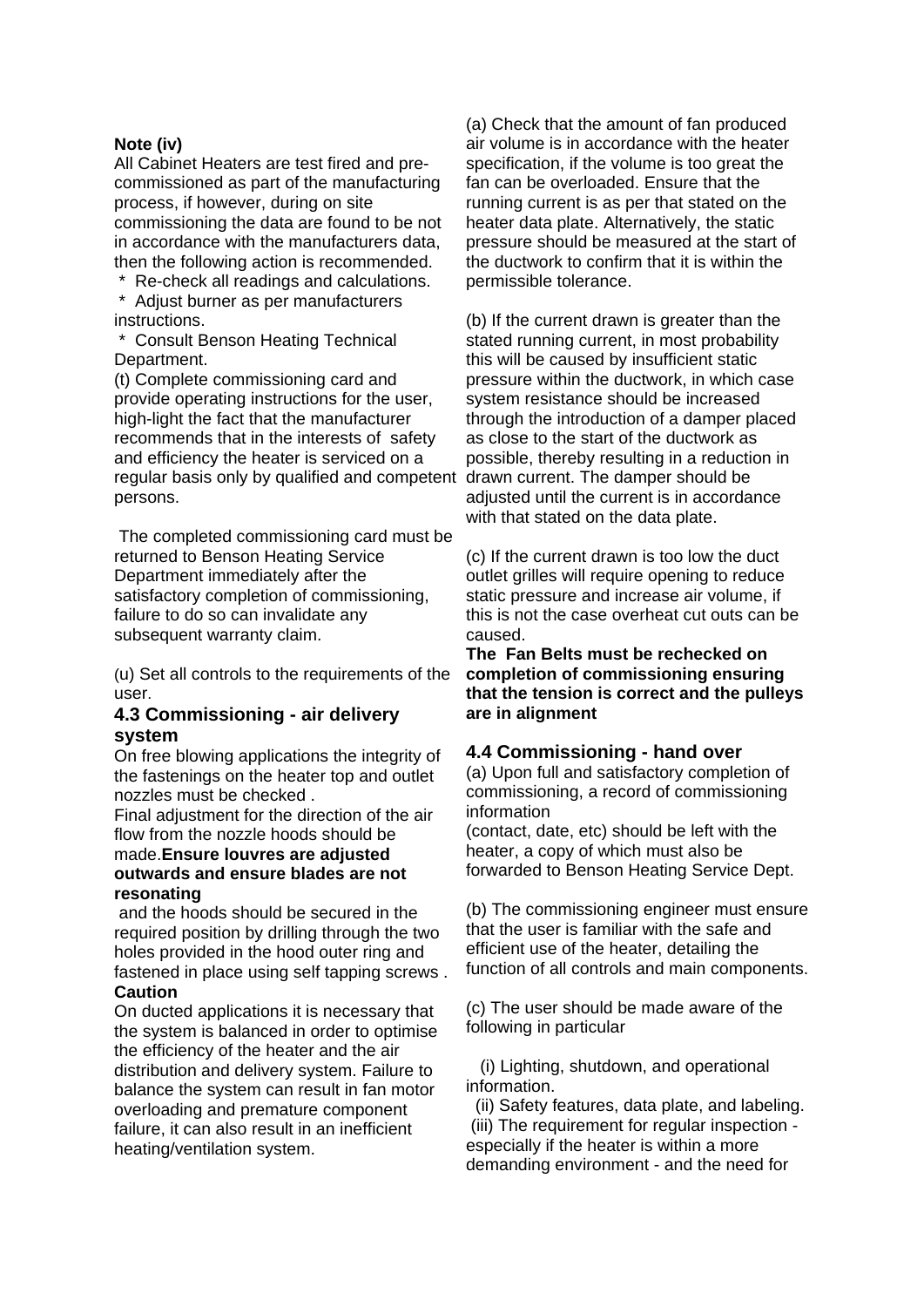**Note (iv)**

All Cabinet Heaters are test fired and pre-commissioned as part of the manufacturing process, if however, during on site commissioning the data are found to be not in accordance with the manufacturers data, then the following action is recommended.

* Re-check all readings and calculations.
* Adjust burner as per manufacturers instructions.
* Consult Benson Heating Technical Department.

(t) Complete commissioning card and provide operating instructions for the user, high-light the fact that the manufacturer recommends that in the interests of safety and efficiency the heater is serviced on a regular basis only by qualified and competent persons.

The completed commissioning card must be returned to Benson Heating Service Department immediately after the satisfactory completion of commissioning, failure to do so can invalidate any subsequent warranty claim.

(u) Set all controls to the requirements of the user.

### 4.3 Commissioning - air delivery system

On free blowing applications the integrity of the fastenings on the heater top and outlet nozzles must be checked .

Final adjustment for the direction of the air flow from the nozzle hoods should be made.**Ensure louvres are adjusted outwards and ensure blades are not resonating**

and the hoods should be secured in the required position by drilling through the two holes provided in the hood outer ring and fastened in place using self tapping screws .

**Caution**

On ducted applications it is necessary that the system is balanced in order to optimise the efficiency of the heater and the air distribution and delivery system. Failure to balance the system can result in fan motor overloading and premature component failure, it can also result in an inefficient heating/ventilation system.

(a) Check that the amount of fan produced air volume is in accordance with the heater specification, if the volume is too great the fan can be overloaded. Ensure that the running current is as per that stated on the heater data plate. Alternatively, the static pressure should be measured at the start of the ductwork to confirm that it is within the permissible tolerance.

(b) If the current drawn is greater than the stated running current, in most probability this will be caused by insufficient static pressure within the ductwork, in which case system resistance should be increased through the introduction of a damper placed as close to the start of the ductwork as possible, thereby resulting in a reduction in drawn current. The damper should be adjusted until the current is in accordance with that stated on the data plate.

(c) If the current drawn is too low the duct outlet grilles will require opening to reduce static pressure and increase air volume, if this is not the case overheat cut outs can be caused.

**The Fan Belts must be rechecked on completion of commissioning ensuring that the tension is correct and the pulleys are in alignment**

### 4.4 Commissioning - hand over

(a) Upon full and satisfactory completion of commissioning, a record of commissioning information (contact, date, etc) should be left with the heater, a copy of which must also be forwarded to Benson Heating Service Dept.

(b) The commissioning engineer must ensure that the user is familiar with the safe and efficient use of the heater, detailing the function of all controls and main components.

(c) The user should be made aware of the following in particular

(i) Lighting, shutdown, and operational information.

(ii) Safety features, data plate, and labeling.

(iii) The requirement for regular inspection - especially if the heater is within a more demanding environment - and the need for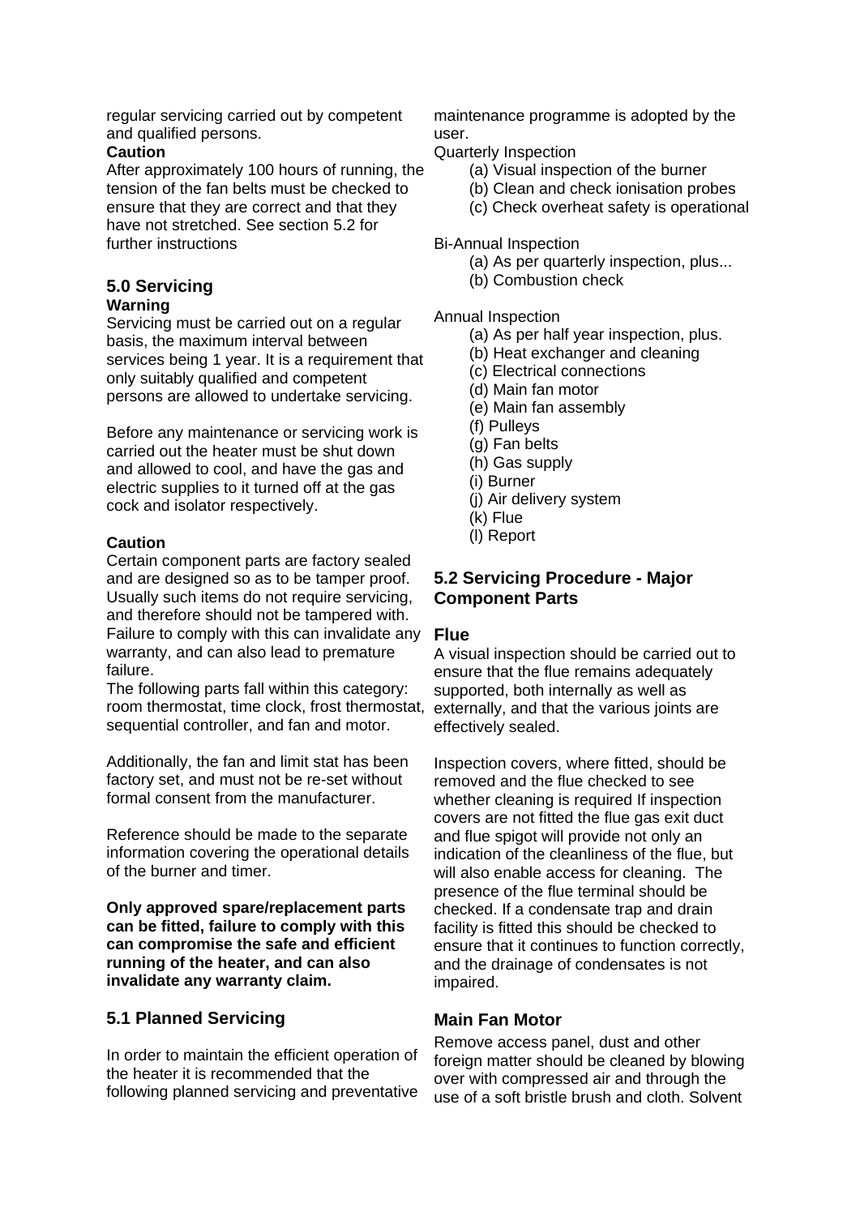regular servicing carried out by competent and qualified persons.

**Caution**

After approximately 100 hours of running, the tension of the fan belts must be checked to ensure that they are correct and that they have not stretched. See section 5.2 for further instructions

## 5.0 Servicing

**Warning**

Servicing must be carried out on a regular basis, the maximum interval between services being 1 year. It is a requirement that only suitably qualified and competent persons are allowed to undertake servicing.

Before any maintenance or servicing work is carried out the heater must be shut down and allowed to cool, and have the gas and electric supplies to it turned off at the gas cock and isolator respectively.

**Caution**

Certain component parts are factory sealed and are designed so as to be tamper proof. Usually such items do not require servicing, and therefore should not be tampered with. Failure to comply with this can invalidate any warranty, and can also lead to premature failure.

The following parts fall within this category: room thermostat, time clock, frost thermostat, sequential controller, and fan and motor.

Additionally, the fan and limit stat has been factory set, and must not be re-set without formal consent from the manufacturer.

Reference should be made to the separate information covering the operational details of the burner and timer.

**Only approved spare/replacement parts can be fitted, failure to comply with this can compromise the safe and efficient running of the heater, and can also invalidate any warranty claim.**

## 5.1 Planned Servicing

In order to maintain the efficient operation of the heater it is recommended that the following planned servicing and preventative maintenance programme is adopted by the user.

Quarterly Inspection

- (a) Visual inspection of the burner
- (b) Clean and check ionisation probes
- (c) Check overheat safety is operational

Bi-Annual Inspection

- (a) As per quarterly inspection, plus...
- (b) Combustion check

Annual Inspection

- (a) As per half year inspection, plus.
- (b) Heat exchanger and cleaning
- (c) Electrical connections
- (d) Main fan motor
- (e) Main fan assembly
- (f) Pulleys
- (g) Fan belts
- (h) Gas supply
- (i) Burner
- (j) Air delivery system
- (k) Flue
- (l) Report

## 5.2 Servicing Procedure - Major Component Parts

### Flue

A visual inspection should be carried out to ensure that the flue remains adequately supported, both internally as well as externally, and that the various joints are effectively sealed.

Inspection covers, where fitted, should be removed and the flue checked to see whether cleaning is required If inspection covers are not fitted the flue gas exit duct and flue spigot will provide not only an indication of the cleanliness of the flue, but will also enable access for cleaning. The presence of the flue terminal should be checked. If a condensate trap and drain facility is fitted this should be checked to ensure that it continues to function correctly, and the drainage of condensates is not impaired.

### Main Fan Motor

Remove access panel, dust and other foreign matter should be cleaned by blowing over with compressed air and through the use of a soft bristle brush and cloth. Solvent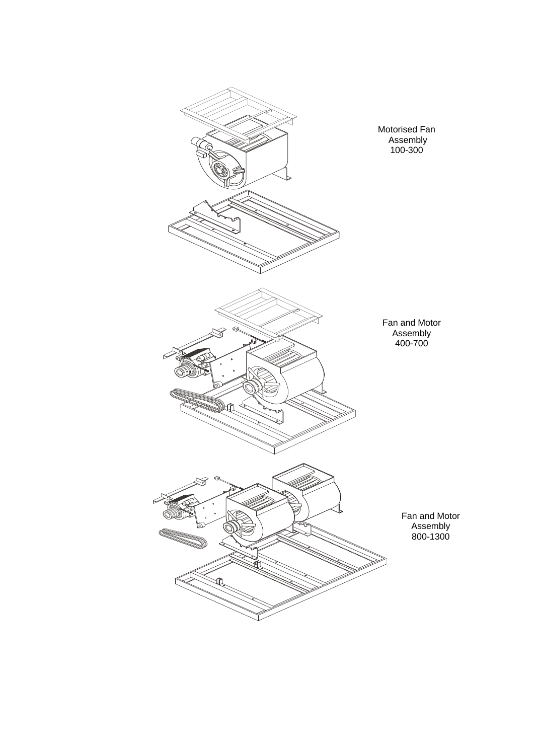Motorised Fan Assembly 100-300

Fan and Motor Assembly 400-700

Fan and Motor Assembly 800-1300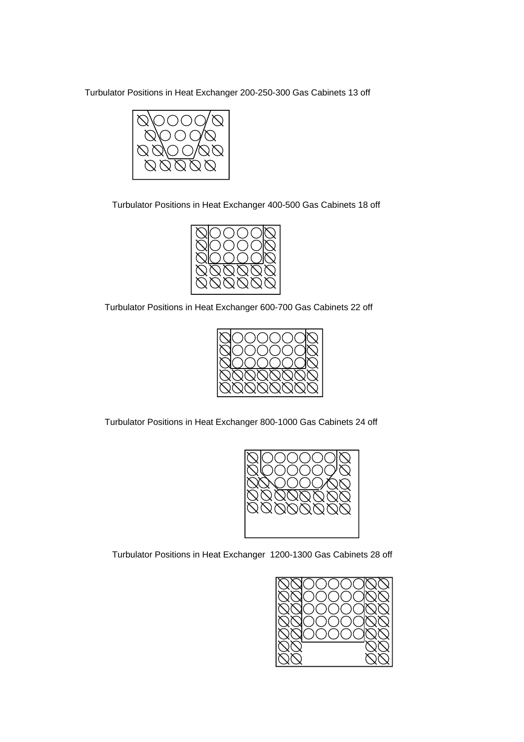Turbulator Positions in Heat Exchanger 200-250-300 Gas Cabinets 13 off

Turbulator Positions in Heat Exchanger 400-500 Gas Cabinets 18 off

Turbulator Positions in Heat Exchanger 600-700 Gas Cabinets 22 off

Turbulator Positions in Heat Exchanger 800-1000 Gas Cabinets 24 off

Turbulator Positions in Heat Exchanger 1200-1300 Gas Cabinets 28 off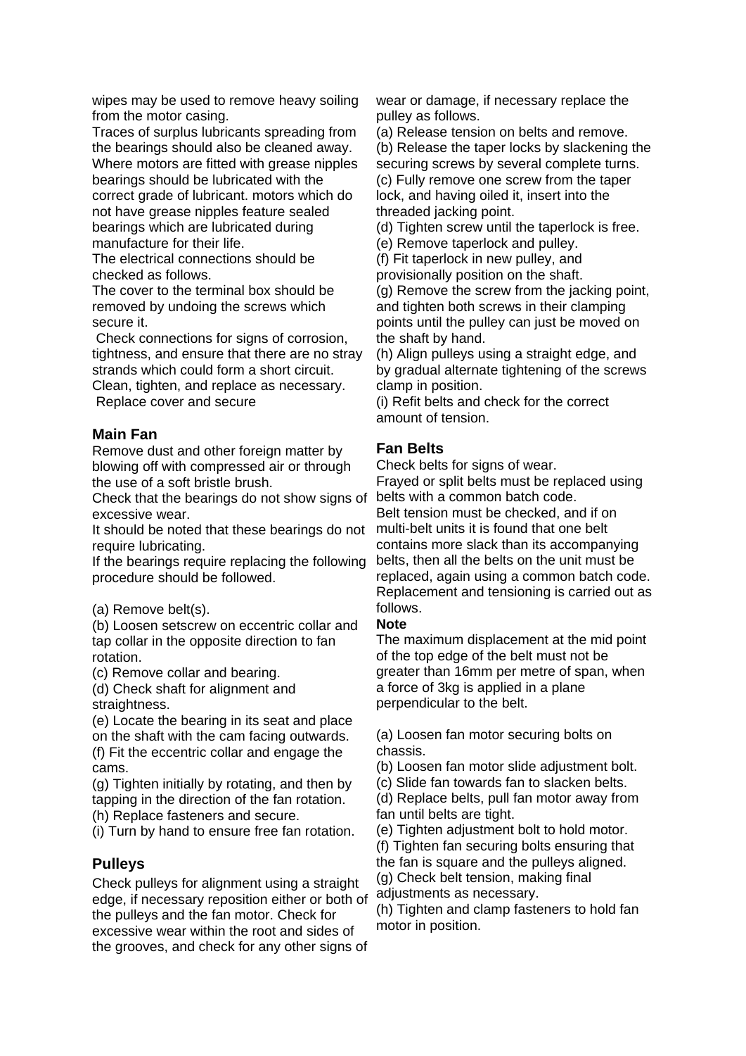wipes may be used to remove heavy soiling from the motor casing.

Traces of surplus lubricants spreading from the bearings should also be cleaned away. Where motors are fitted with grease nipples bearings should be lubricated with the correct grade of lubricant. motors which do not have grease nipples feature sealed bearings which are lubricated during manufacture for their life.

The electrical connections should be checked as follows.

The cover to the terminal box should be removed by undoing the screws which secure it.

Check connections for signs of corrosion, tightness, and ensure that there are no stray strands which could form a short circuit. Clean, tighten, and replace as necessary. Replace cover and secure

### Main Fan

Remove dust and other foreign matter by blowing off with compressed air or through the use of a soft bristle brush.

Check that the bearings do not show signs of excessive wear.

It should be noted that these bearings do not require lubricating.

If the bearings require replacing the following procedure should be followed.

(a) Remove belt(s).
(b) Loosen setscrew on eccentric collar and tap collar in the opposite direction to fan rotation.
(c) Remove collar and bearing.
(d) Check shaft for alignment and straightness.
(e) Locate the bearing in its seat and place on the shaft with the cam facing outwards.
(f) Fit the eccentric collar and engage the cams.
(g) Tighten initially by rotating, and then by tapping in the direction of the fan rotation.
(h) Replace fasteners and secure.
(i) Turn by hand to ensure free fan rotation.

### Pulleys

Check pulleys for alignment using a straight edge, if necessary reposition either or both of the pulleys and the fan motor. Check for excessive wear within the root and sides of the grooves, and check for any other signs of wear or damage, if necessary replace the pulley as follows.

(a) Release tension on belts and remove.
(b) Release the taper locks by slackening the securing screws by several complete turns.
(c) Fully remove one screw from the taper lock, and having oiled it, insert into the threaded jacking point.
(d) Tighten screw until the taperlock is free.
(e) Remove taperlock and pulley.
(f) Fit taperlock in new pulley, and provisionally position on the shaft.
(g) Remove the screw from the jacking point, and tighten both screws in their clamping points until the pulley can just be moved on the shaft by hand.
(h) Align pulleys using a straight edge, and by gradual alternate tightening of the screws clamp in position.
(i) Refit belts and check for the correct amount of tension.

### Fan Belts

Check belts for signs of wear.

Frayed or split belts must be replaced using belts with a common batch code.

Belt tension must be checked, and if on multi-belt units it is found that one belt contains more slack than its accompanying belts, then all the belts on the unit must be replaced, again using a common batch code. Replacement and tensioning is carried out as follows.

**Note**

The maximum displacement at the mid point of the top edge of the belt must not be greater than 16mm per metre of span, when a force of 3kg is applied in a plane perpendicular to the belt.

(a) Loosen fan motor securing bolts on chassis.
(b) Loosen fan motor slide adjustment bolt.
(c) Slide fan towards fan to slacken belts.
(d) Replace belts, pull fan motor away from fan until belts are tight.
(e) Tighten adjustment bolt to hold motor.
(f) Tighten fan securing bolts ensuring that the fan is square and the pulleys aligned.
(g) Check belt tension, making final adjustments as necessary.
(h) Tighten and clamp fasteners to hold fan motor in position.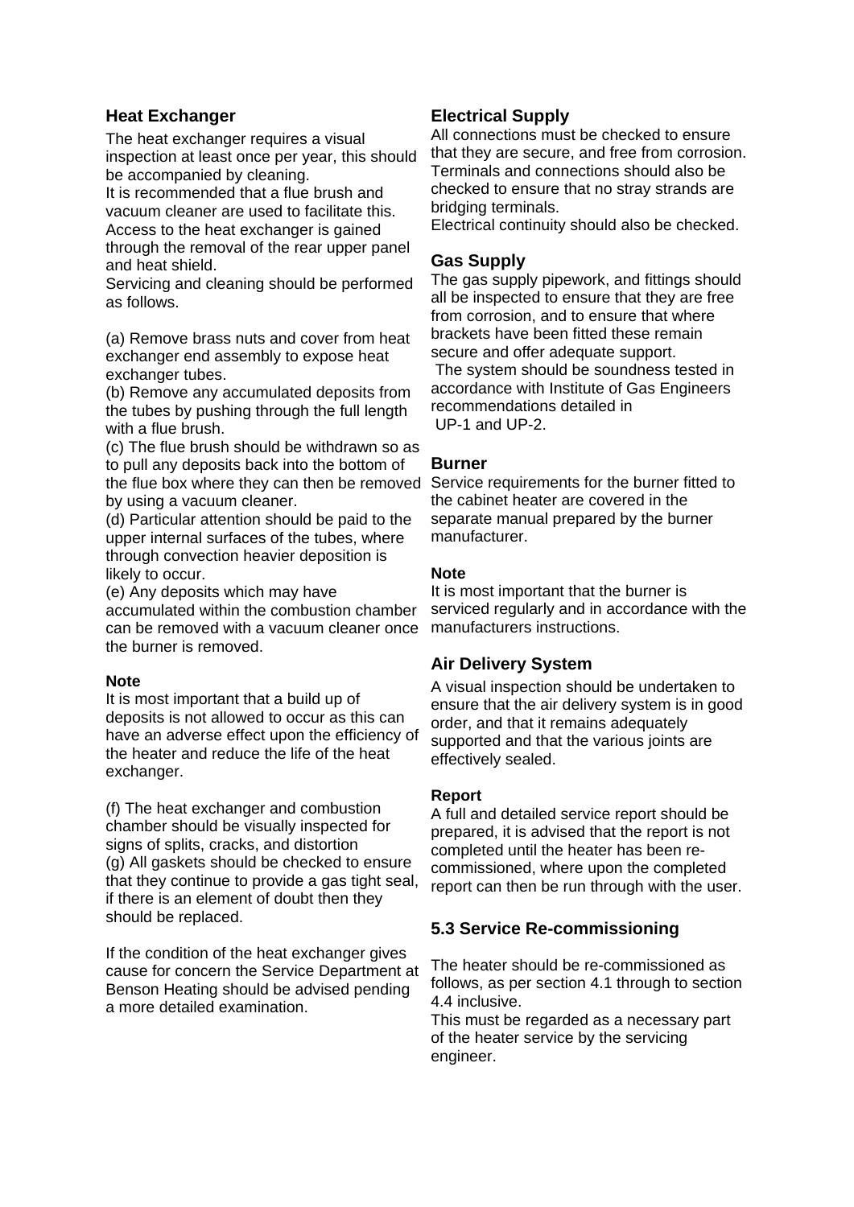### Heat Exchanger

The heat exchanger requires a visual inspection at least once per year, this should be accompanied by cleaning.
It is recommended that a flue brush and vacuum cleaner are used to facilitate this.
Access to the heat exchanger is gained through the removal of the rear upper panel and heat shield.
Servicing and cleaning should be performed as follows.

(a) Remove brass nuts and cover from heat exchanger end assembly to expose heat exchanger tubes.
(b) Remove any accumulated deposits from the tubes by pushing through the full length with a flue brush.
(c) The flue brush should be withdrawn so as to pull any deposits back into the bottom of the flue box where they can then be removed by using a vacuum cleaner.
(d) Particular attention should be paid to the upper internal surfaces of the tubes, where through convection heavier deposition is likely to occur.
(e) Any deposits which may have accumulated within the combustion chamber can be removed with a vacuum cleaner once the burner is removed.

**Note**
It is most important that a build up of deposits is not allowed to occur as this can have an adverse effect upon the efficiency of the heater and reduce the life of the heat exchanger.

(f) The heat exchanger and combustion chamber should be visually inspected for signs of splits, cracks, and distortion
(g) All gaskets should be checked to ensure that they continue to provide a gas tight seal, if there is an element of doubt then they should be replaced.

If the condition of the heat exchanger gives cause for concern the Service Department at Benson Heating should be advised pending a more detailed examination.

### Electrical Supply

All connections must be checked to ensure that they are secure, and free from corrosion. Terminals and connections should also be checked to ensure that no stray strands are bridging terminals.
Electrical continuity should also be checked.

### Gas Supply

The gas supply pipework, and fittings should all be inspected to ensure that they are free from corrosion, and to ensure that where brackets have been fitted these remain secure and offer adequate support.
The system should be soundness tested in accordance with Institute of Gas Engineers recommendations detailed in
UP-1 and UP-2.

### Burner

Service requirements for the burner fitted to the cabinet heater are covered in the separate manual prepared by the burner manufacturer.

**Note**
It is most important that the burner is serviced regularly and in accordance with the manufacturers instructions.

### Air Delivery System

A visual inspection should be undertaken to ensure that the air delivery system is in good order, and that it remains adequately supported and that the various joints are effectively sealed.

**Report**
A full and detailed service report should be prepared, it is advised that the report is not completed until the heater has been re-commissioned, where upon the completed report can then be run through with the user.

## 5.3 Service Re-commissioning

The heater should be re-commissioned as follows, as per section 4.1 through to section 4.4 inclusive.
This must be regarded as a necessary part of the heater service by the servicing engineer.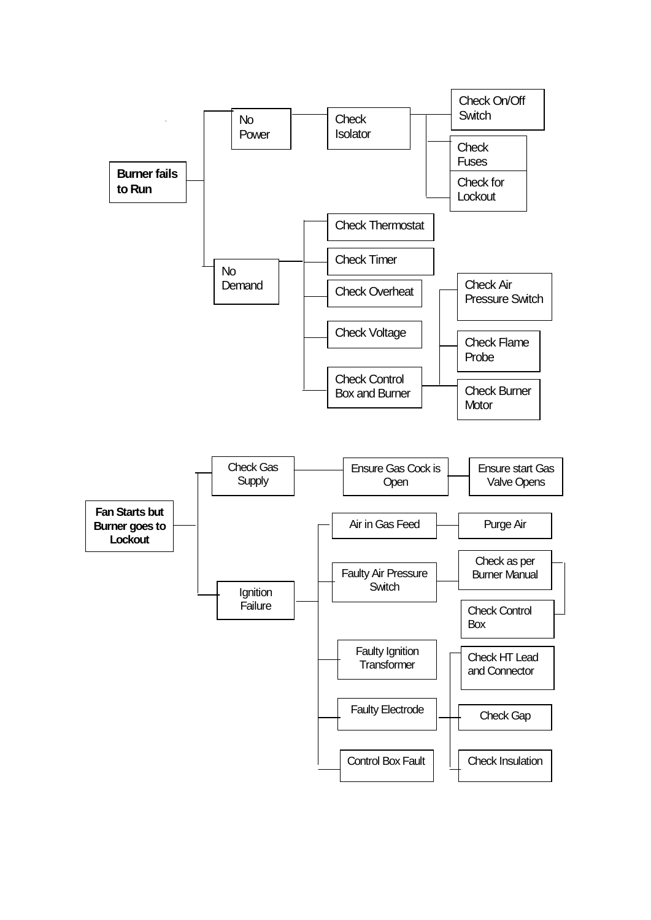**Burner fails to Run**

- No Power
  - Check Isolator
    - Check On/Off Switch
    - Check Fuses
    - Check for Lockout
- No Demand
  - Check Thermostat
  - Check Timer
  - Check Overheat
  - Check Voltage
  - Check Control Box and Burner
    - Check Air Pressure Switch
    - Check Flame Probe
    - Check Burner Motor

**Fan Starts but Burner goes to Lockout**

- Check Gas Supply
  - Ensure Gas Cock is Open
    - Ensure start Gas Valve Opens
- Ignition Failure
  - Air in Gas Feed
    - Purge Air
  - Faulty Air Pressure Switch
    - Check as per Burner Manual
    - Check Control Box
  - Faulty Ignition Transformer
  - Faulty Electrode
    - Check HT Lead and Connector
    - Check Gap
    - Check Insulation
  - Control Box Fault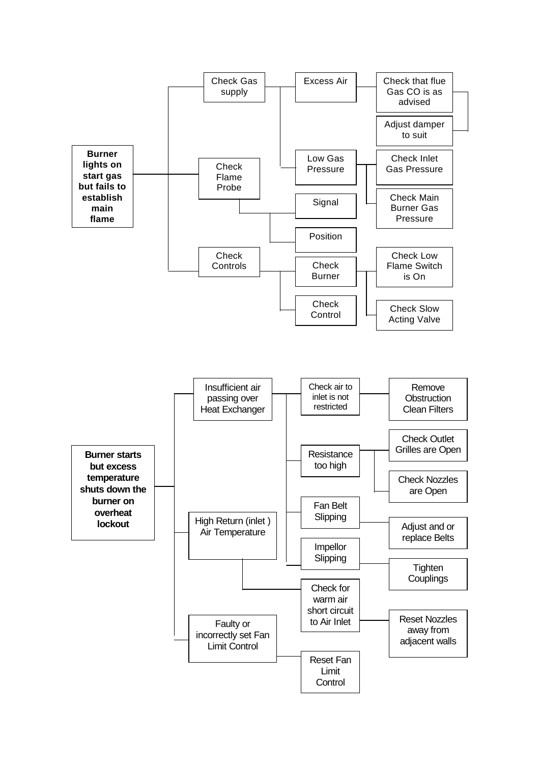**Burner lights on start gas but fails to establish main flame**

- Check Gas supply
  - Excess Air
    - Check that flue Gas CO is as advised
    - Adjust damper to suit
  - Low Gas Pressure
    - Check Inlet Gas Pressure
    - Check Main Burner Gas Pressure
- Check Flame Probe
  - Signal
  - Position
- Check Controls
  - Check Burner
    - Check Low Flame Switch is On
    - Check Slow Acting Valve
  - Check Control

**Burner starts but excess temperature shuts down the burner on overheat lockout**

- Insufficient air passing over Heat Exchanger
  - Check air to inlet is not restricted
    - Remove Obstruction Clean Filters
  - Resistance too high
    - Check Outlet Grilles are Open
    - Check Nozzles are Open
  - Fan Belt Slipping
    - Adjust and or replace Belts
  - Impellor Slipping
    - Tighten Couplings
- High Return (inlet ) Air Temperature
  - Check for warm air short circuit to Air Inlet
    - Reset Nozzles away from adjacent walls
- Faulty or incorrectly set Fan Limit Control
  - Reset Fan Limit Control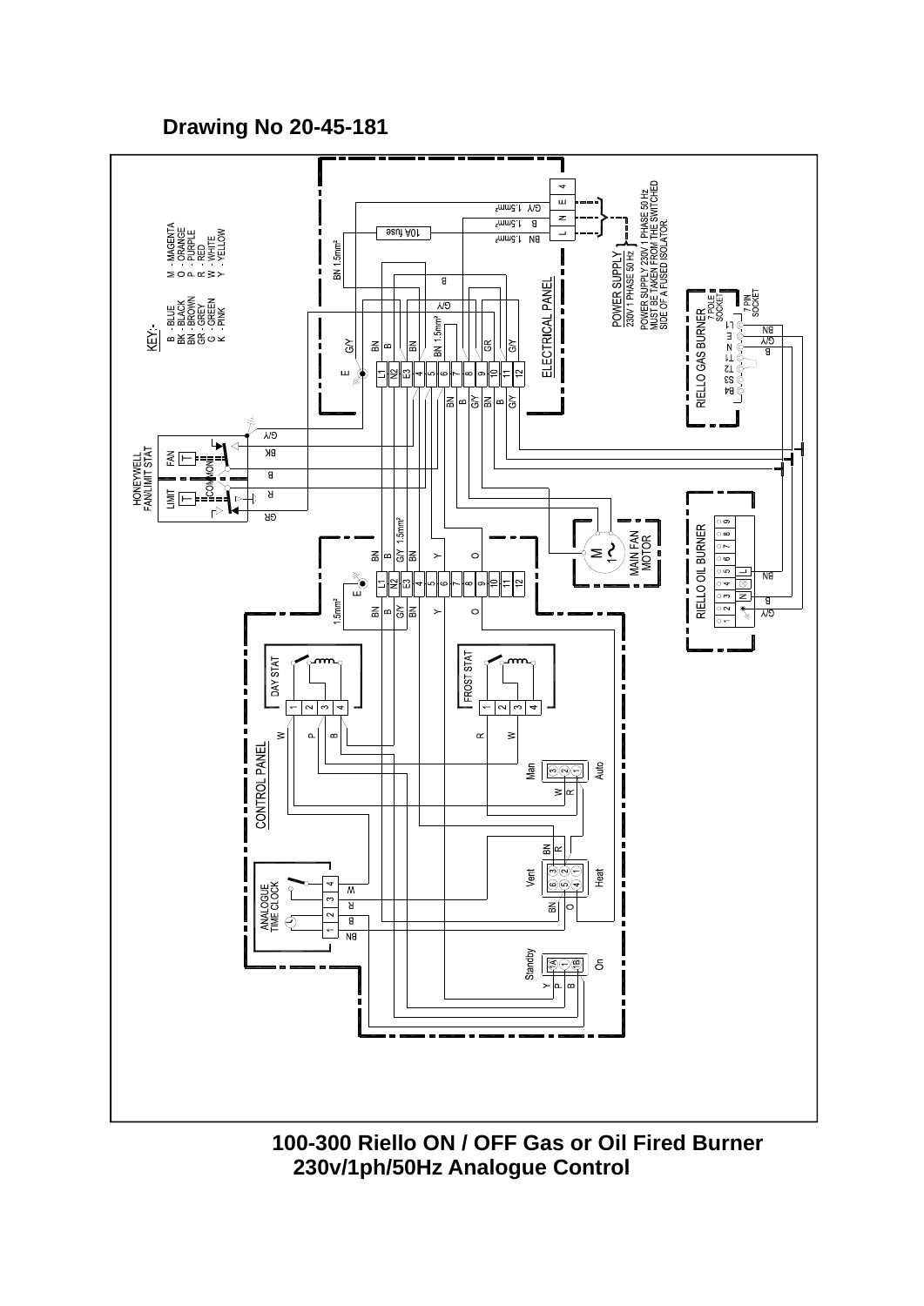**Drawing No 20-45-181**

KEY:-

- B - BLUE
- BK - BLACK
- BN - BROWN
- GR - GREY
- G - GREEN
- K - PINK
- M - MAGENTA
- O - ORANGE
- P - PURPLE
- R - RED
- W - WHITE
- Y - YELLOW

ELECTRICAL PANEL

POWER SUPPLY
230V 1 PHASE 50 Hz

POWER SUPPLY 230V 1 PHASE 50 Hz MUST BE TAKEN FROM THE SWITCHED SIDE OF A FUSED ISOLATOR.

10A fuse

RIELLO GAS BURNER 7 POLE SOCKET

7 PIN SOCKET

HONEYWELL FAN/LIMIT STAT

MAIN FAN MOTOR

RIELLO OIL BURNER

CONTROL PANEL

DAY STAT

FROST STAT

ANALOGUE TIME CLOCK

Man / Auto

Vent / Heat

Standby / On

**100-300 Riello ON / OFF Gas or Oil Fired Burner 230v/1ph/50Hz Analogue Control**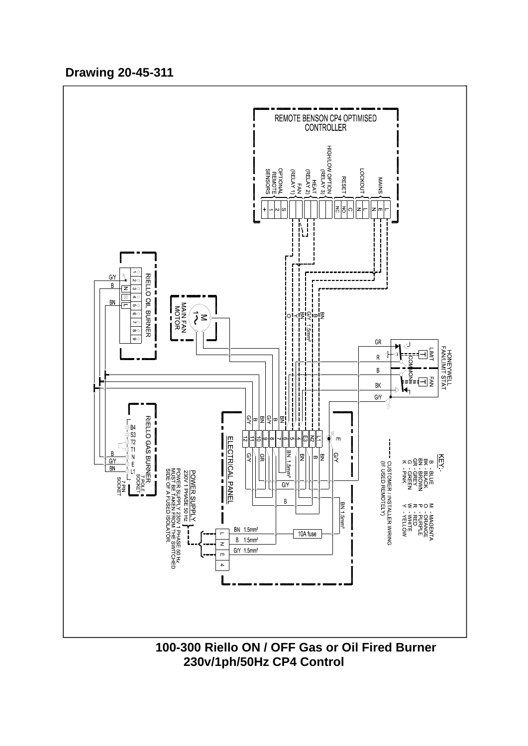**Drawing 20-45-311**

REMOTE BENSON CP4 OPTIMISED CONTROLLER

MAINS — L, E, N
LOCKOUT — L, N
RESET — C, NO, NC
HIGH/LOW OPTION (RELAY 3)
HEAT (RELAY 2)
FAN (RELAY 1)
OPTIONAL REMOTE SENSORS — S, 2, 1, +

RIELLO OIL BURNER — 1 2 3 4 5 6 7 8 9 — G/Y, B (N), BN (L)

MAIN FAN MOTOR — M 1~ — O, Y, BN, G/Y, B, BN 1.5mm²

HONEYWELL FAN/LIMIT STAT — LIMIT, FAN, COMMON — GR, R, B, BK, G/Y

RIELLO GAS BURNER — B4, S3, T2, T1, N, E, L1 — B, G/Y, BN — 7 POLE SOCKET, 7 PIN SOCKET

ELECTRICAL PANEL — Terminals: L1, N2, E3, 4, 5, 6, 7, 8, 9, 10, 11, 12, E — BN, B, G/Y, BN, BN 1.5mm², GR, G/Y, 10A fuse, BN 1.5mm²

POWER SUPPLY 230V 1 PHASE 50 Hz — L, N, E, 4 — BN 1.5mm², B 1.5mm², G/Y 1.5mm²

POWER SUPPLY 230V 1 PHASE 50 Hz MUST BE TAKEN FROM THE SWITCHED SIDE OF A FUSED ISOLATOR.

KEY:-

| | |
|---|---|
| B - BLUE | M - MAGENTA |
| BK - BLACK | O - ORANGE |
| BN - BROWN | P - PURPLE |
| GR - GREY | R - RED |
| G - GREEN | W - WHITE |
| K - PINK | Y - YELLOW |

---- CUSTOMER / INSTALLER WIRING (IF USED REMOTELY)

**100-300 Riello ON / OFF Gas or Oil Fired Burner 230v/1ph/50Hz CP4 Control**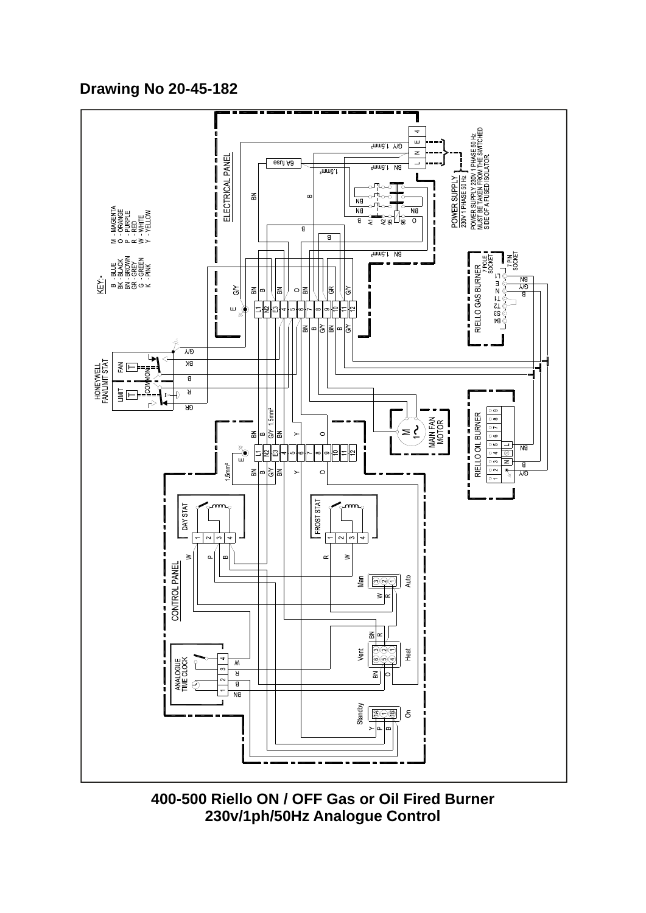**Drawing No 20-45-182**

**400-500 Riello ON / OFF Gas or Oil Fired Burner**
**230v/1ph/50Hz Analogue Control**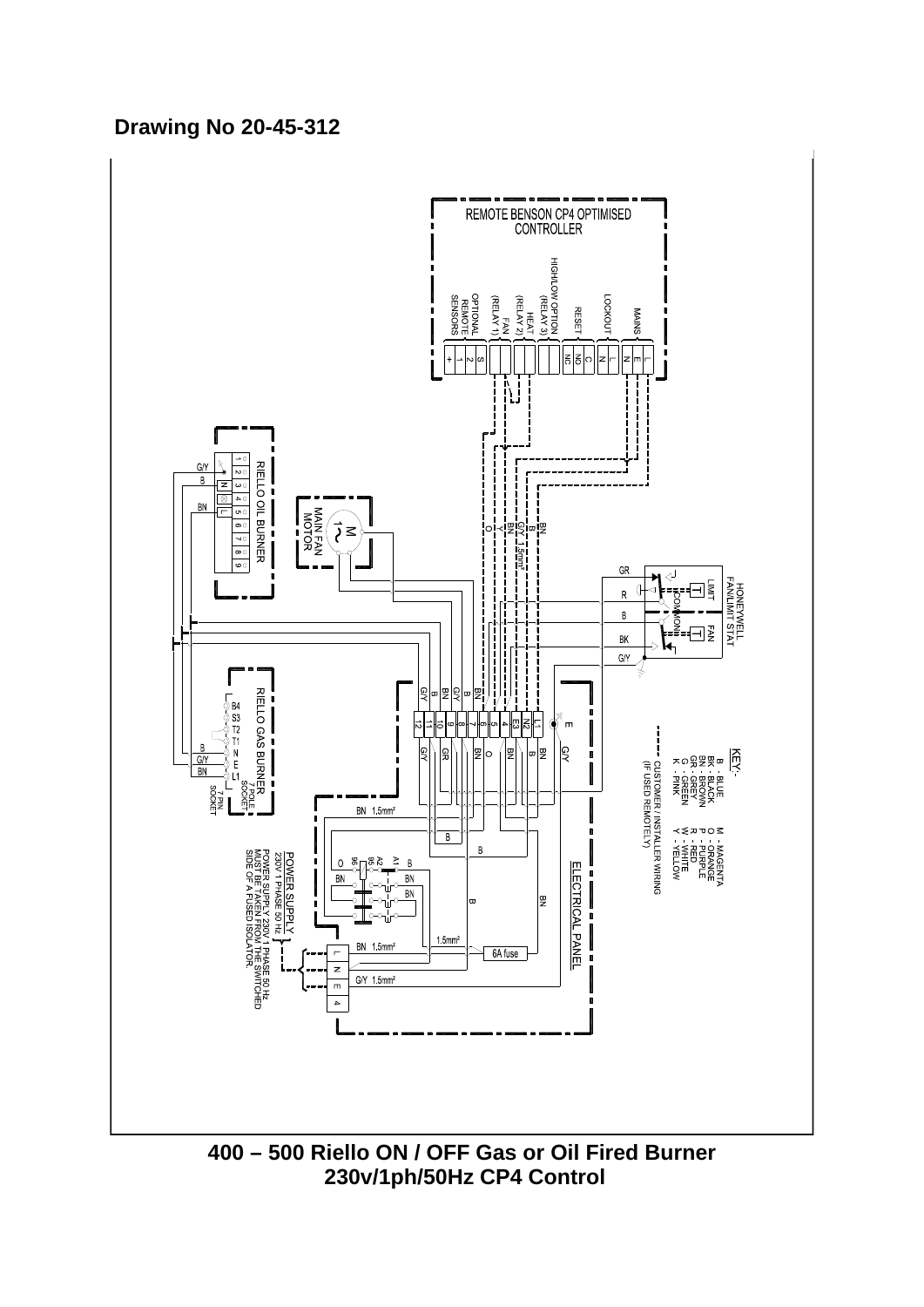**Drawing No 20-45-312**

REMOTE BENSON CP4 OPTIMISED CONTROLLER

OPTIONAL REMOTE SENSORS | FAN (RELAY 1) | HEAT (RELAY 2) | HIGH/LOW OPTION (RELAY 3) | RESET | LOCKOUT | MAINS

RIELLO OIL BURNER

MAIN FAN MOTOR

HONEYWELL FAN/LIMIT STAT

LIMIT | COMMON | FAN

RIELLO GAS BURNER

7 POLE SOCKET

7 PIN SOCKET

ELECTRICAL PANEL

6A fuse

POWER SUPPLY
230V 1 PHASE 50 Hz

POWER SUPPLY 230V 1 PHASE 50 Hz MUST BE TAKEN FROM THE SWITCHED SIDE OF A FUSED ISOLATOR.

KEY:-

| | |
|---|---|
| B - BLUE | M - MAGENTA |
| BK - BLACK | O - ORANGE |
| BN - BROWN | P - PURPLE |
| GR - GREY | R - RED |
| G - GREEN | W - WHITE |
| K - PINK | Y - YELLOW |

CUSTOMER / INSTALLER WIRING (IF USED REMOTELY)

**400 – 500 Riello ON / OFF Gas or Oil Fired Burner**
**230v/1ph/50Hz CP4 Control**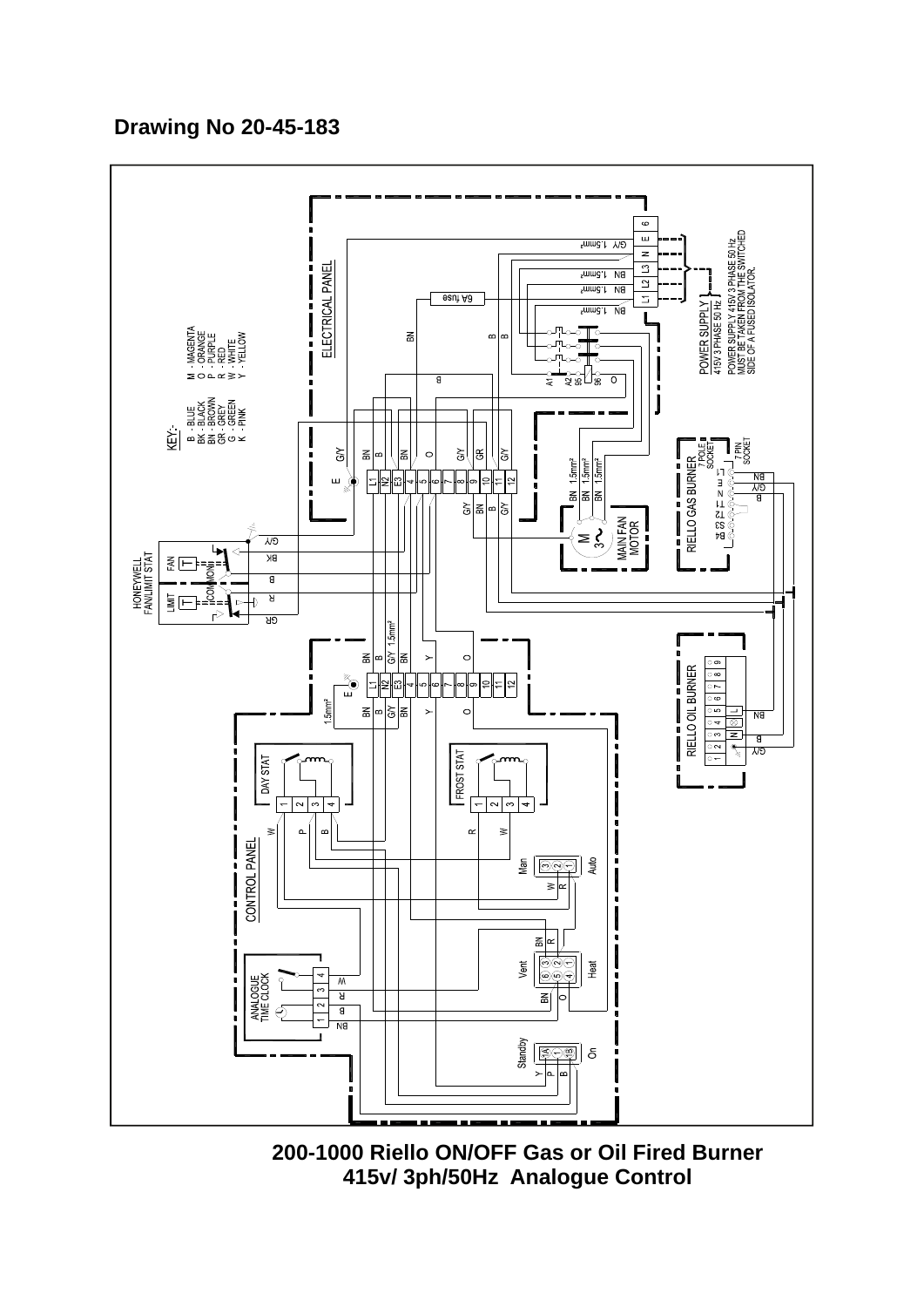**Drawing No 20-45-183**

**200-1000 Riello ON/OFF Gas or Oil Fired Burner**
**415v/ 3ph/50Hz Analogue Control**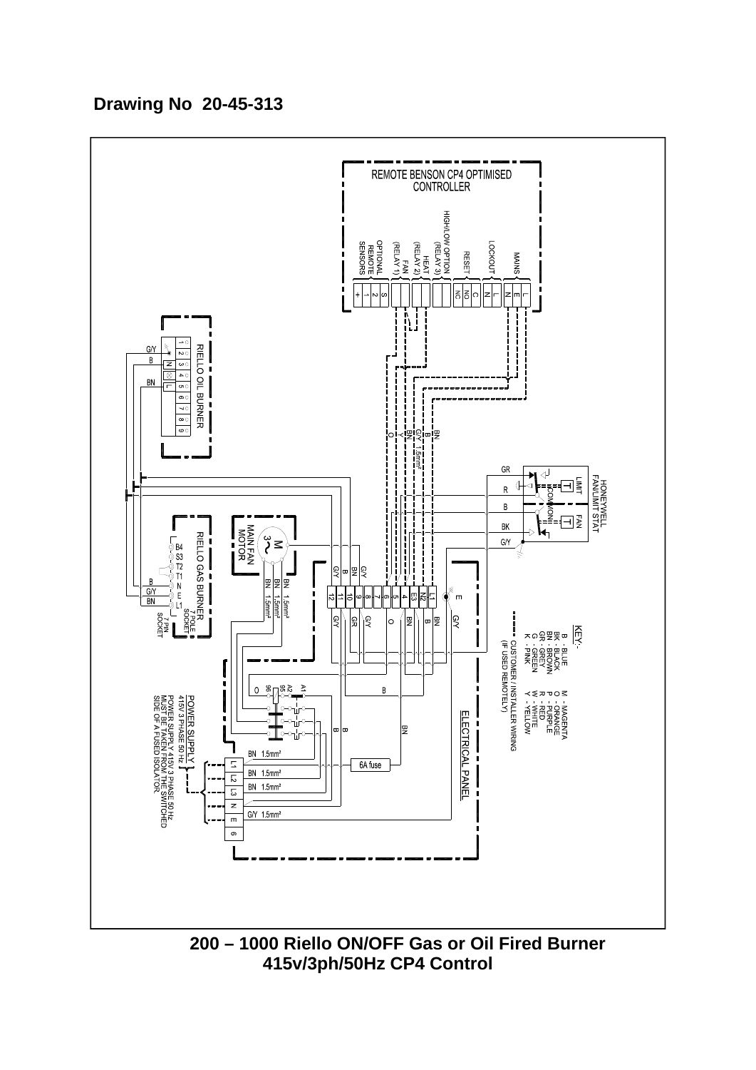**Drawing No 20-45-313**

REMOTE BENSON CP4 OPTIMISED CONTROLLER

MAINS — L, E, N
LOCKOUT — L, N
RESET — C, NO, NC
HIGH/LOW OPTION (RELAY 3)
HEAT (RELAY 2)
FAN (RELAY 1)
OPTIONAL REMOTE SENSORS — S, 2, 1, +

RIELLO OIL BURNER — 1, 2, 3, 4, 5, 6, 7, 8, 9 — G/Y, B, N, BN, L

HONEYWELL FAN/LIMIT STAT — LIMIT, COMMON, FAN — GR, R, B, BK, G/Y

MAIN FAN MOTOR — M 3~

RIELLO GAS BURNER — B4, S3, T2, T1, N, E, L1 — B, G/Y, BN — 7 POLE SOCKET, 7 PIN SOCKET

Terminals: L1, N2, E3, 4, 5, 6, 7, 8, 9, 10, 11, 12, E

BN 1.5mm², G/Y 1.5mm², O, BK, B, BN, GR, G/Y

KEY:-
B - BLUE, M - MAGENTA
BK - BLACK, O - ORANGE
BN - BROWN, P - PURPLE
GR - GREY, R - RED
G - GREEN, W - WHITE
K - PINK, Y - YELLOW

CUSTOMER / INSTALLER WIRING (IF USED REMOTELY)

ELECTRICAL PANEL

A1, A2, 95, 96

6A fuse

POWER SUPPLY 415V 3 PHASE 50 Hz — L1, L2, L3, N, E, 6 — BN 1.5mm², BN 1.5mm², BN 1.5mm², G/Y 1.5mm²

POWER SUPPLY 415V 3 PHASE 50 Hz MUST BE TAKEN FROM THE SWITCHED SIDE OF A FUSED ISOLATOR.

**200 – 1000 Riello ON/OFF Gas or Oil Fired Burner**
**415v/3ph/50Hz CP4 Control**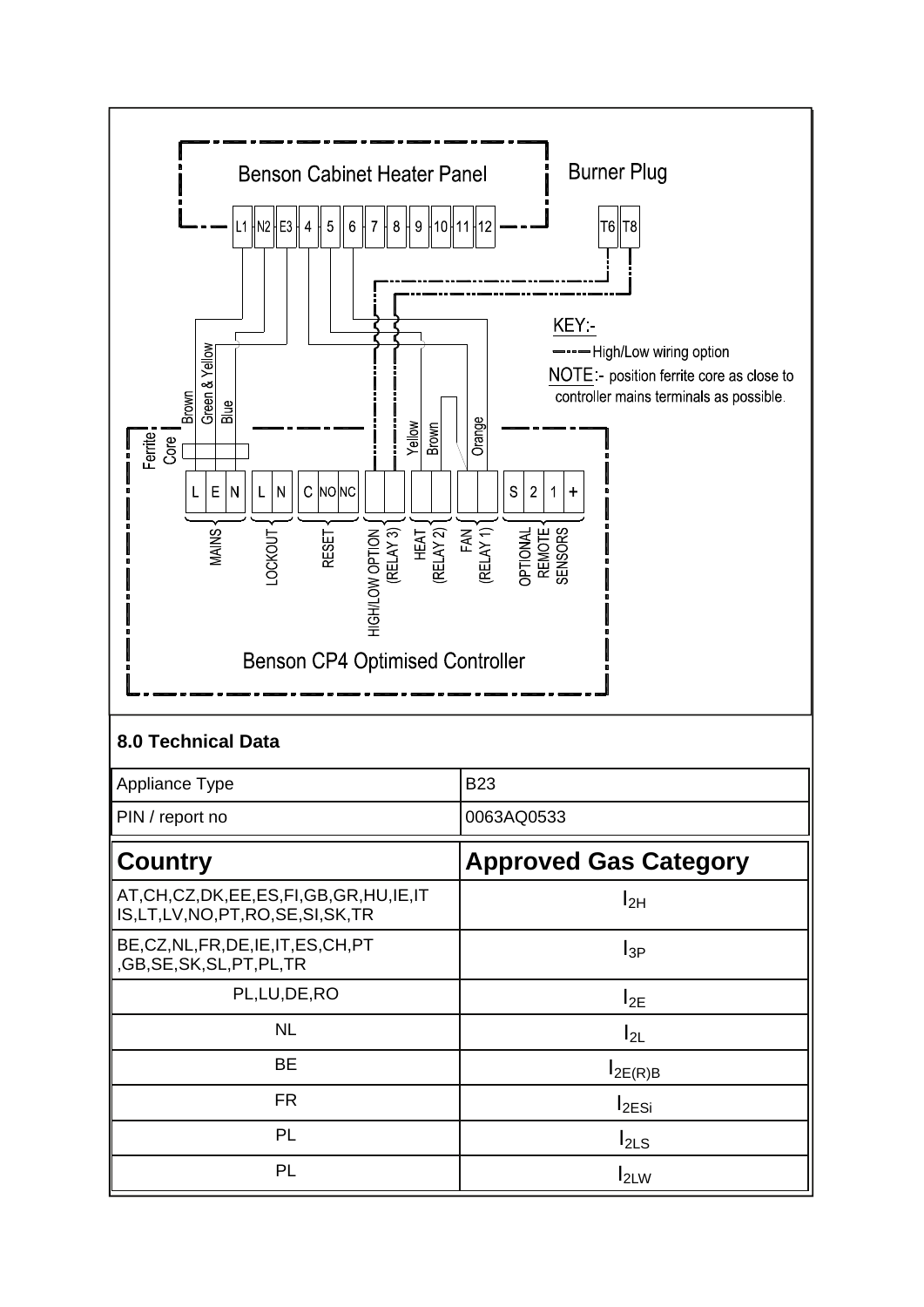Benson Cabinet Heater Panel

Burner Plug

L1 | N2 | E3 | 4 | 5 | 6 | 7 | 8 | 9 | 10 | 11 | 12

T6 | T8

KEY:-

High/Low wiring option

NOTE:- position ferrite core as close to controller mains terminals as possible.

Ferrite Core

Brown, Green & Yellow, Blue, Yellow, Brown, Orange

L | E | N — MAINS

L | N — LOCKOUT

C | NO | NC — RESET

HIGH/LOW OPTION (RELAY 3)

HEAT (RELAY 2)

FAN (RELAY 1)

S | 2 | 1 | + — OPTIONAL REMOTE SENSORS

Benson CP4 Optimised Controller

**8.0 Technical Data**

| Appliance Type | B23 |
| --- | --- |
| PIN / report no | 0063AQ0533 |

| **Country** | **Approved Gas Category** |
| --- | --- |
| AT,CH,CZ,DK,EE,ES,FI,GB,GR,HU,IE,IT IS,LT,LV,NO,PT,RO,SE,SI,SK,TR | $I_{2H}$ |
| BE,CZ,NL,FR,DE,IE,IT,ES,CH,PT ,GB,SE,SK,SL,PT,PL,TR | $I_{3P}$ |
| PL,LU,DE,RO | $I_{2E}$ |
| NL | $I_{2L}$ |
| BE | $I_{2E(R)B}$ |
| FR | $I_{2ESi}$ |
| PL | $I_{2LS}$ |
| PL | $I_{2LW}$ |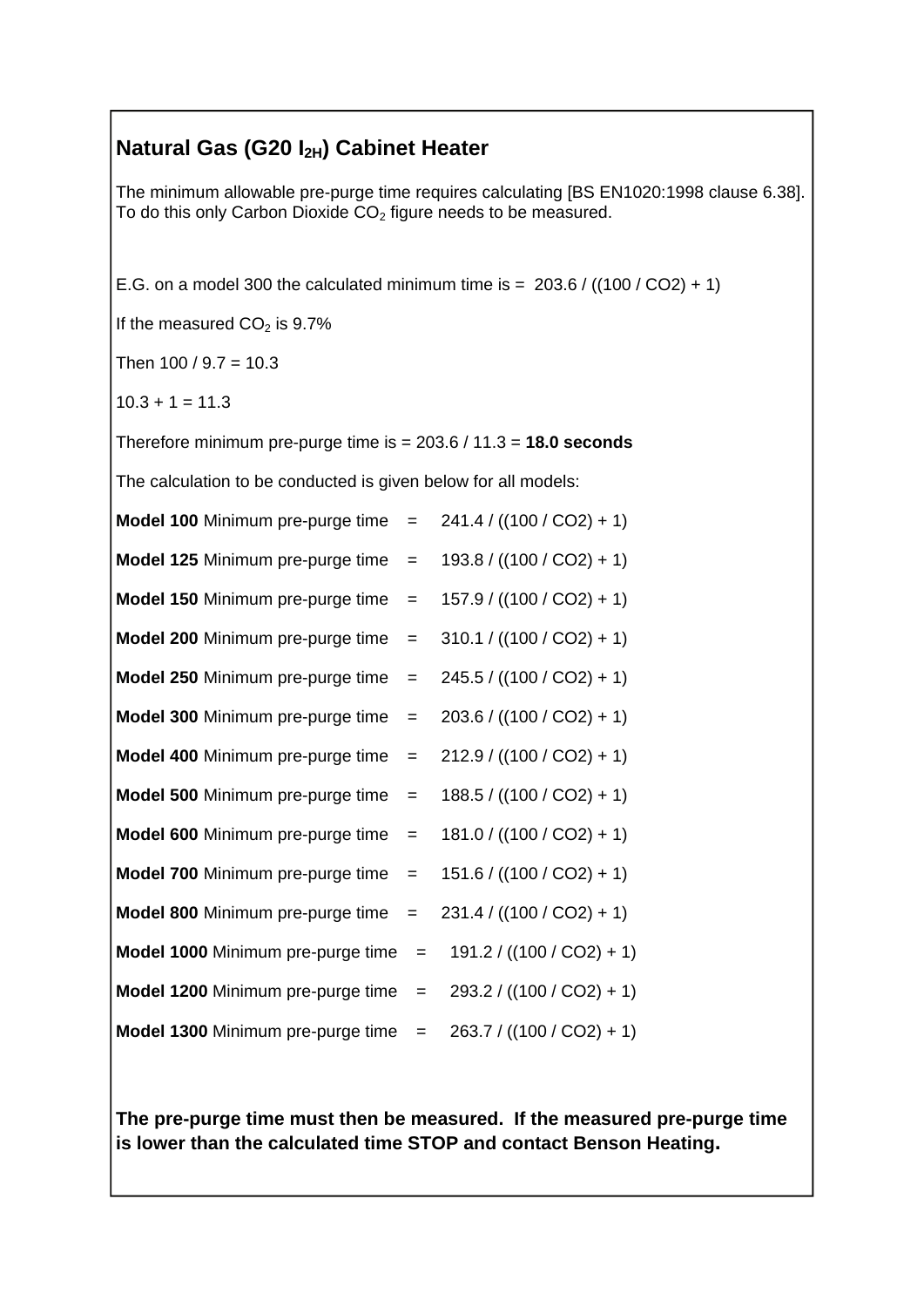## Natural Gas (G20 $I_{2H}$) Cabinet Heater

The minimum allowable pre-purge time requires calculating [BS EN1020:1998 clause 6.38]. To do this only Carbon Dioxide $CO_2$ figure needs to be measured.

E.G. on a model 300 the calculated minimum time is = 203.6 / ((100 / CO2) + 1)

If the measured $CO_2$ is 9.7%

Then 100 / 9.7 = 10.3

10.3 + 1 = 11.3

Therefore minimum pre-purge time is = 203.6 / 11.3 = **18.0 seconds**

The calculation to be conducted is given below for all models:

**Model 100** Minimum pre-purge time = 241.4 / ((100 / CO2) + 1)

**Model 125** Minimum pre-purge time = 193.8 / ((100 / CO2) + 1)

**Model 150** Minimum pre-purge time = 157.9 / ((100 / CO2) + 1)

**Model 200** Minimum pre-purge time = 310.1 / ((100 / CO2) + 1)

**Model 250** Minimum pre-purge time = 245.5 / ((100 / CO2) + 1)

**Model 300** Minimum pre-purge time = 203.6 / ((100 / CO2) + 1)

**Model 400** Minimum pre-purge time = 212.9 / ((100 / CO2) + 1)

**Model 500** Minimum pre-purge time = 188.5 / ((100 / CO2) + 1)

**Model 600** Minimum pre-purge time = 181.0 / ((100 / CO2) + 1)

**Model 700** Minimum pre-purge time = 151.6 / ((100 / CO2) + 1)

**Model 800** Minimum pre-purge time = 231.4 / ((100 / CO2) + 1)

**Model 1000** Minimum pre-purge time = 191.2 / ((100 / CO2) + 1)

**Model 1200** Minimum pre-purge time = 293.2 / ((100 / CO2) + 1)

**Model 1300** Minimum pre-purge time = 263.7 / ((100 / CO2) + 1)

**The pre-purge time must then be measured. If the measured pre-purge time is lower than the calculated time STOP and contact Benson Heating.**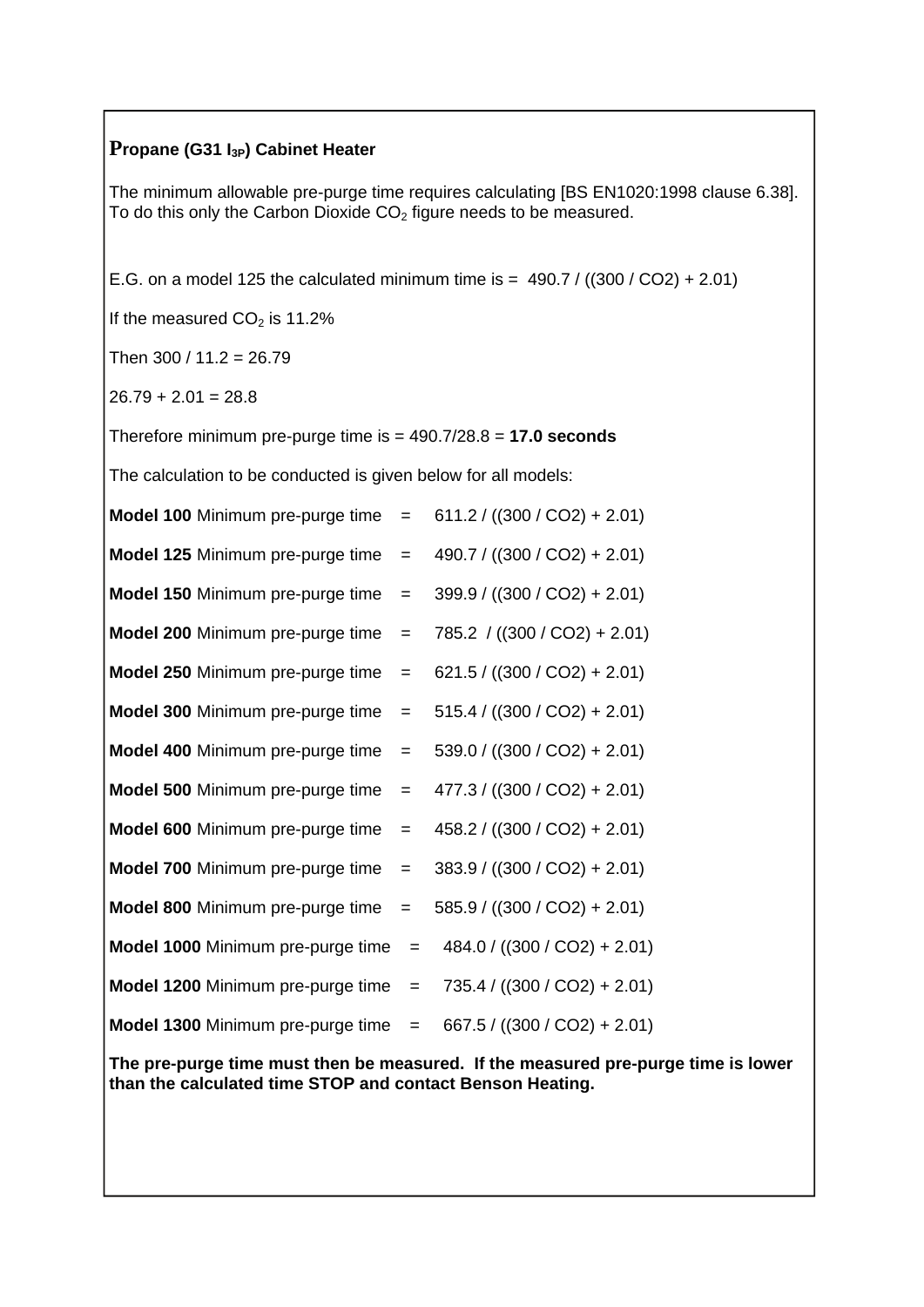## Propane (G31 $I_{3P}$) Cabinet Heater

The minimum allowable pre-purge time requires calculating [BS EN1020:1998 clause 6.38]. To do this only the Carbon Dioxide $CO_2$ figure needs to be measured.

E.G. on a model 125 the calculated minimum time is = 490.7 / ((300 / CO2) + 2.01)

If the measured $CO_2$ is 11.2%

Then 300 / 11.2 = 26.79

26.79 + 2.01 = 28.8

Therefore minimum pre-purge time is = 490.7/28.8 = **17.0 seconds**

The calculation to be conducted is given below for all models:

**Model 100** Minimum pre-purge time = 611.2 / ((300 / CO2) + 2.01)

**Model 125** Minimum pre-purge time = 490.7 / ((300 / CO2) + 2.01)

**Model 150** Minimum pre-purge time = 399.9 / ((300 / CO2) + 2.01)

**Model 200** Minimum pre-purge time = 785.2 / ((300 / CO2) + 2.01)

**Model 250** Minimum pre-purge time = 621.5 / ((300 / CO2) + 2.01)

**Model 300** Minimum pre-purge time = 515.4 / ((300 / CO2) + 2.01)

**Model 400** Minimum pre-purge time = 539.0 / ((300 / CO2) + 2.01)

**Model 500** Minimum pre-purge time = 477.3 / ((300 / CO2) + 2.01)

**Model 600** Minimum pre-purge time = 458.2 / ((300 / CO2) + 2.01)

**Model 700** Minimum pre-purge time = 383.9 / ((300 / CO2) + 2.01)

**Model 800** Minimum pre-purge time = 585.9 / ((300 / CO2) + 2.01)

**Model 1000** Minimum pre-purge time = 484.0 / ((300 / CO2) + 2.01)

**Model 1200** Minimum pre-purge time = 735.4 / ((300 / CO2) + 2.01)

**Model 1300** Minimum pre-purge time = 667.5 / ((300 / CO2) + 2.01)

**The pre-purge time must then be measured. If the measured pre-purge time is lower than the calculated time STOP and contact Benson Heating.**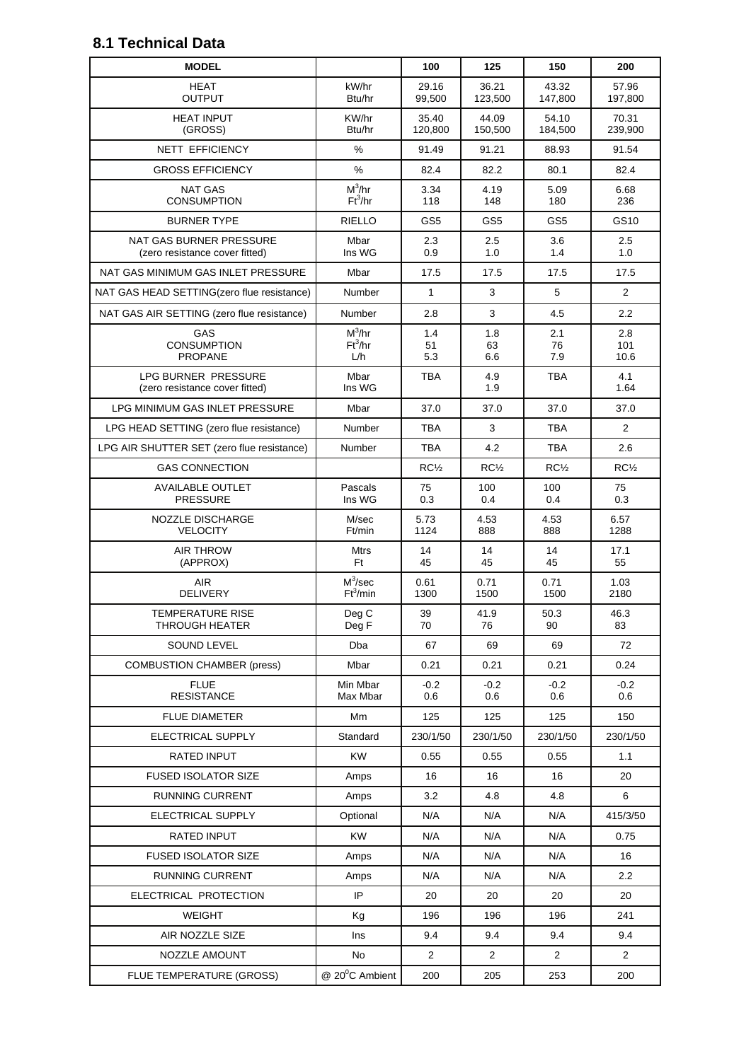## 8.1 Technical Data

| MODEL | | 100 | 125 | 150 | 200 |
|---|---|---|---|---|---|
| HEAT OUTPUT | kW/hr Btu/hr | 29.16 99,500 | 36.21 123,500 | 43.32 147,800 | 57.96 197,800 |
| HEAT INPUT (GROSS) | KW/hr Btu/hr | 35.40 120,800 | 44.09 150,500 | 54.10 184,500 | 70.31 239,900 |
| NETT EFFICIENCY | % | 91.49 | 91.21 | 88.93 | 91.54 |
| GROSS EFFICIENCY | % | 82.4 | 82.2 | 80.1 | 82.4 |
| NAT GAS CONSUMPTION | $M^3$/hr $Ft^3$/hr | 3.34 118 | 4.19 148 | 5.09 180 | 6.68 236 |
| BURNER TYPE | RIELLO | GS5 | GS5 | GS5 | GS10 |
| NAT GAS BURNER PRESSURE (zero resistance cover fitted) | Mbar Ins WG | 2.3 0.9 | 2.5 1.0 | 3.6 1.4 | 2.5 1.0 |
| NAT GAS MINIMUM GAS INLET PRESSURE | Mbar | 17.5 | 17.5 | 17.5 | 17.5 |
| NAT GAS HEAD SETTING(zero flue resistance) | Number | 1 | 3 | 5 | 2 |
| NAT GAS AIR SETTING (zero flue resistance) | Number | 2.8 | 3 | 4.5 | 2.2 |
| GAS CONSUMPTION PROPANE | $M^3$/hr $Ft^3$/hr L/h | 1.4 51 5.3 | 1.8 63 6.6 | 2.1 76 7.9 | 2.8 101 10.6 |
| LPG BURNER PRESSURE (zero resistance cover fitted) | Mbar Ins WG | TBA | 4.9 1.9 | TBA | 4.1 1.64 |
| LPG MINIMUM GAS INLET PRESSURE | Mbar | 37.0 | 37.0 | 37.0 | 37.0 |
| LPG HEAD SETTING (zero flue resistance) | Number | TBA | 3 | TBA | 2 |
| LPG AIR SHUTTER SET (zero flue resistance) | Number | TBA | 4.2 | TBA | 2.6 |
| GAS CONNECTION | | RC½ | RC½ | RC½ | RC½ |
| AVAILABLE OUTLET PRESSURE | Pascals Ins WG | 75 0.3 | 100 0.4 | 100 0.4 | 75 0.3 |
| NOZZLE DISCHARGE VELOCITY | M/sec Ft/min | 5.73 1124 | 4.53 888 | 4.53 888 | 6.57 1288 |
| AIR THROW (APPROX) | Mtrs Ft | 14 45 | 14 45 | 14 45 | 17.1 55 |
| AIR DELIVERY | $M^3$/sec $Ft^3$/min | 0.61 1300 | 0.71 1500 | 0.71 1500 | 1.03 2180 |
| TEMPERATURE RISE THROUGH HEATER | Deg C Deg F | 39 70 | 41.9 76 | 50.3 90 | 46.3 83 |
| SOUND LEVEL | Dba | 67 | 69 | 69 | 72 |
| COMBUSTION CHAMBER (press) | Mbar | 0.21 | 0.21 | 0.21 | 0.24 |
| FLUE RESISTANCE | Min Mbar Max Mbar | -0.2 0.6 | -0.2 0.6 | -0.2 0.6 | -0.2 0.6 |
| FLUE DIAMETER | Mm | 125 | 125 | 125 | 150 |
| ELECTRICAL SUPPLY | Standard | 230/1/50 | 230/1/50 | 230/1/50 | 230/1/50 |
| RATED INPUT | KW | 0.55 | 0.55 | 0.55 | 1.1 |
| FUSED ISOLATOR SIZE | Amps | 16 | 16 | 16 | 20 |
| RUNNING CURRENT | Amps | 3.2 | 4.8 | 4.8 | 6 |
| ELECTRICAL SUPPLY | Optional | N/A | N/A | N/A | 415/3/50 |
| RATED INPUT | KW | N/A | N/A | N/A | 0.75 |
| FUSED ISOLATOR SIZE | Amps | N/A | N/A | N/A | 16 |
| RUNNING CURRENT | Amps | N/A | N/A | N/A | 2.2 |
| ELECTRICAL PROTECTION | IP | 20 | 20 | 20 | 20 |
| WEIGHT | Kg | 196 | 196 | 196 | 241 |
| AIR NOZZLE SIZE | Ins | 9.4 | 9.4 | 9.4 | 9.4 |
| NOZZLE AMOUNT | No | 2 | 2 | 2 | 2 |
| FLUE TEMPERATURE (GROSS) | @ 20°C Ambient | 200 | 205 | 253 | 200 |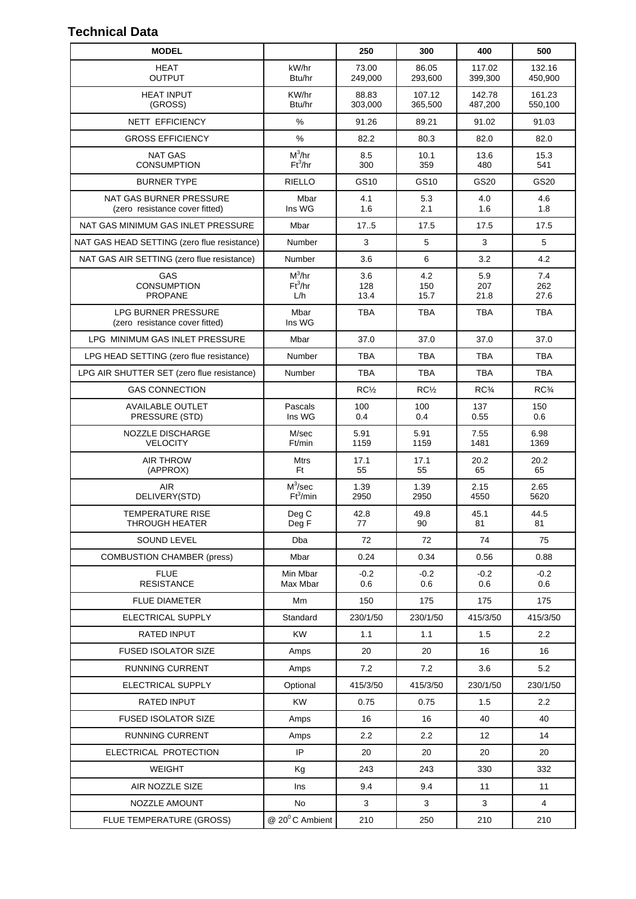## Technical Data

| MODEL | | 250 | 300 | 400 | 500 |
|---|---|---|---|---|---|
| HEAT OUTPUT | kW/hr<br>Btu/hr | 73.00<br>249,000 | 86.05<br>293,600 | 117.02<br>399,300 | 132.16<br>450,900 |
| HEAT INPUT (GROSS) | KW/hr<br>Btu/hr | 88.83<br>303,000 | 107.12<br>365,500 | 142.78<br>487,200 | 161.23<br>550,100 |
| NETT EFFICIENCY | % | 91.26 | 89.21 | 91.02 | 91.03 |
| GROSS EFFICIENCY | % | 82.2 | 80.3 | 82.0 | 82.0 |
| NAT GAS CONSUMPTION | $M^3$/hr<br>$Ft^3$/hr | 8.5<br>300 | 10.1<br>359 | 13.6<br>480 | 15.3<br>541 |
| BURNER TYPE | RIELLO | GS10 | GS10 | GS20 | GS20 |
| NAT GAS BURNER PRESSURE (zero resistance cover fitted) | Mbar<br>Ins WG | 4.1<br>1.6 | 5.3<br>2.1 | 4.0<br>1.6 | 4.6<br>1.8 |
| NAT GAS MINIMUM GAS INLET PRESSURE | Mbar | 17..5 | 17.5 | 17.5 | 17.5 |
| NAT GAS HEAD SETTING (zero flue resistance) | Number | 3 | 5 | 3 | 5 |
| NAT GAS AIR SETTING (zero flue resistance) | Number | 3.6 | 6 | 3.2 | 4.2 |
| GAS CONSUMPTION PROPANE | $M^3$/hr<br>$Ft^3$/hr<br>L/h | 3.6<br>128<br>13.4 | 4.2<br>150<br>15.7 | 5.9<br>207<br>21.8 | 7.4<br>262<br>27.6 |
| LPG BURNER PRESSURE (zero resistance cover fitted) | Mbar<br>Ins WG | TBA | TBA | TBA | TBA |
| LPG MINIMUM GAS INLET PRESSURE | Mbar | 37.0 | 37.0 | 37.0 | 37.0 |
| LPG HEAD SETTING (zero flue resistance) | Number | TBA | TBA | TBA | TBA |
| LPG AIR SHUTTER SET (zero flue resistance) | Number | TBA | TBA | TBA | TBA |
| GAS CONNECTION | | RC½ | RC½ | RC¾ | RC¾ |
| AVAILABLE OUTLET PRESSURE (STD) | Pascals<br>Ins WG | 100<br>0.4 | 100<br>0.4 | 137<br>0.55 | 150<br>0.6 |
| NOZZLE DISCHARGE VELOCITY | M/sec<br>Ft/min | 5.91<br>1159 | 5.91<br>1159 | 7.55<br>1481 | 6.98<br>1369 |
| AIR THROW (APPROX) | Mtrs<br>Ft | 17.1<br>55 | 17.1<br>55 | 20.2<br>65 | 20.2<br>65 |
| AIR DELIVERY(STD) | $M^3$/sec<br>$Ft^3$/min | 1.39<br>2950 | 1.39<br>2950 | 2.15<br>4550 | 2.65<br>5620 |
| TEMPERATURE RISE THROUGH HEATER | Deg C<br>Deg F | 42.8<br>77 | 49.8<br>90 | 45.1<br>81 | 44.5<br>81 |
| SOUND LEVEL | Dba | 72 | 72 | 74 | 75 |
| COMBUSTION CHAMBER (press) | Mbar | 0.24 | 0.34 | 0.56 | 0.88 |
| FLUE RESISTANCE | Min Mbar<br>Max Mbar | -0.2<br>0.6 | -0.2<br>0.6 | -0.2<br>0.6 | -0.2<br>0.6 |
| FLUE DIAMETER | Mm | 150 | 175 | 175 | 175 |
| ELECTRICAL SUPPLY | Standard | 230/1/50 | 230/1/50 | 415/3/50 | 415/3/50 |
| RATED INPUT | KW | 1.1 | 1.1 | 1.5 | 2.2 |
| FUSED ISOLATOR SIZE | Amps | 20 | 20 | 16 | 16 |
| RUNNING CURRENT | Amps | 7.2 | 7.2 | 3.6 | 5.2 |
| ELECTRICAL SUPPLY | Optional | 415/3/50 | 415/3/50 | 230/1/50 | 230/1/50 |
| RATED INPUT | KW | 0.75 | 0.75 | 1.5 | 2.2 |
| FUSED ISOLATOR SIZE | Amps | 16 | 16 | 40 | 40 |
| RUNNING CURRENT | Amps | 2.2 | 2.2 | 12 | 14 |
| ELECTRICAL PROTECTION | IP | 20 | 20 | 20 | 20 |
| WEIGHT | Kg | 243 | 243 | 330 | 332 |
| AIR NOZZLE SIZE | Ins | 9.4 | 9.4 | 11 | 11 |
| NOZZLE AMOUNT | No | 3 | 3 | 3 | 4 |
| FLUE TEMPERATURE (GROSS) | @ $20^0$C Ambient | 210 | 250 | 210 | 210 |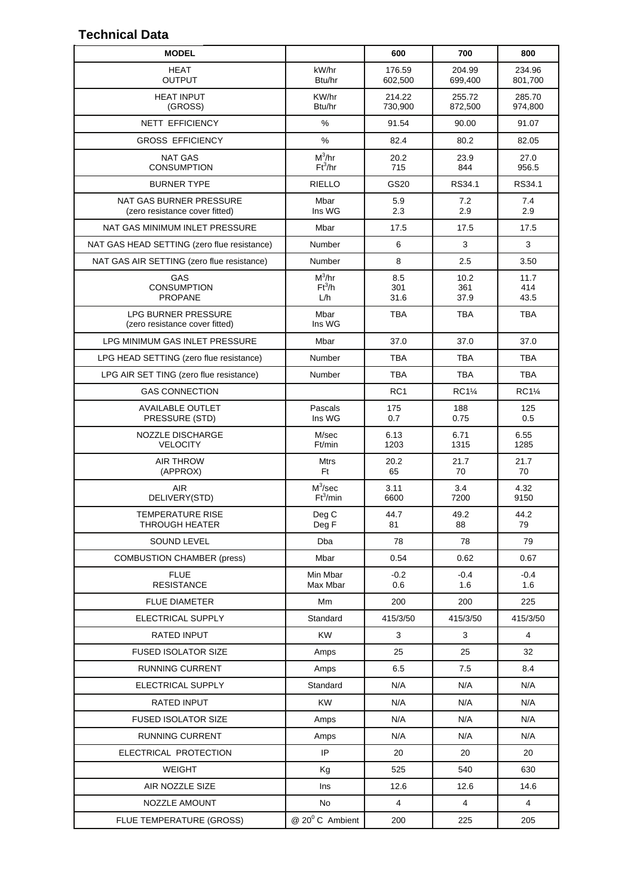## Technical Data

| MODEL | | 600 | 700 | 800 |
|---|---|---|---|---|
| HEAT OUTPUT | kW/hr<br>Btu/hr | 176.59<br>602,500 | 204.99<br>699,400 | 234.96<br>801,700 |
| HEAT INPUT (GROSS) | KW/hr<br>Btu/hr | 214.22<br>730,900 | 255.72<br>872,500 | 285.70<br>974,800 |
| NETT EFFICIENCY | % | 91.54 | 90.00 | 91.07 |
| GROSS EFFICIENCY | % | 82.4 | 80.2 | 82.05 |
| NAT GAS CONSUMPTION | $M^3$/hr<br>$Ft^3$/hr | 20.2<br>715 | 23.9<br>844 | 27.0<br>956.5 |
| BURNER TYPE | RIELLO | GS20 | RS34.1 | RS34.1 |
| NAT GAS BURNER PRESSURE (zero resistance cover fitted) | Mbar<br>Ins WG | 5.9<br>2.3 | 7.2<br>2.9 | 7.4<br>2.9 |
| NAT GAS MINIMUM INLET PRESSURE | Mbar | 17.5 | 17.5 | 17.5 |
| NAT GAS HEAD SETTING (zero flue resistance) | Number | 6 | 3 | 3 |
| NAT GAS AIR SETTING (zero flue resistance) | Number | 8 | 2.5 | 3.50 |
| GAS CONSUMPTION PROPANE | $M^3$/hr<br>$Ft^3$/h<br>L/h | 8.5<br>301<br>31.6 | 10.2<br>361<br>37.9 | 11.7<br>414<br>43.5 |
| LPG BURNER PRESSURE (zero resistance cover fitted) | Mbar<br>Ins WG | TBA | TBA | TBA |
| LPG MINIMUM GAS INLET PRESSURE | Mbar | 37.0 | 37.0 | 37.0 |
| LPG HEAD SETTING (zero flue resistance) | Number | TBA | TBA | TBA |
| LPG AIR SET TING (zero flue resistance) | Number | TBA | TBA | TBA |
| GAS CONNECTION | | RC1 | RC1¼ | RC1¼ |
| AVAILABLE OUTLET PRESSURE (STD) | Pascals<br>Ins WG | 175<br>0.7 | 188<br>0.75 | 125<br>0.5 |
| NOZZLE DISCHARGE VELOCITY | M/sec<br>Ft/min | 6.13<br>1203 | 6.71<br>1315 | 6.55<br>1285 |
| AIR THROW (APPROX) | Mtrs<br>Ft | 20.2<br>65 | 21.7<br>70 | 21.7<br>70 |
| AIR DELIVERY(STD) | $M^3$/sec<br>$Ft^3$/min | 3.11<br>6600 | 3.4<br>7200 | 4.32<br>9150 |
| TEMPERATURE RISE THROUGH HEATER | Deg C<br>Deg F | 44.7<br>81 | 49.2<br>88 | 44.2<br>79 |
| SOUND LEVEL | Dba | 78 | 78 | 79 |
| COMBUSTION CHAMBER (press) | Mbar | 0.54 | 0.62 | 0.67 |
| FLUE RESISTANCE | Min Mbar<br>Max Mbar | -0.2<br>0.6 | -0.4<br>1.6 | -0.4<br>1.6 |
| FLUE DIAMETER | Mm | 200 | 200 | 225 |
| ELECTRICAL SUPPLY | Standard | 415/3/50 | 415/3/50 | 415/3/50 |
| RATED INPUT | KW | 3 | 3 | 4 |
| FUSED ISOLATOR SIZE | Amps | 25 | 25 | 32 |
| RUNNING CURRENT | Amps | 6.5 | 7.5 | 8.4 |
| ELECTRICAL SUPPLY | Standard | N/A | N/A | N/A |
| RATED INPUT | KW | N/A | N/A | N/A |
| FUSED ISOLATOR SIZE | Amps | N/A | N/A | N/A |
| RUNNING CURRENT | Amps | N/A | N/A | N/A |
| ELECTRICAL PROTECTION | IP | 20 | 20 | 20 |
| WEIGHT | Kg | 525 | 540 | 630 |
| AIR NOZZLE SIZE | Ins | 12.6 | 12.6 | 14.6 |
| NOZZLE AMOUNT | No | 4 | 4 | 4 |
| FLUE TEMPERATURE (GROSS) | @ $20^0$ C Ambient | 200 | 225 | 205 |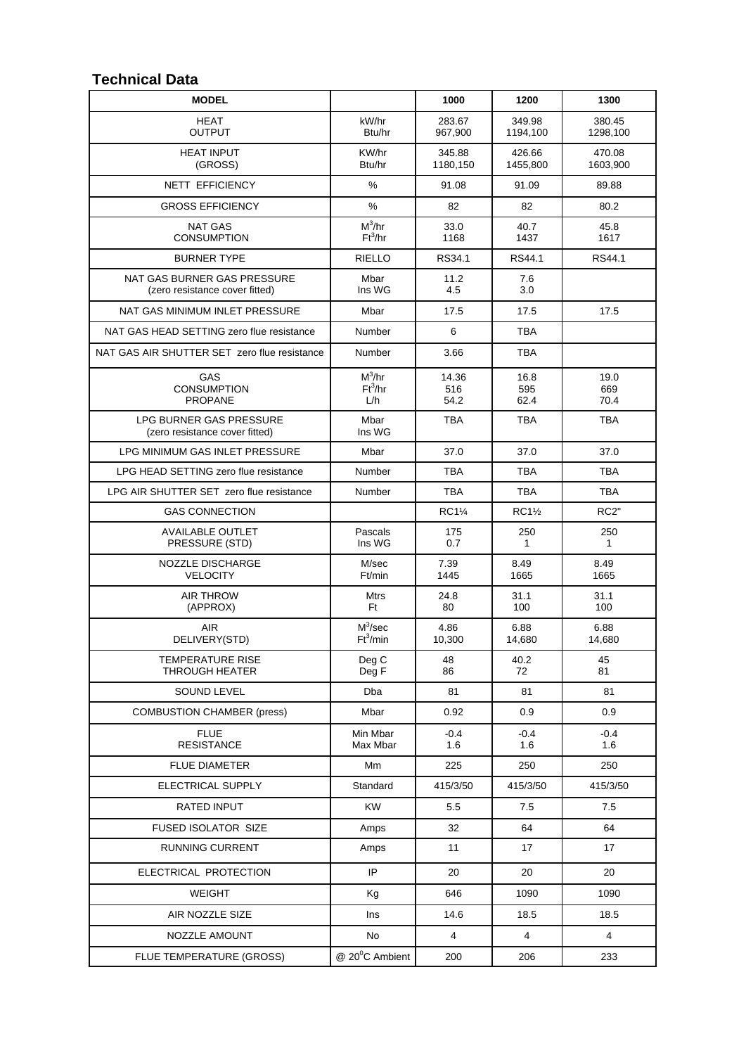## Technical Data

| MODEL | | 1000 | 1200 | 1300 |
|---|---|---|---|---|
| HEAT OUTPUT | kW/hr Btu/hr | 283.67 967,900 | 349.98 1194,100 | 380.45 1298,100 |
| HEAT INPUT (GROSS) | KW/hr Btu/hr | 345.88 1180,150 | 426.66 1455,800 | 470.08 1603,900 |
| NETT EFFICIENCY | % | 91.08 | 91.09 | 89.88 |
| GROSS EFFICIENCY | % | 82 | 82 | 80.2 |
| NAT GAS CONSUMPTION | $M^3$/hr $Ft^3$/hr | 33.0 1168 | 40.7 1437 | 45.8 1617 |
| BURNER TYPE | RIELLO | RS34.1 | RS44.1 | RS44.1 |
| NAT GAS BURNER GAS PRESSURE (zero resistance cover fitted) | Mbar Ins WG | 11.2 4.5 | 7.6 3.0 | |
| NAT GAS MINIMUM INLET PRESSURE | Mbar | 17.5 | 17.5 | 17.5 |
| NAT GAS HEAD SETTING zero flue resistance | Number | 6 | TBA | |
| NAT GAS AIR SHUTTER SET zero flue resistance | Number | 3.66 | TBA | |
| GAS CONSUMPTION PROPANE | $M^3$/hr $Ft^3$/hr L/h | 14.36 516 54.2 | 16.8 595 62.4 | 19.0 669 70.4 |
| LPG BURNER GAS PRESSURE (zero resistance cover fitted) | Mbar Ins WG | TBA | TBA | TBA |
| LPG MINIMUM GAS INLET PRESSURE | Mbar | 37.0 | 37.0 | 37.0 |
| LPG HEAD SETTING zero flue resistance | Number | TBA | TBA | TBA |
| LPG AIR SHUTTER SET zero flue resistance | Number | TBA | TBA | TBA |
| GAS CONNECTION | | RC1¼ | RC1½ | RC2" |
| AVAILABLE OUTLET PRESSURE (STD) | Pascals Ins WG | 175 0.7 | 250 1 | 250 1 |
| NOZZLE DISCHARGE VELOCITY | M/sec Ft/min | 7.39 1445 | 8.49 1665 | 8.49 1665 |
| AIR THROW (APPROX) | Mtrs Ft | 24.8 80 | 31.1 100 | 31.1 100 |
| AIR DELIVERY(STD) | $M^3$/sec $Ft^3$/min | 4.86 10,300 | 6.88 14,680 | 6.88 14,680 |
| TEMPERATURE RISE THROUGH HEATER | Deg C Deg F | 48 86 | 40.2 72 | 45 81 |
| SOUND LEVEL | Dba | 81 | 81 | 81 |
| COMBUSTION CHAMBER (press) | Mbar | 0.92 | 0.9 | 0.9 |
| FLUE RESISTANCE | Min Mbar Max Mbar | -0.4 1.6 | -0.4 1.6 | -0.4 1.6 |
| FLUE DIAMETER | Mm | 225 | 250 | 250 |
| ELECTRICAL SUPPLY | Standard | 415/3/50 | 415/3/50 | 415/3/50 |
| RATED INPUT | KW | 5.5 | 7.5 | 7.5 |
| FUSED ISOLATOR SIZE | Amps | 32 | 64 | 64 |
| RUNNING CURRENT | Amps | 11 | 17 | 17 |
| ELECTRICAL PROTECTION | IP | 20 | 20 | 20 |
| WEIGHT | Kg | 646 | 1090 | 1090 |
| AIR NOZZLE SIZE | Ins | 14.6 | 18.5 | 18.5 |
| NOZZLE AMOUNT | No | 4 | 4 | 4 |
| FLUE TEMPERATURE (GROSS) | @ $20^0$C Ambient | 200 | 206 | 233 |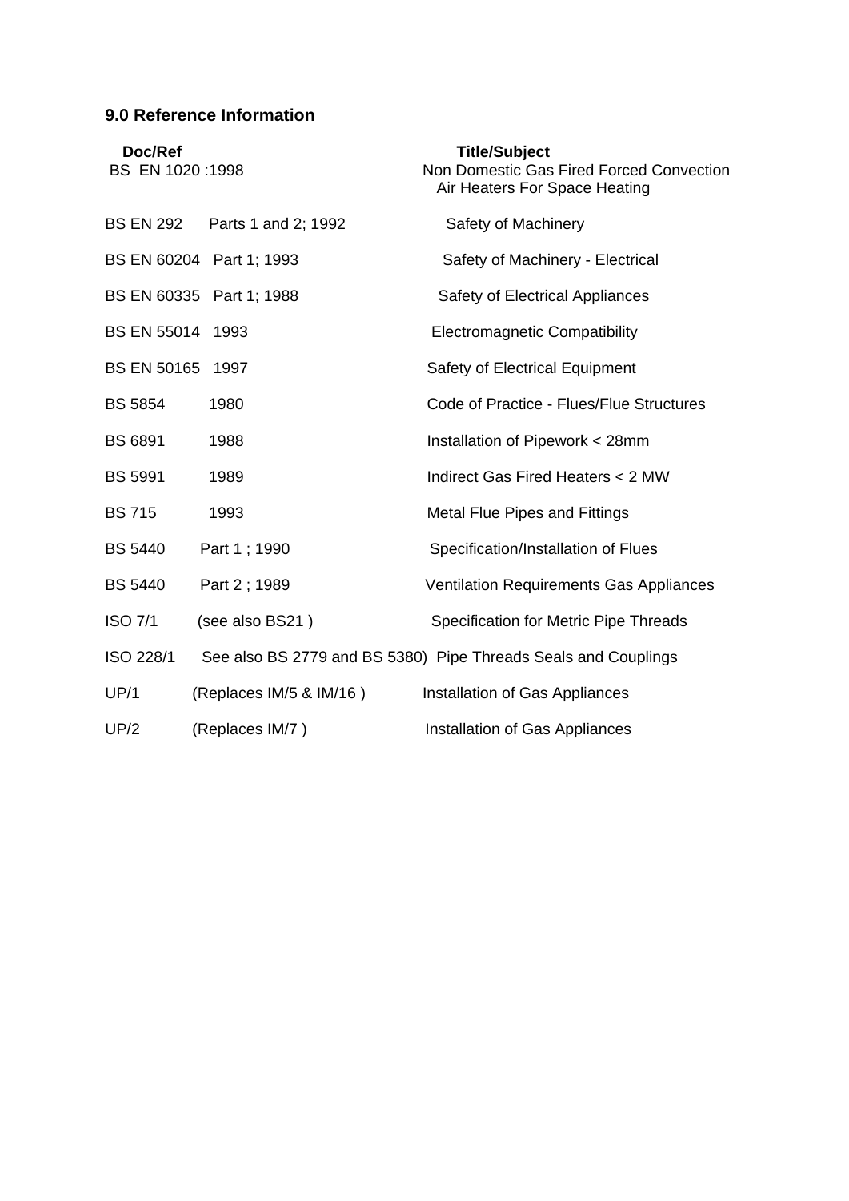## 9.0 Reference Information

| Doc/Ref | | Title/Subject |
|---|---|---|
| BS EN 1020 :1998 | | Non Domestic Gas Fired Forced Convection Air Heaters For Space Heating |
| BS EN 292 | Parts 1 and 2; 1992 | Safety of Machinery |
| BS EN 60204 | Part 1; 1993 | Safety of Machinery - Electrical |
| BS EN 60335 | Part 1; 1988 | Safety of Electrical Appliances |
| BS EN 55014 | 1993 | Electromagnetic Compatibility |
| BS EN 50165 | 1997 | Safety of Electrical Equipment |
| BS 5854 | 1980 | Code of Practice - Flues/Flue Structures |
| BS 6891 | 1988 | Installation of Pipework < 28mm |
| BS 5991 | 1989 | Indirect Gas Fired Heaters < 2 MW |
| BS 715 | 1993 | Metal Flue Pipes and Fittings |
| BS 5440 | Part 1 ; 1990 | Specification/Installation of Flues |
| BS 5440 | Part 2 ; 1989 | Ventilation Requirements Gas Appliances |
| ISO 7/1 | (see also BS21 ) | Specification for Metric Pipe Threads |
| ISO 228/1 | See also BS 2779 and BS 5380) | Pipe Threads Seals and Couplings |
| UP/1 | (Replaces IM/5 & IM/16 ) | Installation of Gas Appliances |
| UP/2 | (Replaces IM/7 ) | Installation of Gas Appliances |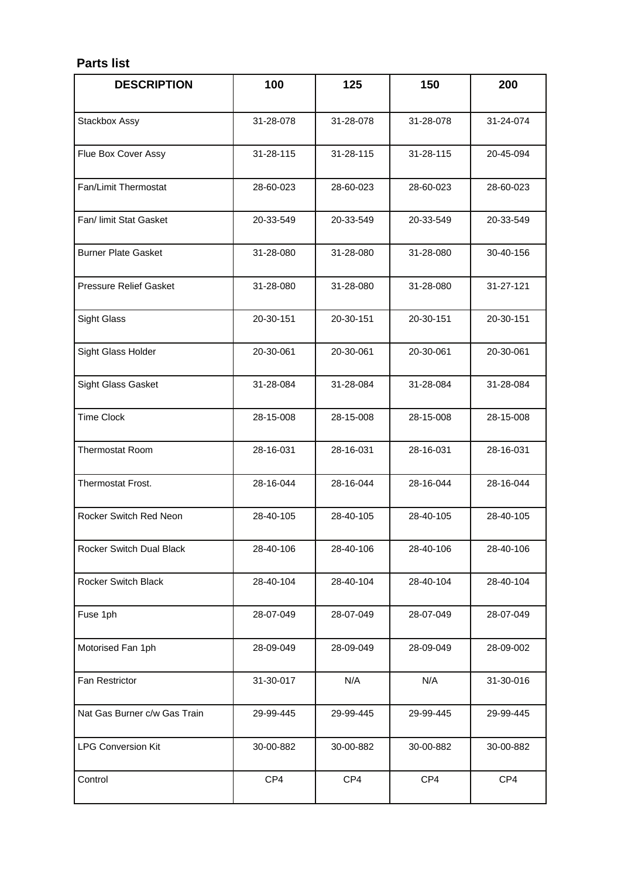**Parts list**

| DESCRIPTION | 100 | 125 | 150 | 200 |
|---|---|---|---|---|
| Stackbox Assy | 31-28-078 | 31-28-078 | 31-28-078 | 31-24-074 |
| Flue Box Cover Assy | 31-28-115 | 31-28-115 | 31-28-115 | 20-45-094 |
| Fan/Limit Thermostat | 28-60-023 | 28-60-023 | 28-60-023 | 28-60-023 |
| Fan/ limit Stat Gasket | 20-33-549 | 20-33-549 | 20-33-549 | 20-33-549 |
| Burner Plate Gasket | 31-28-080 | 31-28-080 | 31-28-080 | 30-40-156 |
| Pressure Relief Gasket | 31-28-080 | 31-28-080 | 31-28-080 | 31-27-121 |
| Sight Glass | 20-30-151 | 20-30-151 | 20-30-151 | 20-30-151 |
| Sight Glass Holder | 20-30-061 | 20-30-061 | 20-30-061 | 20-30-061 |
| Sight Glass Gasket | 31-28-084 | 31-28-084 | 31-28-084 | 31-28-084 |
| Time Clock | 28-15-008 | 28-15-008 | 28-15-008 | 28-15-008 |
| Thermostat Room | 28-16-031 | 28-16-031 | 28-16-031 | 28-16-031 |
| Thermostat Frost. | 28-16-044 | 28-16-044 | 28-16-044 | 28-16-044 |
| Rocker Switch Red Neon | 28-40-105 | 28-40-105 | 28-40-105 | 28-40-105 |
| Rocker Switch Dual Black | 28-40-106 | 28-40-106 | 28-40-106 | 28-40-106 |
| Rocker Switch Black | 28-40-104 | 28-40-104 | 28-40-104 | 28-40-104 |
| Fuse 1ph | 28-07-049 | 28-07-049 | 28-07-049 | 28-07-049 |
| Motorised Fan 1ph | 28-09-049 | 28-09-049 | 28-09-049 | 28-09-002 |
| Fan Restrictor | 31-30-017 | N/A | N/A | 31-30-016 |
| Nat Gas Burner c/w Gas Train | 29-99-445 | 29-99-445 | 29-99-445 | 29-99-445 |
| LPG Conversion Kit | 30-00-882 | 30-00-882 | 30-00-882 | 30-00-882 |
| Control | CP4 | CP4 | CP4 | CP4 |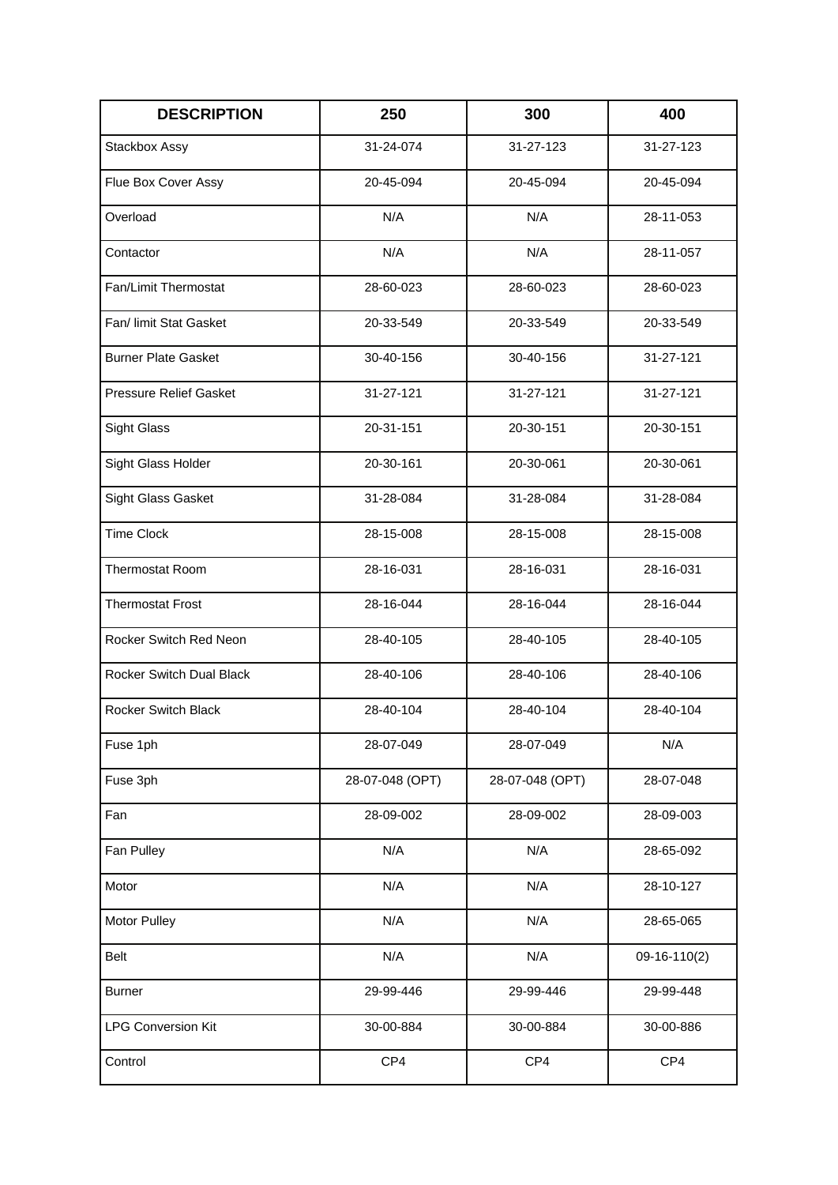| DESCRIPTION | 250 | 300 | 400 |
|---|---|---|---|
| Stackbox Assy | 31-24-074 | 31-27-123 | 31-27-123 |
| Flue Box Cover Assy | 20-45-094 | 20-45-094 | 20-45-094 |
| Overload | N/A | N/A | 28-11-053 |
| Contactor | N/A | N/A | 28-11-057 |
| Fan/Limit Thermostat | 28-60-023 | 28-60-023 | 28-60-023 |
| Fan/ limit Stat Gasket | 20-33-549 | 20-33-549 | 20-33-549 |
| Burner Plate Gasket | 30-40-156 | 30-40-156 | 31-27-121 |
| Pressure Relief Gasket | 31-27-121 | 31-27-121 | 31-27-121 |
| Sight Glass | 20-31-151 | 20-30-151 | 20-30-151 |
| Sight Glass Holder | 20-30-161 | 20-30-061 | 20-30-061 |
| Sight Glass Gasket | 31-28-084 | 31-28-084 | 31-28-084 |
| Time Clock | 28-15-008 | 28-15-008 | 28-15-008 |
| Thermostat Room | 28-16-031 | 28-16-031 | 28-16-031 |
| Thermostat Frost | 28-16-044 | 28-16-044 | 28-16-044 |
| Rocker Switch Red Neon | 28-40-105 | 28-40-105 | 28-40-105 |
| Rocker Switch Dual Black | 28-40-106 | 28-40-106 | 28-40-106 |
| Rocker Switch Black | 28-40-104 | 28-40-104 | 28-40-104 |
| Fuse 1ph | 28-07-049 | 28-07-049 | N/A |
| Fuse 3ph | 28-07-048 (OPT) | 28-07-048 (OPT) | 28-07-048 |
| Fan | 28-09-002 | 28-09-002 | 28-09-003 |
| Fan Pulley | N/A | N/A | 28-65-092 |
| Motor | N/A | N/A | 28-10-127 |
| Motor Pulley | N/A | N/A | 28-65-065 |
| Belt | N/A | N/A | 09-16-110(2) |
| Burner | 29-99-446 | 29-99-446 | 29-99-448 |
| LPG Conversion Kit | 30-00-884 | 30-00-884 | 30-00-886 |
| Control | CP4 | CP4 | CP4 |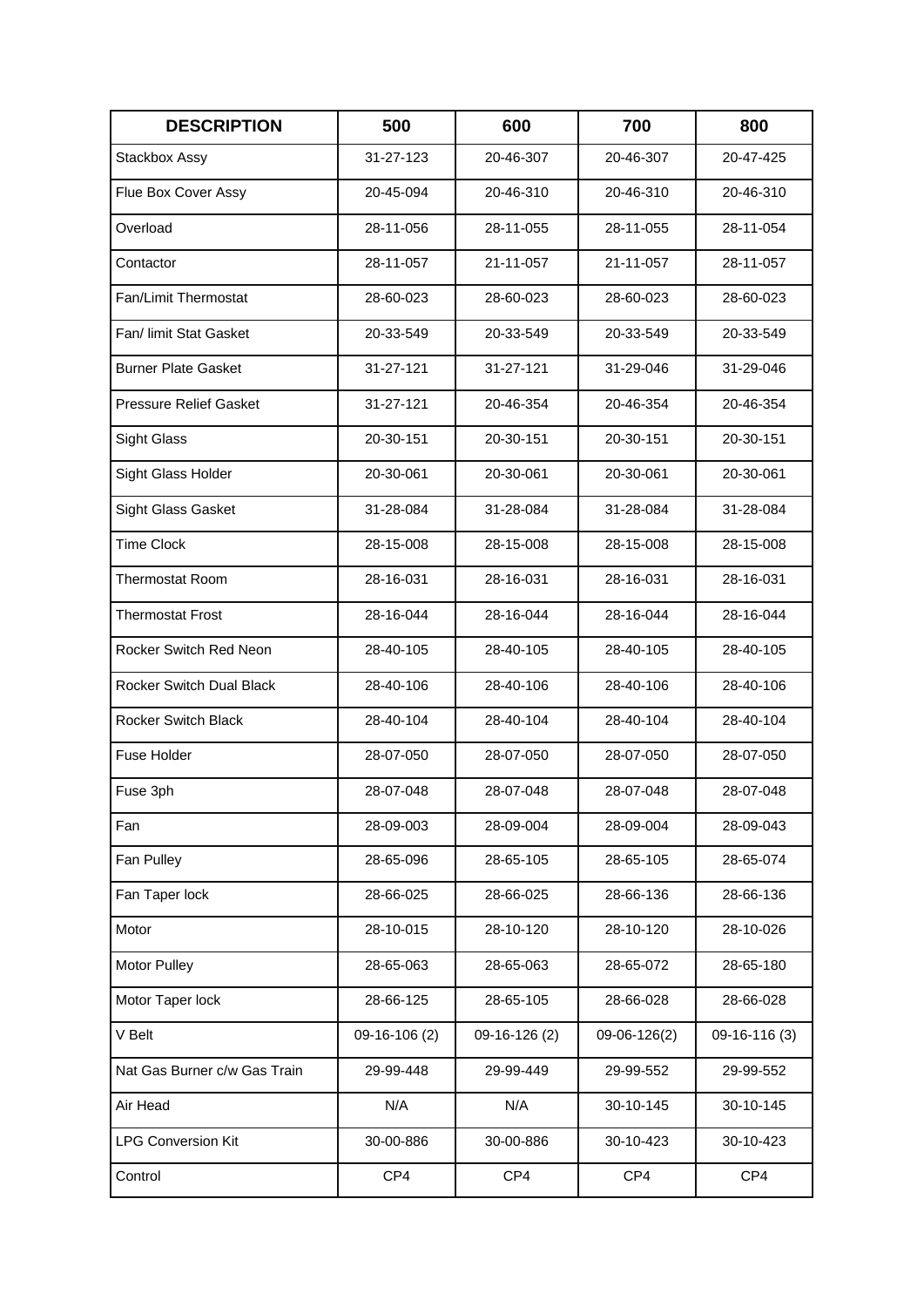| DESCRIPTION | 500 | 600 | 700 | 800 |
|---|---|---|---|---|
| Stackbox Assy | 31-27-123 | 20-46-307 | 20-46-307 | 20-47-425 |
| Flue Box Cover Assy | 20-45-094 | 20-46-310 | 20-46-310 | 20-46-310 |
| Overload | 28-11-056 | 28-11-055 | 28-11-055 | 28-11-054 |
| Contactor | 28-11-057 | 21-11-057 | 21-11-057 | 28-11-057 |
| Fan/Limit Thermostat | 28-60-023 | 28-60-023 | 28-60-023 | 28-60-023 |
| Fan/ limit Stat Gasket | 20-33-549 | 20-33-549 | 20-33-549 | 20-33-549 |
| Burner Plate Gasket | 31-27-121 | 31-27-121 | 31-29-046 | 31-29-046 |
| Pressure Relief Gasket | 31-27-121 | 20-46-354 | 20-46-354 | 20-46-354 |
| Sight Glass | 20-30-151 | 20-30-151 | 20-30-151 | 20-30-151 |
| Sight Glass Holder | 20-30-061 | 20-30-061 | 20-30-061 | 20-30-061 |
| Sight Glass Gasket | 31-28-084 | 31-28-084 | 31-28-084 | 31-28-084 |
| Time Clock | 28-15-008 | 28-15-008 | 28-15-008 | 28-15-008 |
| Thermostat Room | 28-16-031 | 28-16-031 | 28-16-031 | 28-16-031 |
| Thermostat Frost | 28-16-044 | 28-16-044 | 28-16-044 | 28-16-044 |
| Rocker Switch Red Neon | 28-40-105 | 28-40-105 | 28-40-105 | 28-40-105 |
| Rocker Switch Dual Black | 28-40-106 | 28-40-106 | 28-40-106 | 28-40-106 |
| Rocker Switch Black | 28-40-104 | 28-40-104 | 28-40-104 | 28-40-104 |
| Fuse Holder | 28-07-050 | 28-07-050 | 28-07-050 | 28-07-050 |
| Fuse 3ph | 28-07-048 | 28-07-048 | 28-07-048 | 28-07-048 |
| Fan | 28-09-003 | 28-09-004 | 28-09-004 | 28-09-043 |
| Fan Pulley | 28-65-096 | 28-65-105 | 28-65-105 | 28-65-074 |
| Fan Taper lock | 28-66-025 | 28-66-025 | 28-66-136 | 28-66-136 |
| Motor | 28-10-015 | 28-10-120 | 28-10-120 | 28-10-026 |
| Motor Pulley | 28-65-063 | 28-65-063 | 28-65-072 | 28-65-180 |
| Motor Taper lock | 28-66-125 | 28-65-105 | 28-66-028 | 28-66-028 |
| V Belt | 09-16-106 (2) | 09-16-126 (2) | 09-06-126(2) | 09-16-116 (3) |
| Nat Gas Burner c/w Gas Train | 29-99-448 | 29-99-449 | 29-99-552 | 29-99-552 |
| Air Head | N/A | N/A | 30-10-145 | 30-10-145 |
| LPG Conversion Kit | 30-00-886 | 30-00-886 | 30-10-423 | 30-10-423 |
| Control | CP4 | CP4 | CP4 | CP4 |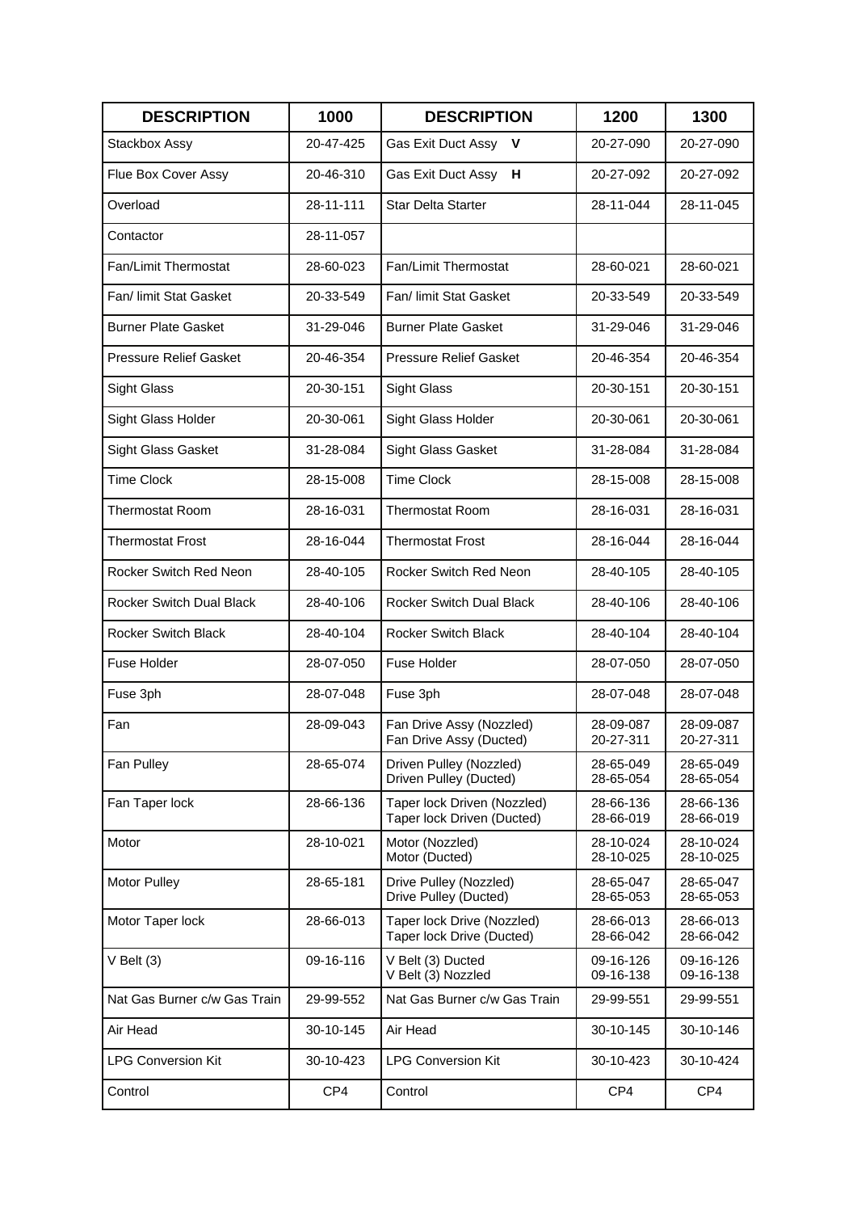| DESCRIPTION | 1000 | DESCRIPTION | 1200 | 1300 |
|---|---|---|---|---|
| Stackbox Assy | 20-47-425 | Gas Exit Duct Assy **V** | 20-27-090 | 20-27-090 |
| Flue Box Cover Assy | 20-46-310 | Gas Exit Duct Assy **H** | 20-27-092 | 20-27-092 |
| Overload | 28-11-111 | Star Delta Starter | 28-11-044 | 28-11-045 |
| Contactor | 28-11-057 | | | |
| Fan/Limit Thermostat | 28-60-023 | Fan/Limit Thermostat | 28-60-021 | 28-60-021 |
| Fan/ limit Stat Gasket | 20-33-549 | Fan/ limit Stat Gasket | 20-33-549 | 20-33-549 |
| Burner Plate Gasket | 31-29-046 | Burner Plate Gasket | 31-29-046 | 31-29-046 |
| Pressure Relief Gasket | 20-46-354 | Pressure Relief Gasket | 20-46-354 | 20-46-354 |
| Sight Glass | 20-30-151 | Sight Glass | 20-30-151 | 20-30-151 |
| Sight Glass Holder | 20-30-061 | Sight Glass Holder | 20-30-061 | 20-30-061 |
| Sight Glass Gasket | 31-28-084 | Sight Glass Gasket | 31-28-084 | 31-28-084 |
| Time Clock | 28-15-008 | Time Clock | 28-15-008 | 28-15-008 |
| Thermostat Room | 28-16-031 | Thermostat Room | 28-16-031 | 28-16-031 |
| Thermostat Frost | 28-16-044 | Thermostat Frost | 28-16-044 | 28-16-044 |
| Rocker Switch Red Neon | 28-40-105 | Rocker Switch Red Neon | 28-40-105 | 28-40-105 |
| Rocker Switch Dual Black | 28-40-106 | Rocker Switch Dual Black | 28-40-106 | 28-40-106 |
| Rocker Switch Black | 28-40-104 | Rocker Switch Black | 28-40-104 | 28-40-104 |
| Fuse Holder | 28-07-050 | Fuse Holder | 28-07-050 | 28-07-050 |
| Fuse 3ph | 28-07-048 | Fuse 3ph | 28-07-048 | 28-07-048 |
| Fan | 28-09-043 | Fan Drive Assy (Nozzled)<br>Fan Drive Assy (Ducted) | 28-09-087<br>20-27-311 | 28-09-087<br>20-27-311 |
| Fan Pulley | 28-65-074 | Driven Pulley (Nozzled)<br>Driven Pulley (Ducted) | 28-65-049<br>28-65-054 | 28-65-049<br>28-65-054 |
| Fan Taper lock | 28-66-136 | Taper lock Driven (Nozzled)<br>Taper lock Driven (Ducted) | 28-66-136<br>28-66-019 | 28-66-136<br>28-66-019 |
| Motor | 28-10-021 | Motor (Nozzled)<br>Motor (Ducted) | 28-10-024<br>28-10-025 | 28-10-024<br>28-10-025 |
| Motor Pulley | 28-65-181 | Drive Pulley (Nozzled)<br>Drive Pulley (Ducted) | 28-65-047<br>28-65-053 | 28-65-047<br>28-65-053 |
| Motor Taper lock | 28-66-013 | Taper lock Drive (Nozzled)<br>Taper lock Drive (Ducted) | 28-66-013<br>28-66-042 | 28-66-013<br>28-66-042 |
| V Belt (3) | 09-16-116 | V Belt (3) Ducted<br>V Belt (3) Nozzled | 09-16-126<br>09-16-138 | 09-16-126<br>09-16-138 |
| Nat Gas Burner c/w Gas Train | 29-99-552 | Nat Gas Burner c/w Gas Train | 29-99-551 | 29-99-551 |
| Air Head | 30-10-145 | Air Head | 30-10-145 | 30-10-146 |
| LPG Conversion Kit | 30-10-423 | LPG Conversion Kit | 30-10-423 | 30-10-424 |
| Control | CP4 | Control | CP4 | CP4 |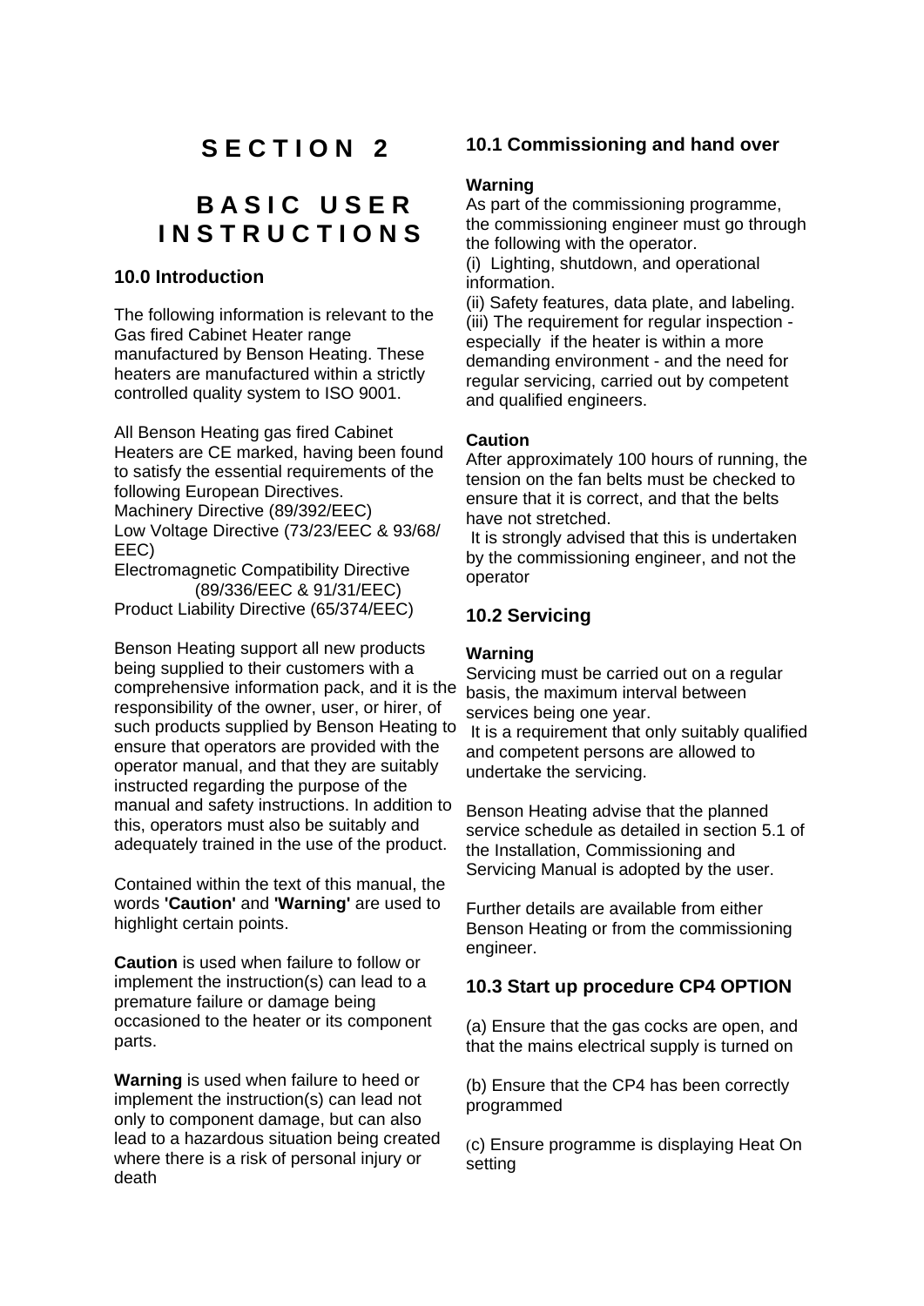# SECTION 2

# BASIC USER INSTRUCTIONS

## 10.0 Introduction

The following information is relevant to the Gas fired Cabinet Heater range manufactured by Benson Heating. These heaters are manufactured within a strictly controlled quality system to ISO 9001.

All Benson Heating gas fired Cabinet Heaters are CE marked, having been found to satisfy the essential requirements of the following European Directives.
Machinery Directive (89/392/EEC)
Low Voltage Directive (73/23/EEC & 93/68/EEC)
Electromagnetic Compatibility Directive (89/336/EEC & 91/31/EEC)
Product Liability Directive (65/374/EEC)

Benson Heating support all new products being supplied to their customers with a comprehensive information pack, and it is the responsibility of the owner, user, or hirer, of such products supplied by Benson Heating to ensure that operators are provided with the operator manual, and that they are suitably instructed regarding the purpose of the manual and safety instructions. In addition to this, operators must also be suitably and adequately trained in the use of the product.

Contained within the text of this manual, the words **'Caution'** and **'Warning'** are used to highlight certain points.

**Caution** is used when failure to follow or implement the instruction(s) can lead to a premature failure or damage being occasioned to the heater or its component parts.

**Warning** is used when failure to heed or implement the instruction(s) can lead not only to component damage, but can also lead to a hazardous situation being created where there is a risk of personal injury or death

## 10.1 Commissioning and hand over

**Warning**
As part of the commissioning programme, the commissioning engineer must go through the following with the operator.
(i) Lighting, shutdown, and operational information.
(ii) Safety features, data plate, and labeling.
(iii) The requirement for regular inspection - especially if the heater is within a more demanding environment - and the need for regular servicing, carried out by competent and qualified engineers.

**Caution**
After approximately 100 hours of running, the tension on the fan belts must be checked to ensure that it is correct, and that the belts have not stretched.
It is strongly advised that this is undertaken by the commissioning engineer, and not the operator

## 10.2 Servicing

**Warning**
Servicing must be carried out on a regular basis, the maximum interval between services being one year.
It is a requirement that only suitably qualified and competent persons are allowed to undertake the servicing.

Benson Heating advise that the planned service schedule as detailed in section 5.1 of the Installation, Commissioning and Servicing Manual is adopted by the user.

Further details are available from either Benson Heating or from the commissioning engineer.

## 10.3 Start up procedure CP4 OPTION

(a) Ensure that the gas cocks are open, and that the mains electrical supply is turned on

(b) Ensure that the CP4 has been correctly programmed

(c) Ensure programme is displaying Heat On setting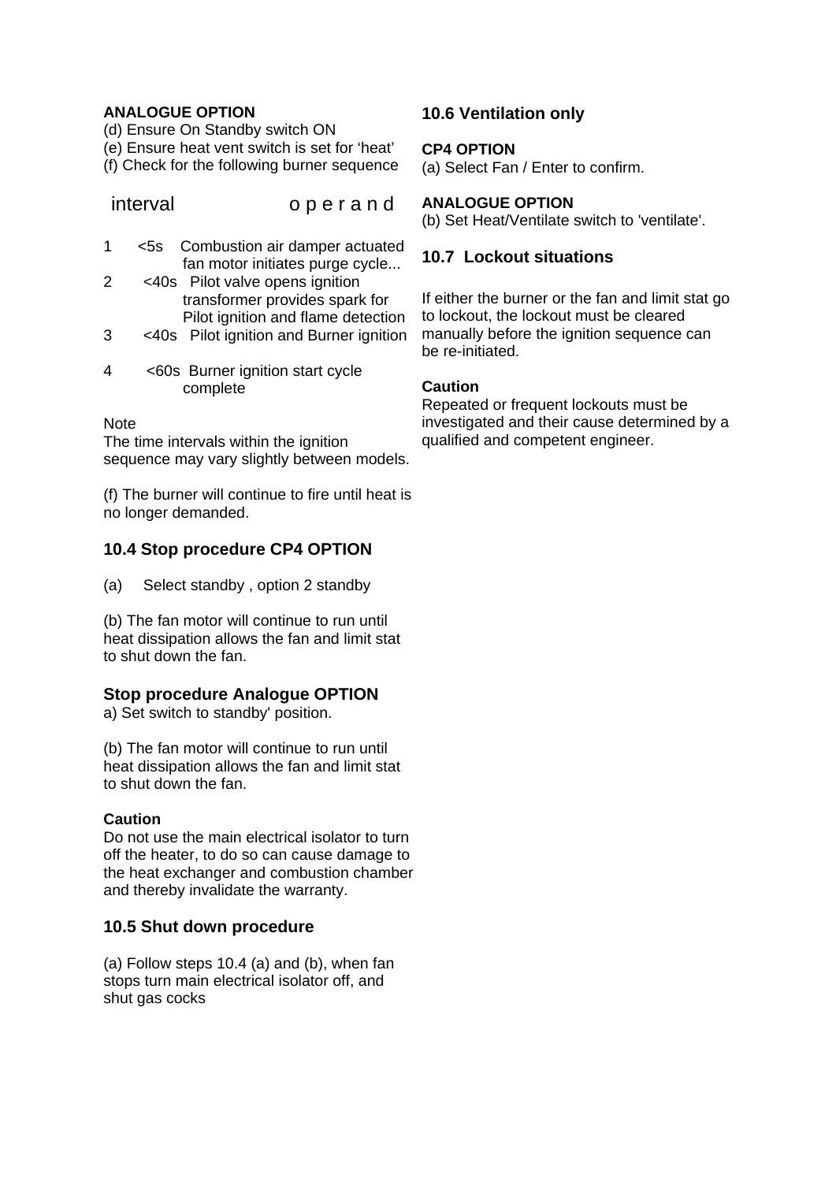**ANALOGUE OPTION**

(d) Ensure On Standby switch ON
(e) Ensure heat vent switch is set for 'heat'
(f) Check for the following burner sequence

| | interval | operand |
|---|---|---|
| 1 | <5s | Combustion air damper actuated fan motor initiates purge cycle... |
| 2 | <40s | Pilot valve opens ignition transformer provides spark for Pilot ignition and flame detection |
| 3 | <40s | Pilot ignition and Burner ignition |
| 4 | <60s | Burner ignition start cycle complete |

Note
The time intervals within the ignition sequence may vary slightly between models.

(f) The burner will continue to fire until heat is no longer demanded.

### 10.4 Stop procedure CP4 OPTION

(a) Select standby , option 2 standby

(b) The fan motor will continue to run until heat dissipation allows the fan and limit stat to shut down the fan.

### Stop procedure Analogue OPTION

a) Set switch to standby' position.

(b) The fan motor will continue to run until heat dissipation allows the fan and limit stat to shut down the fan.

**Caution**
Do not use the main electrical isolator to turn off the heater, to do so can cause damage to the heat exchanger and combustion chamber and thereby invalidate the warranty.

### 10.5 Shut down procedure

(a) Follow steps 10.4 (a) and (b), when fan stops turn main electrical isolator off, and shut gas cocks

### 10.6 Ventilation only

**CP4 OPTION**
(a) Select Fan / Enter to confirm.

**ANALOGUE OPTION**
(b) Set Heat/Ventilate switch to 'ventilate'.

### 10.7 Lockout situations

If either the burner or the fan and limit stat go to lockout, the lockout must be cleared manually before the ignition sequence can be re-initiated.

**Caution**
Repeated or frequent lockouts must be investigated and their cause determined by a qualified and competent engineer.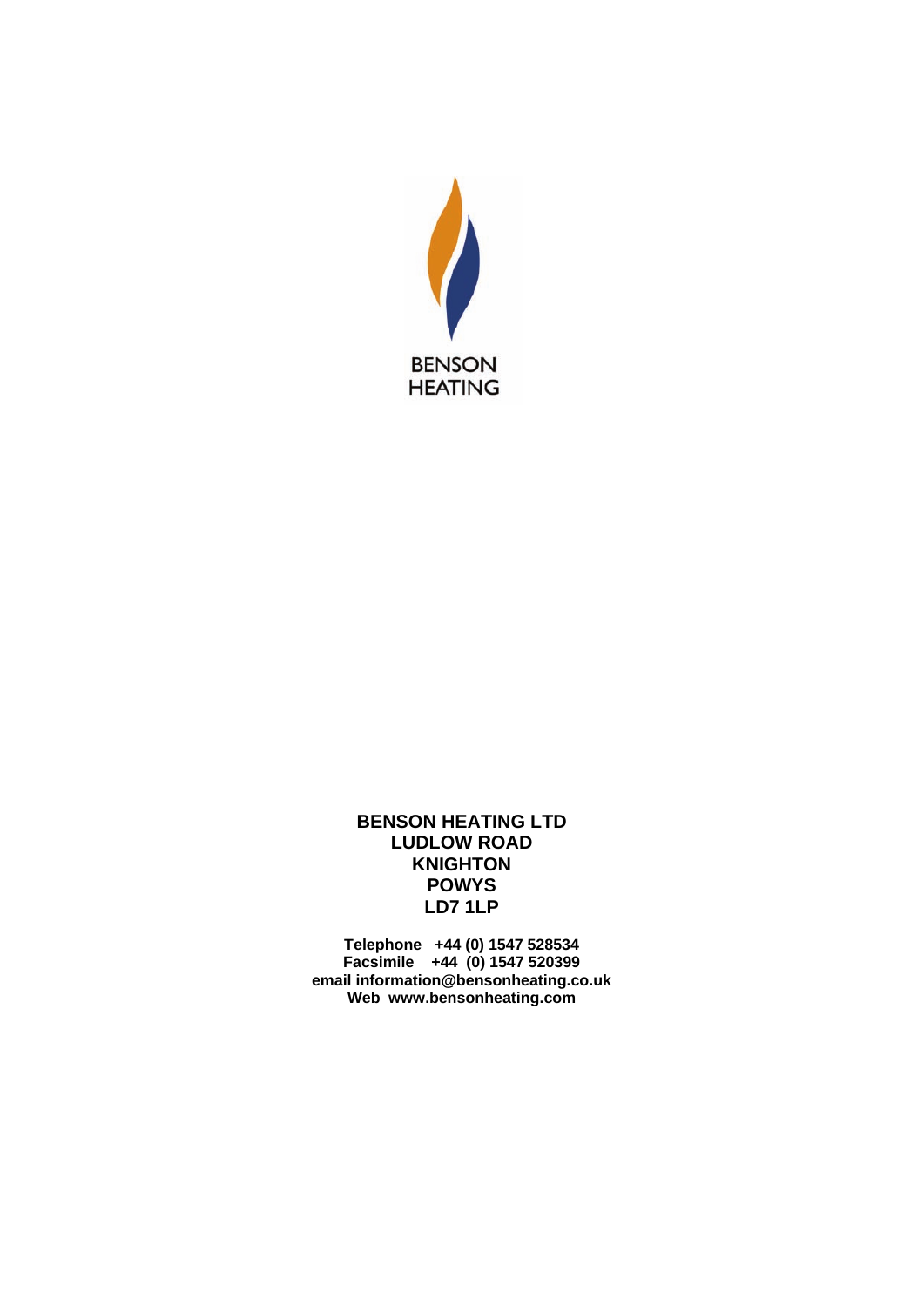BENSON
HEATING

**BENSON HEATING LTD**
**LUDLOW ROAD**
**KNIGHTON**
**POWYS**
**LD7 1LP**

**Telephone +44 (0) 1547 528534**
**Facsimile +44 (0) 1547 520399**
**email information@bensonheating.co.uk**
**Web www.bensonheating.com**